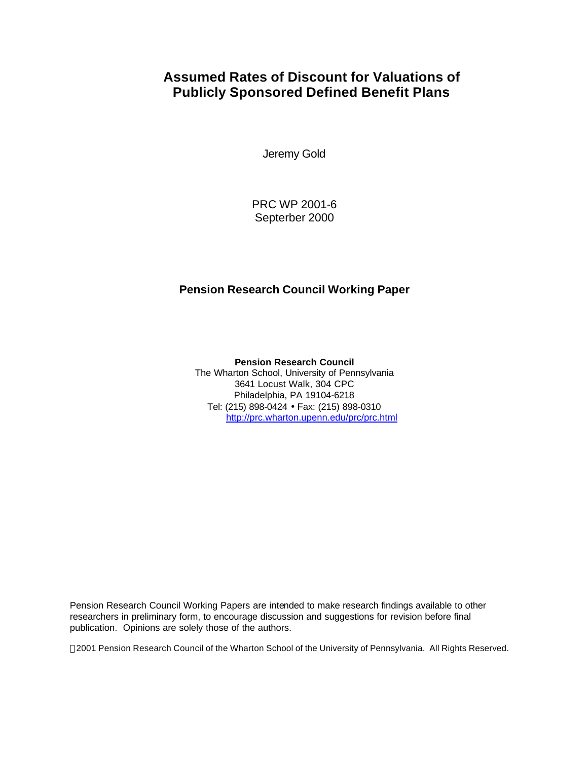# Assumed Rates of Discount for Valuations of Publicly Sponsored Defined Benefit Plans

Jeremy Gold

PRC WP 2001-6
Septerber 2000

**Pension Research Council Working Paper**

**Pension Research Council**
The Wharton School, University of Pennsylvania
3641 Locust Walk, 304 CPC
Philadelphia, PA 19104-6218
Tel: (215) 898-0424 • Fax: (215) 898-0310
http://prc.wharton.upenn.edu/prc/prc.html

Pension Research Council Working Papers are intended to make research findings available to other researchers in preliminary form, to encourage discussion and suggestions for revision before final publication. Opinions are solely those of the authors.

© 2001 Pension Research Council of the Wharton School of the University of Pennsylvania. All Rights Reserved.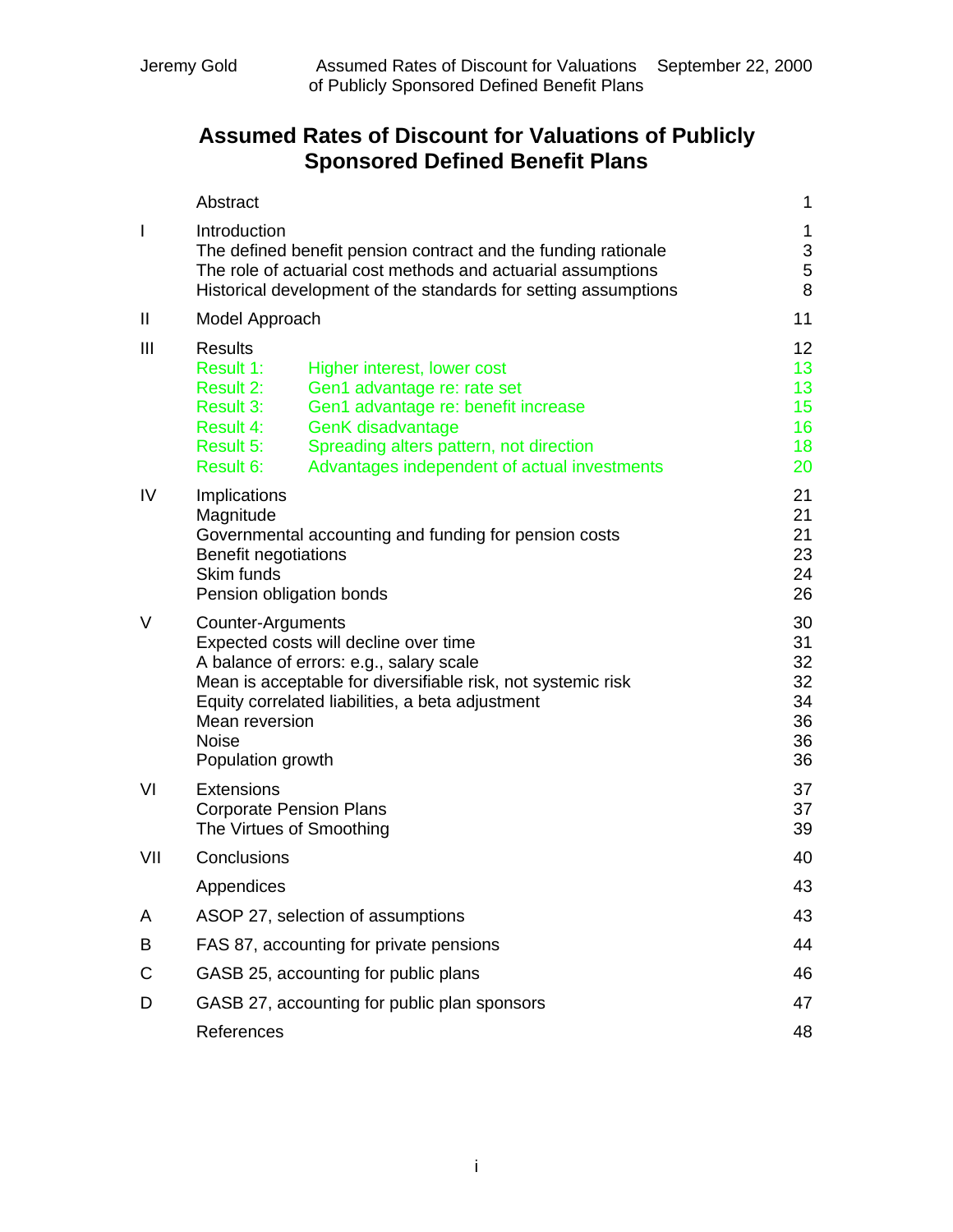# Assumed Rates of Discount for Valuations of Publicly Sponsored Defined Benefit Plans

| | | |
|---|---|---|
| | Abstract | 1 |
| I | Introduction | 1 |
| | The defined benefit pension contract and the funding rationale | 3 |
| | The role of actuarial cost methods and actuarial assumptions | 5 |
| | Historical development of the standards for setting assumptions | 8 |
| II | Model Approach | 11 |
| III | Results | 12 |
| | Result 1: Higher interest, lower cost | 13 |
| | Result 2: Gen1 advantage re: rate set | 13 |
| | Result 3: Gen1 advantage re: benefit increase | 15 |
| | Result 4: GenK disadvantage | 16 |
| | Result 5: Spreading alters pattern, not direction | 18 |
| | Result 6: Advantages independent of actual investments | 20 |
| IV | Implications | 21 |
| | Magnitude | 21 |
| | Governmental accounting and funding for pension costs | 21 |
| | Benefit negotiations | 23 |
| | Skim funds | 24 |
| | Pension obligation bonds | 26 |
| V | Counter-Arguments | 30 |
| | Expected costs will decline over time | 31 |
| | A balance of errors: e.g., salary scale | 32 |
| | Mean is acceptable for diversifiable risk, not systemic risk | 32 |
| | Equity correlated liabilities, a beta adjustment | 34 |
| | Mean reversion | 36 |
| | Noise | 36 |
| | Population growth | 36 |
| VI | Extensions | 37 |
| | Corporate Pension Plans | 37 |
| | The Virtues of Smoothing | 39 |
| VII | Conclusions | 40 |
| | Appendices | 43 |
| A | ASOP 27, selection of assumptions | 43 |
| B | FAS 87, accounting for private pensions | 44 |
| C | GASB 25, accounting for public plans | 46 |
| D | GASB 27, accounting for public plan sponsors | 47 |
| | References | 48 |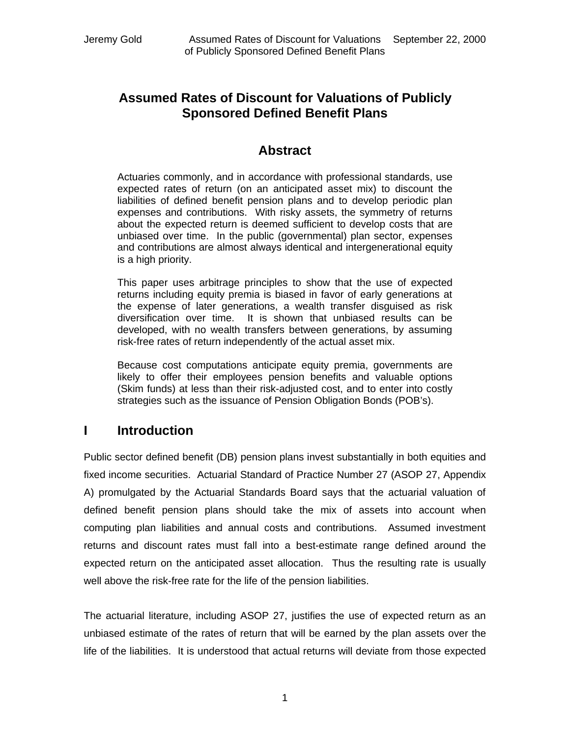# Assumed Rates of Discount for Valuations of Publicly Sponsored Defined Benefit Plans

## Abstract

Actuaries commonly, and in accordance with professional standards, use expected rates of return (on an anticipated asset mix) to discount the liabilities of defined benefit pension plans and to develop periodic plan expenses and contributions. With risky assets, the symmetry of returns about the expected return is deemed sufficient to develop costs that are unbiased over time. In the public (governmental) plan sector, expenses and contributions are almost always identical and intergenerational equity is a high priority.

This paper uses arbitrage principles to show that the use of expected returns including equity premia is biased in favor of early generations at the expense of later generations, a wealth transfer disguised as risk diversification over time. It is shown that unbiased results can be developed, with no wealth transfers between generations, by assuming risk-free rates of return independently of the actual asset mix.

Because cost computations anticipate equity premia, governments are likely to offer their employees pension benefits and valuable options (Skim funds) at less than their risk-adjusted cost, and to enter into costly strategies such as the issuance of Pension Obligation Bonds (POB's).

## I Introduction

Public sector defined benefit (DB) pension plans invest substantially in both equities and fixed income securities. Actuarial Standard of Practice Number 27 (ASOP 27, Appendix A) promulgated by the Actuarial Standards Board says that the actuarial valuation of defined benefit pension plans should take the mix of assets into account when computing plan liabilities and annual costs and contributions. Assumed investment returns and discount rates must fall into a best-estimate range defined around the expected return on the anticipated asset allocation. Thus the resulting rate is usually well above the risk-free rate for the life of the pension liabilities.

The actuarial literature, including ASOP 27, justifies the use of expected return as an unbiased estimate of the rates of return that will be earned by the plan assets over the life of the liabilities. It is understood that actual returns will deviate from those expected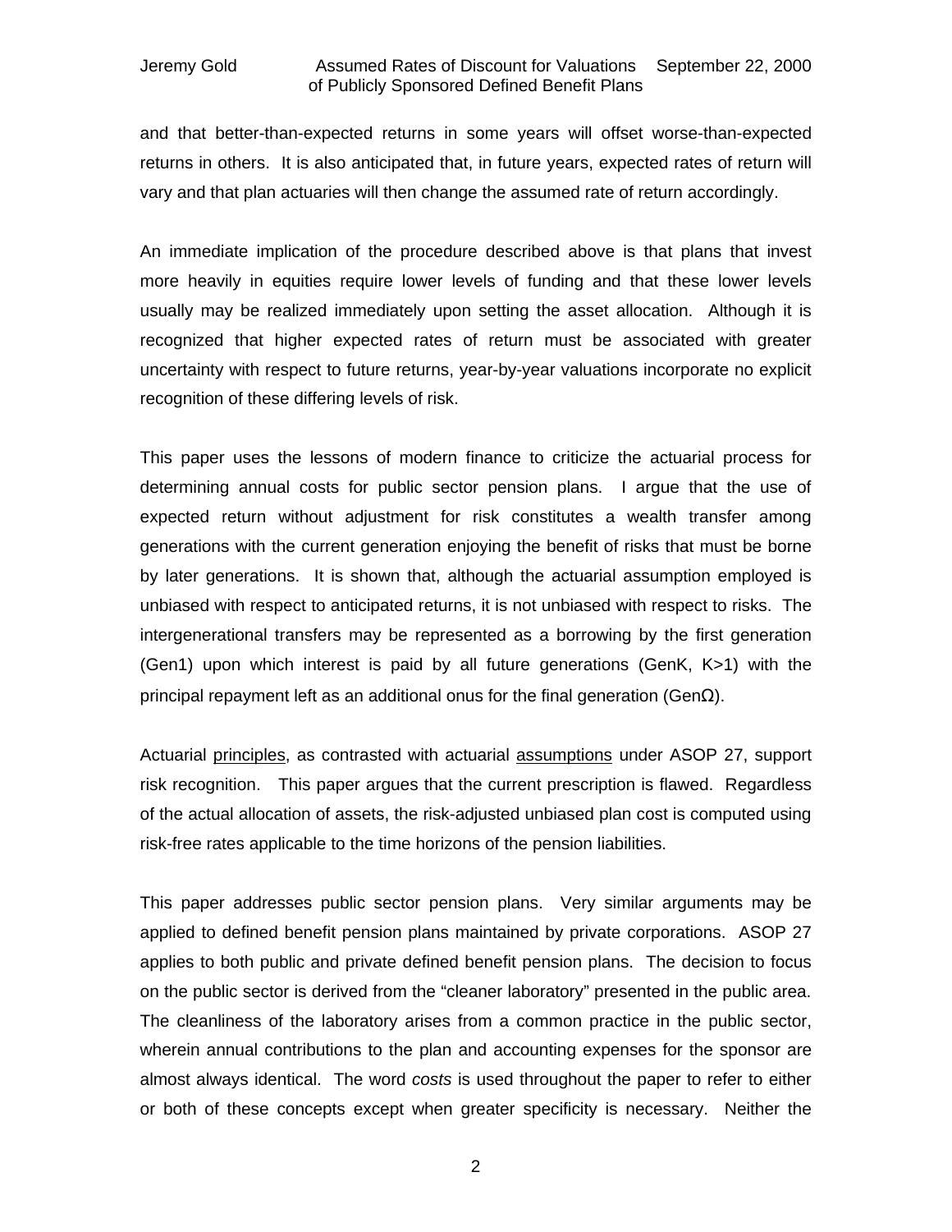and that better-than-expected returns in some years will offset worse-than-expected returns in others. It is also anticipated that, in future years, expected rates of return will vary and that plan actuaries will then change the assumed rate of return accordingly.

An immediate implication of the procedure described above is that plans that invest more heavily in equities require lower levels of funding and that these lower levels usually may be realized immediately upon setting the asset allocation. Although it is recognized that higher expected rates of return must be associated with greater uncertainty with respect to future returns, year-by-year valuations incorporate no explicit recognition of these differing levels of risk.

This paper uses the lessons of modern finance to criticize the actuarial process for determining annual costs for public sector pension plans. I argue that the use of expected return without adjustment for risk constitutes a wealth transfer among generations with the current generation enjoying the benefit of risks that must be borne by later generations. It is shown that, although the actuarial assumption employed is unbiased with respect to anticipated returns, it is not unbiased with respect to risks. The intergenerational transfers may be represented as a borrowing by the first generation (Gen1) upon which interest is paid by all future generations (GenK, K>1) with the principal repayment left as an additional onus for the final generation (GenΩ).

Actuarial <u>principles</u>, as contrasted with actuarial <u>assumptions</u> under ASOP 27, support risk recognition. This paper argues that the current prescription is flawed. Regardless of the actual allocation of assets, the risk-adjusted unbiased plan cost is computed using risk-free rates applicable to the time horizons of the pension liabilities.

This paper addresses public sector pension plans. Very similar arguments may be applied to defined benefit pension plans maintained by private corporations. ASOP 27 applies to both public and private defined benefit pension plans. The decision to focus on the public sector is derived from the "cleaner laboratory" presented in the public area. The cleanliness of the laboratory arises from a common practice in the public sector, wherein annual contributions to the plan and accounting expenses for the sponsor are almost always identical. The word *costs* is used throughout the paper to refer to either or both of these concepts except when greater specificity is necessary. Neither the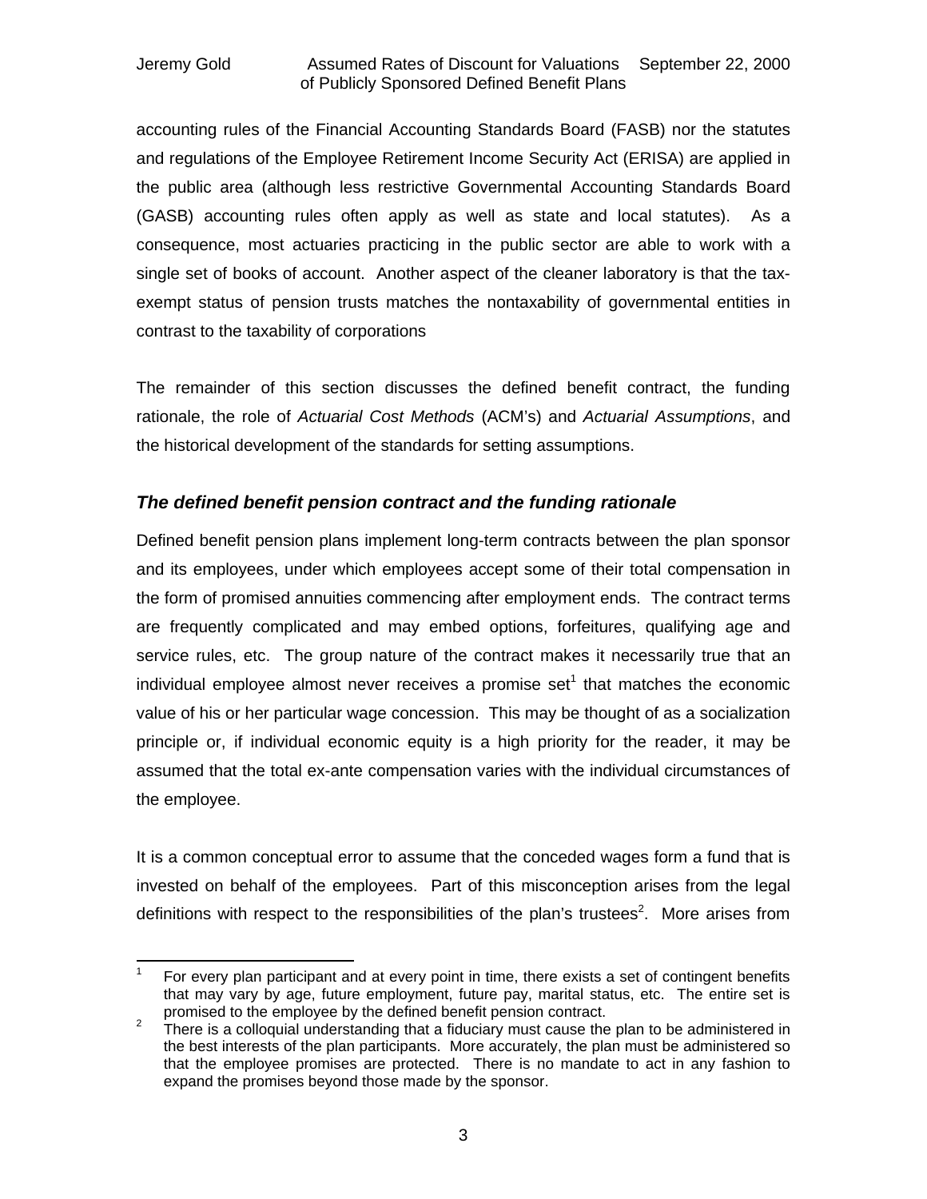accounting rules of the Financial Accounting Standards Board (FASB) nor the statutes and regulations of the Employee Retirement Income Security Act (ERISA) are applied in the public area (although less restrictive Governmental Accounting Standards Board (GASB) accounting rules often apply as well as state and local statutes). As a consequence, most actuaries practicing in the public sector are able to work with a single set of books of account. Another aspect of the cleaner laboratory is that the tax-exempt status of pension trusts matches the nontaxability of governmental entities in contrast to the taxability of corporations

The remainder of this section discusses the defined benefit contract, the funding rationale, the role of *Actuarial Cost Methods* (ACM's) and *Actuarial Assumptions*, and the historical development of the standards for setting assumptions.

### *The defined benefit pension contract and the funding rationale*

Defined benefit pension plans implement long-term contracts between the plan sponsor and its employees, under which employees accept some of their total compensation in the form of promised annuities commencing after employment ends. The contract terms are frequently complicated and may embed options, forfeitures, qualifying age and service rules, etc. The group nature of the contract makes it necessarily true that an individual employee almost never receives a promise set[1] that matches the economic value of his or her particular wage concession. This may be thought of as a socialization principle or, if individual economic equity is a high priority for the reader, it may be assumed that the total ex-ante compensation varies with the individual circumstances of the employee.

It is a common conceptual error to assume that the conceded wages form a fund that is invested on behalf of the employees. Part of this misconception arises from the legal definitions with respect to the responsibilities of the plan's trustees[2]. More arises from

---

[1] For every plan participant and at every point in time, there exists a set of contingent benefits that may vary by age, future employment, future pay, marital status, etc. The entire set is promised to the employee by the defined benefit pension contract.

[2] There is a colloquial understanding that a fiduciary must cause the plan to be administered in the best interests of the plan participants. More accurately, the plan must be administered so that the employee promises are protected. There is no mandate to act in any fashion to expand the promises beyond those made by the sponsor.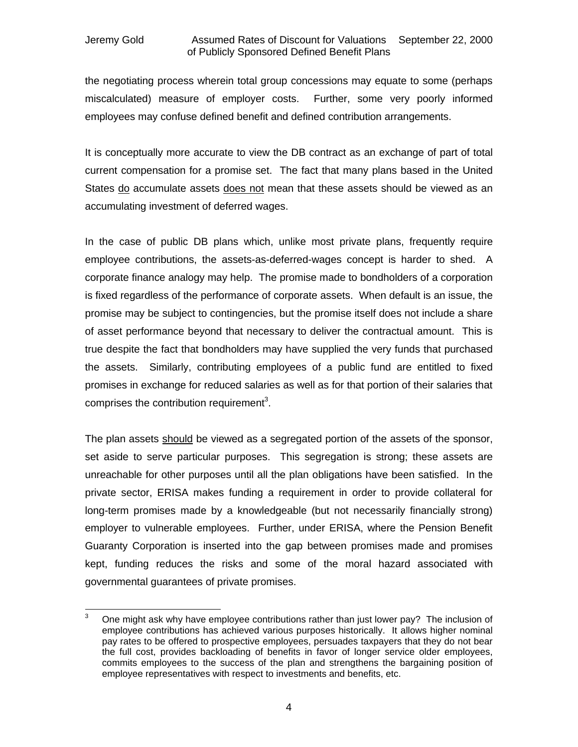the negotiating process wherein total group concessions may equate to some (perhaps miscalculated) measure of employer costs. Further, some very poorly informed employees may confuse defined benefit and defined contribution arrangements.

It is conceptually more accurate to view the DB contract as an exchange of part of total current compensation for a promise set. The fact that many plans based in the United States <u>do</u> accumulate assets <u>does not</u> mean that these assets should be viewed as an accumulating investment of deferred wages.

In the case of public DB plans which, unlike most private plans, frequently require employee contributions, the assets-as-deferred-wages concept is harder to shed. A corporate finance analogy may help. The promise made to bondholders of a corporation is fixed regardless of the performance of corporate assets. When default is an issue, the promise may be subject to contingencies, but the promise itself does not include a share of asset performance beyond that necessary to deliver the contractual amount. This is true despite the fact that bondholders may have supplied the very funds that purchased the assets. Similarly, contributing employees of a public fund are entitled to fixed promises in exchange for reduced salaries as well as for that portion of their salaries that comprises the contribution requirement[3].

The plan assets <u>should</u> be viewed as a segregated portion of the assets of the sponsor, set aside to serve particular purposes. This segregation is strong; these assets are unreachable for other purposes until all the plan obligations have been satisfied. In the private sector, ERISA makes funding a requirement in order to provide collateral for long-term promises made by a knowledgeable (but not necessarily financially strong) employer to vulnerable employees. Further, under ERISA, where the Pension Benefit Guaranty Corporation is inserted into the gap between promises made and promises kept, funding reduces the risks and some of the moral hazard associated with governmental guarantees of private promises.

---

[3] One might ask why have employee contributions rather than just lower pay? The inclusion of employee contributions has achieved various purposes historically. It allows higher nominal pay rates to be offered to prospective employees, persuades taxpayers that they do not bear the full cost, provides backloading of benefits in favor of longer service older employees, commits employees to the success of the plan and strengthens the bargaining position of employee representatives with respect to investments and benefits, etc.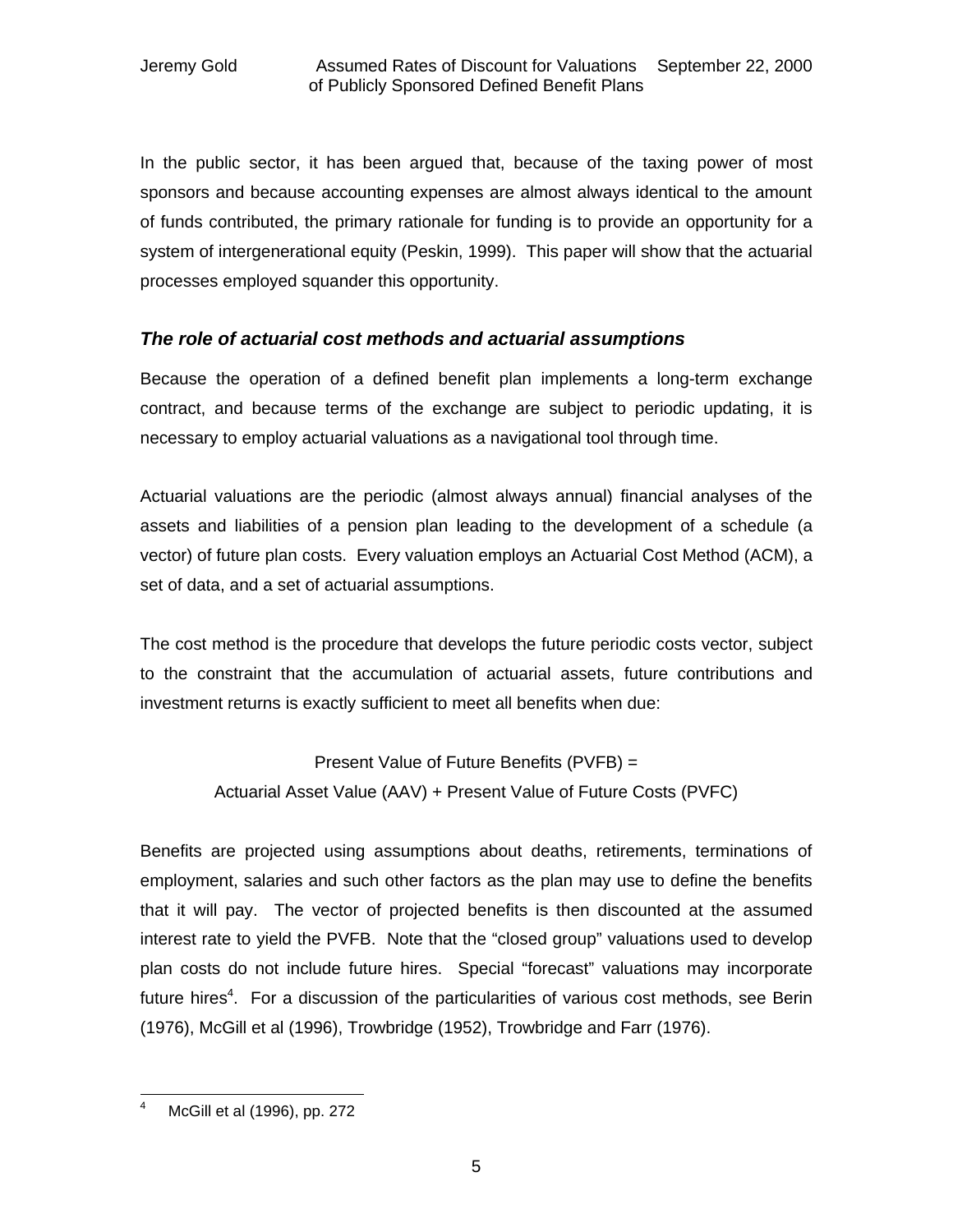In the public sector, it has been argued that, because of the taxing power of most sponsors and because accounting expenses are almost always identical to the amount of funds contributed, the primary rationale for funding is to provide an opportunity for a system of intergenerational equity (Peskin, 1999). This paper will show that the actuarial processes employed squander this opportunity.

### *The role of actuarial cost methods and actuarial assumptions*

Because the operation of a defined benefit plan implements a long-term exchange contract, and because terms of the exchange are subject to periodic updating, it is necessary to employ actuarial valuations as a navigational tool through time.

Actuarial valuations are the periodic (almost always annual) financial analyses of the assets and liabilities of a pension plan leading to the development of a schedule (a vector) of future plan costs. Every valuation employs an Actuarial Cost Method (ACM), a set of data, and a set of actuarial assumptions.

The cost method is the procedure that develops the future periodic costs vector, subject to the constraint that the accumulation of actuarial assets, future contributions and investment returns is exactly sufficient to meet all benefits when due:

Present Value of Future Benefits (PVFB) =
Actuarial Asset Value (AAV) + Present Value of Future Costs (PVFC)

Benefits are projected using assumptions about deaths, retirements, terminations of employment, salaries and such other factors as the plan may use to define the benefits that it will pay. The vector of projected benefits is then discounted at the assumed interest rate to yield the PVFB. Note that the "closed group" valuations used to develop plan costs do not include future hires. Special "forecast" valuations may incorporate future hires[4]. For a discussion of the particularities of various cost methods, see Berin (1976), McGill et al (1996), Trowbridge (1952), Trowbridge and Farr (1976).

---

[4] McGill et al (1996), pp. 272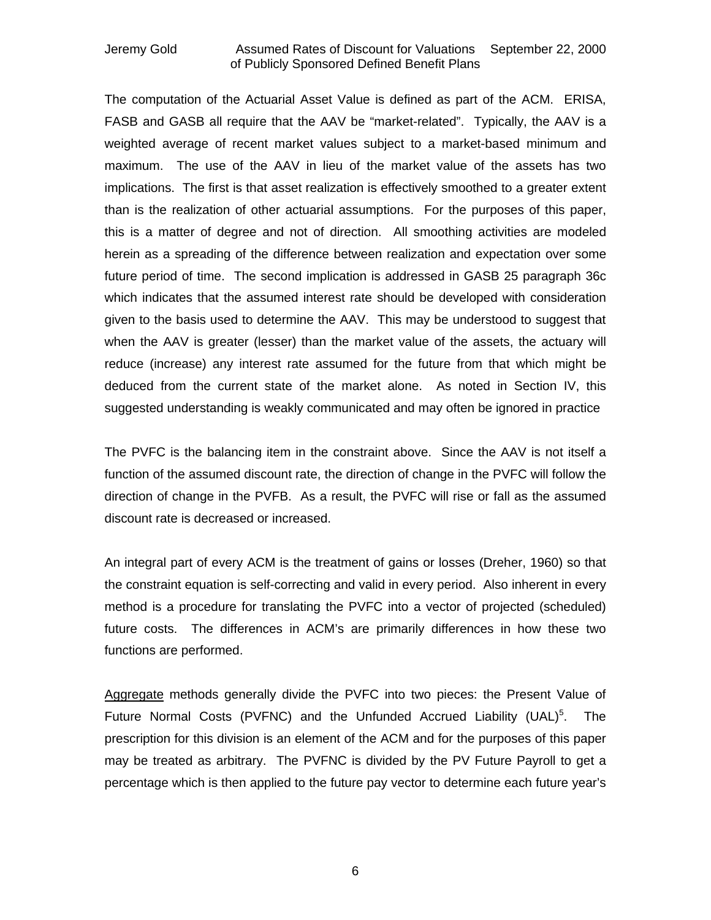The computation of the Actuarial Asset Value is defined as part of the ACM. ERISA, FASB and GASB all require that the AAV be "market-related". Typically, the AAV is a weighted average of recent market values subject to a market-based minimum and maximum. The use of the AAV in lieu of the market value of the assets has two implications. The first is that asset realization is effectively smoothed to a greater extent than is the realization of other actuarial assumptions. For the purposes of this paper, this is a matter of degree and not of direction. All smoothing activities are modeled herein as a spreading of the difference between realization and expectation over some future period of time. The second implication is addressed in GASB 25 paragraph 36c which indicates that the assumed interest rate should be developed with consideration given to the basis used to determine the AAV. This may be understood to suggest that when the AAV is greater (lesser) than the market value of the assets, the actuary will reduce (increase) any interest rate assumed for the future from that which might be deduced from the current state of the market alone. As noted in Section IV, this suggested understanding is weakly communicated and may often be ignored in practice

The PVFC is the balancing item in the constraint above. Since the AAV is not itself a function of the assumed discount rate, the direction of change in the PVFC will follow the direction of change in the PVFB. As a result, the PVFC will rise or fall as the assumed discount rate is decreased or increased.

An integral part of every ACM is the treatment of gains or losses (Dreher, 1960) so that the constraint equation is self-correcting and valid in every period. Also inherent in every method is a procedure for translating the PVFC into a vector of projected (scheduled) future costs. The differences in ACM's are primarily differences in how these two functions are performed.

<u>Aggregate</u> methods generally divide the PVFC into two pieces: the Present Value of Future Normal Costs (PVFNC) and the Unfunded Accrued Liability (UAL)[5]. The prescription for this division is an element of the ACM and for the purposes of this paper may be treated as arbitrary. The PVFNC is divided by the PV Future Payroll to get a percentage which is then applied to the future pay vector to determine each future year's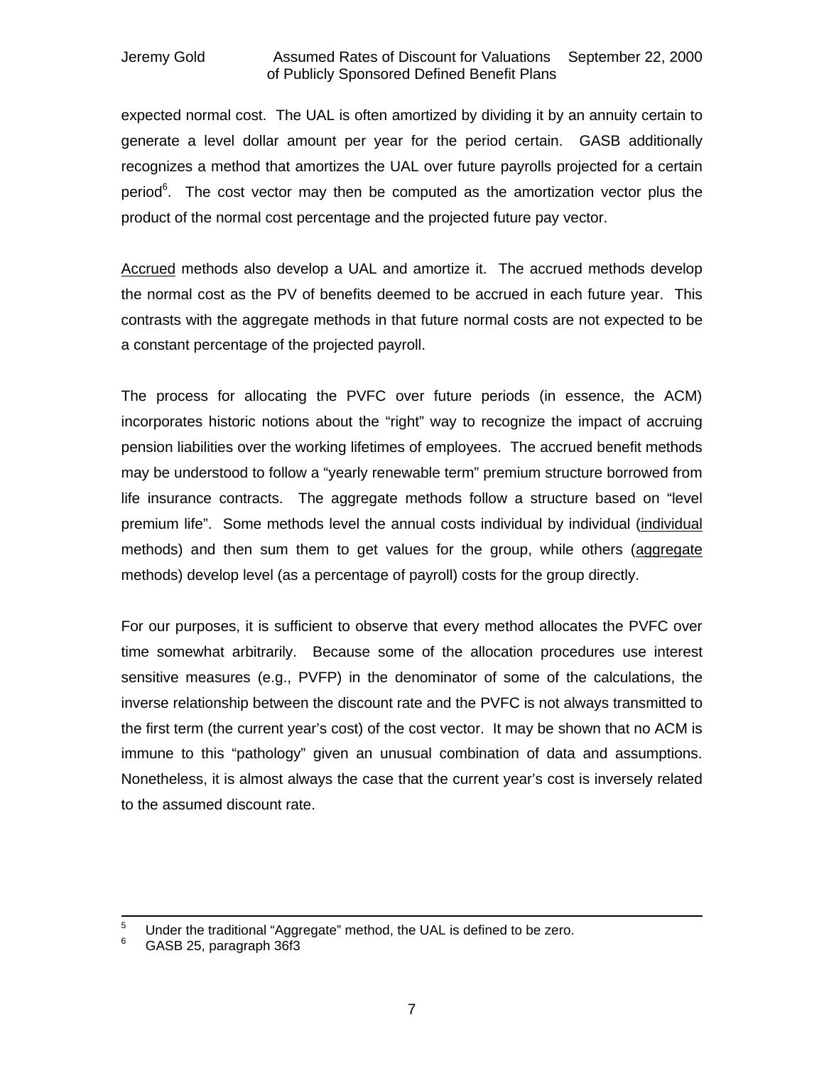expected normal cost. The UAL is often amortized by dividing it by an annuity certain to generate a level dollar amount per year for the period certain. GASB additionally recognizes a method that amortizes the UAL over future payrolls projected for a certain period[6]. The cost vector may then be computed as the amortization vector plus the product of the normal cost percentage and the projected future pay vector.

Accrued methods also develop a UAL and amortize it. The accrued methods develop the normal cost as the PV of benefits deemed to be accrued in each future year. This contrasts with the aggregate methods in that future normal costs are not expected to be a constant percentage of the projected payroll.

The process for allocating the PVFC over future periods (in essence, the ACM) incorporates historic notions about the "right" way to recognize the impact of accruing pension liabilities over the working lifetimes of employees. The accrued benefit methods may be understood to follow a "yearly renewable term" premium structure borrowed from life insurance contracts. The aggregate methods follow a structure based on "level premium life". Some methods level the annual costs individual by individual (individual methods) and then sum them to get values for the group, while others (aggregate methods) develop level (as a percentage of payroll) costs for the group directly.

For our purposes, it is sufficient to observe that every method allocates the PVFC over time somewhat arbitrarily. Because some of the allocation procedures use interest sensitive measures (e.g., PVFP) in the denominator of some of the calculations, the inverse relationship between the discount rate and the PVFC is not always transmitted to the first term (the current year's cost) of the cost vector. It may be shown that no ACM is immune to this "pathology" given an unusual combination of data and assumptions. Nonetheless, it is almost always the case that the current year's cost is inversely related to the assumed discount rate.

---

[5] Under the traditional "Aggregate" method, the UAL is defined to be zero.

[6] GASB 25, paragraph 36f3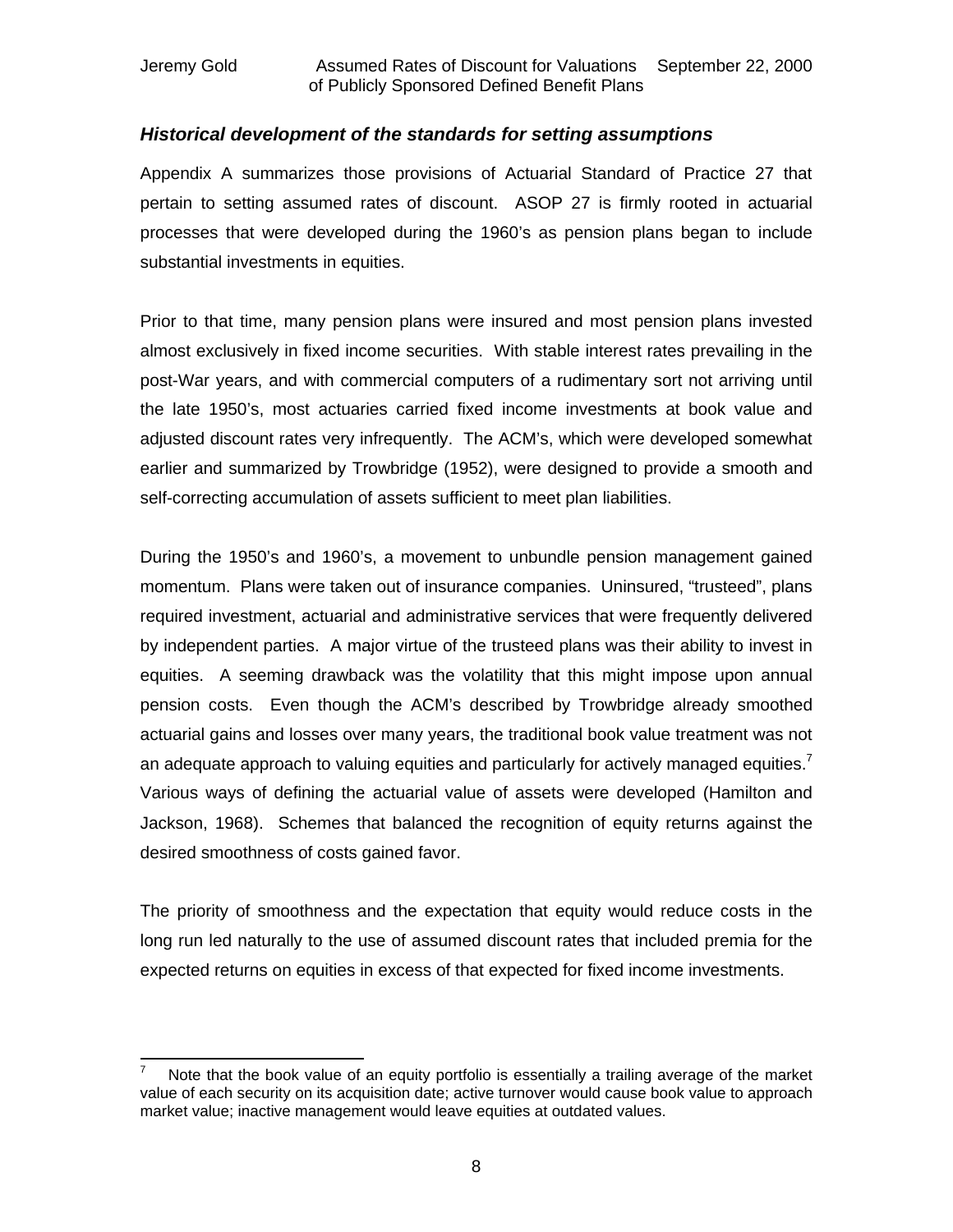### *Historical development of the standards for setting assumptions*

Appendix A summarizes those provisions of Actuarial Standard of Practice 27 that pertain to setting assumed rates of discount. ASOP 27 is firmly rooted in actuarial processes that were developed during the 1960's as pension plans began to include substantial investments in equities.

Prior to that time, many pension plans were insured and most pension plans invested almost exclusively in fixed income securities. With stable interest rates prevailing in the post-War years, and with commercial computers of a rudimentary sort not arriving until the late 1950's, most actuaries carried fixed income investments at book value and adjusted discount rates very infrequently. The ACM's, which were developed somewhat earlier and summarized by Trowbridge (1952), were designed to provide a smooth and self-correcting accumulation of assets sufficient to meet plan liabilities.

During the 1950's and 1960's, a movement to unbundle pension management gained momentum. Plans were taken out of insurance companies. Uninsured, "trusteed", plans required investment, actuarial and administrative services that were frequently delivered by independent parties. A major virtue of the trusteed plans was their ability to invest in equities. A seeming drawback was the volatility that this might impose upon annual pension costs. Even though the ACM's described by Trowbridge already smoothed actuarial gains and losses over many years, the traditional book value treatment was not an adequate approach to valuing equities and particularly for actively managed equities.[7] Various ways of defining the actuarial value of assets were developed (Hamilton and Jackson, 1968). Schemes that balanced the recognition of equity returns against the desired smoothness of costs gained favor.

The priority of smoothness and the expectation that equity would reduce costs in the long run led naturally to the use of assumed discount rates that included premia for the expected returns on equities in excess of that expected for fixed income investments.

---

[7] Note that the book value of an equity portfolio is essentially a trailing average of the market value of each security on its acquisition date; active turnover would cause book value to approach market value; inactive management would leave equities at outdated values.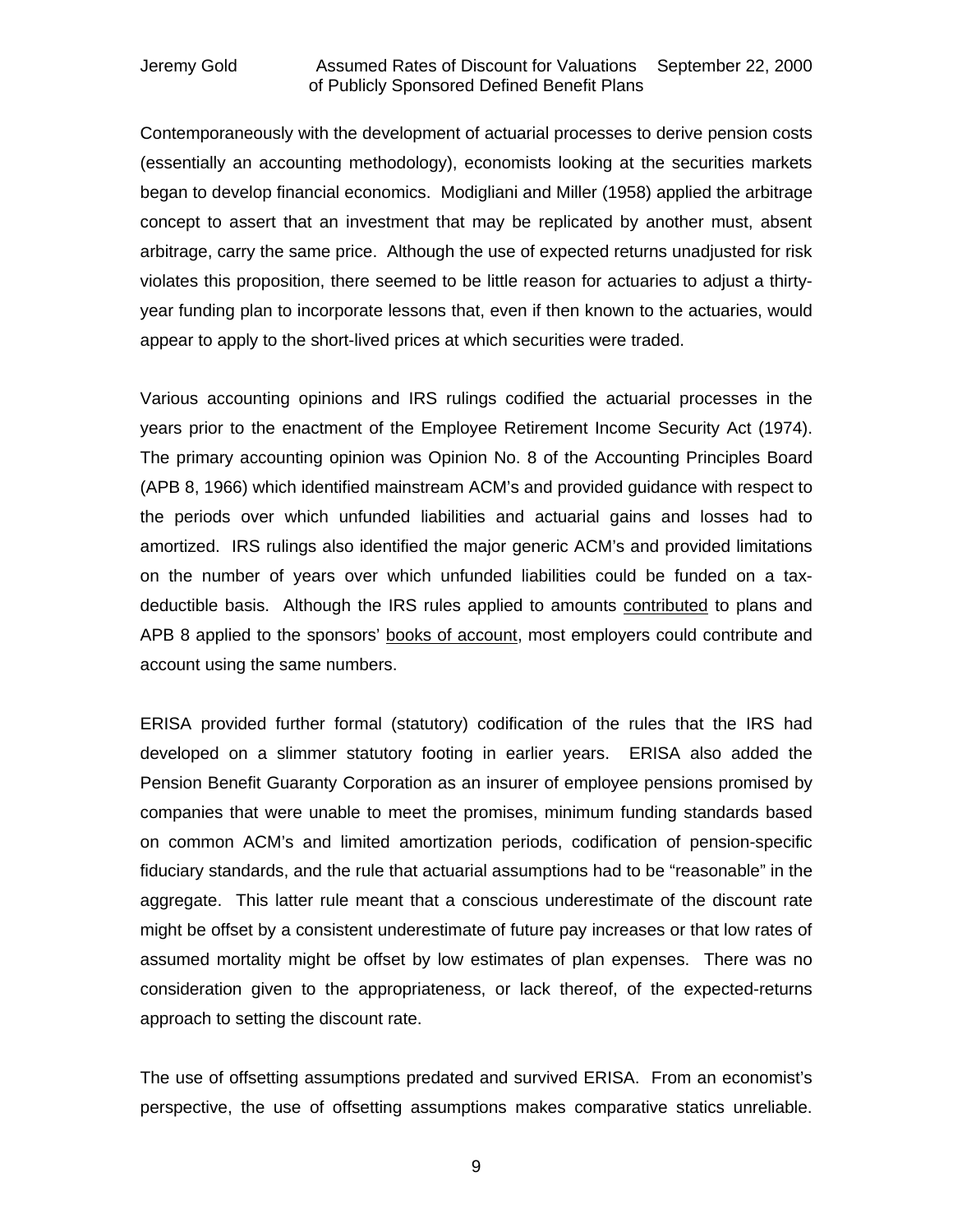Contemporaneously with the development of actuarial processes to derive pension costs (essentially an accounting methodology), economists looking at the securities markets began to develop financial economics. Modigliani and Miller (1958) applied the arbitrage concept to assert that an investment that may be replicated by another must, absent arbitrage, carry the same price. Although the use of expected returns unadjusted for risk violates this proposition, there seemed to be little reason for actuaries to adjust a thirty-year funding plan to incorporate lessons that, even if then known to the actuaries, would appear to apply to the short-lived prices at which securities were traded.

Various accounting opinions and IRS rulings codified the actuarial processes in the years prior to the enactment of the Employee Retirement Income Security Act (1974). The primary accounting opinion was Opinion No. 8 of the Accounting Principles Board (APB 8, 1966) which identified mainstream ACM's and provided guidance with respect to the periods over which unfunded liabilities and actuarial gains and losses had to amortized. IRS rulings also identified the major generic ACM's and provided limitations on the number of years over which unfunded liabilities could be funded on a tax-deductible basis. Although the IRS rules applied to amounts <u>contributed</u> to plans and APB 8 applied to the sponsors' <u>books of account</u>, most employers could contribute and account using the same numbers.

ERISA provided further formal (statutory) codification of the rules that the IRS had developed on a slimmer statutory footing in earlier years. ERISA also added the Pension Benefit Guaranty Corporation as an insurer of employee pensions promised by companies that were unable to meet the promises, minimum funding standards based on common ACM's and limited amortization periods, codification of pension-specific fiduciary standards, and the rule that actuarial assumptions had to be "reasonable" in the aggregate. This latter rule meant that a conscious underestimate of the discount rate might be offset by a consistent underestimate of future pay increases or that low rates of assumed mortality might be offset by low estimates of plan expenses. There was no consideration given to the appropriateness, or lack thereof, of the expected-returns approach to setting the discount rate.

The use of offsetting assumptions predated and survived ERISA. From an economist's perspective, the use of offsetting assumptions makes comparative statics unreliable.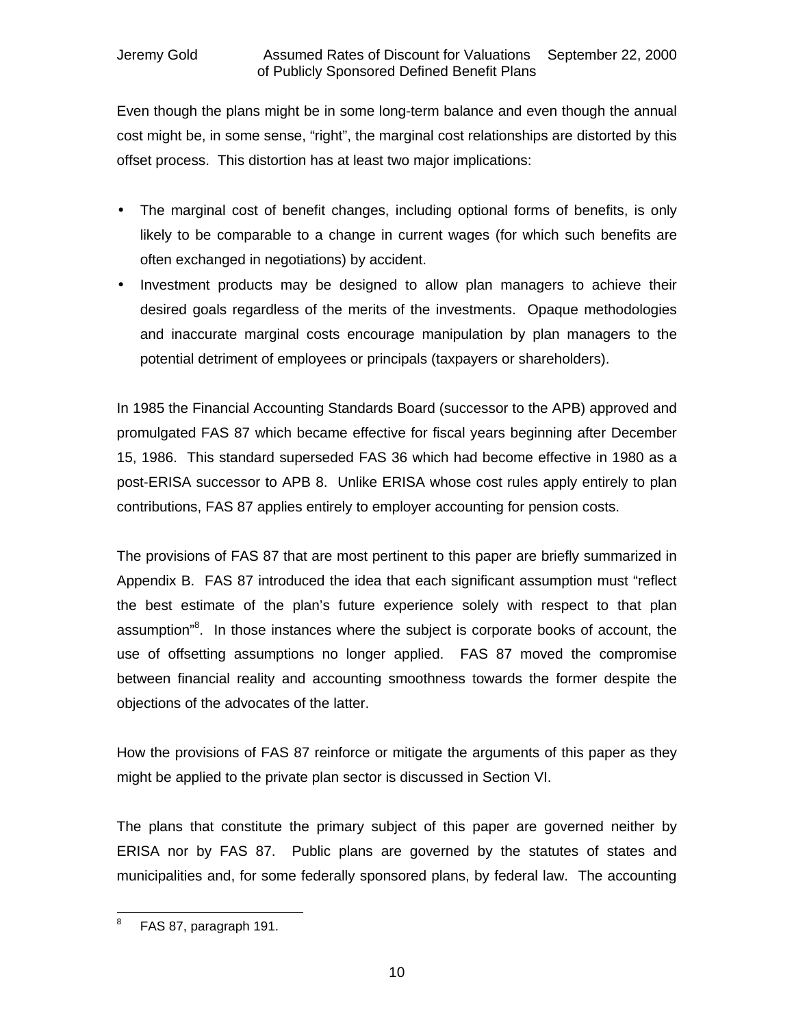Even though the plans might be in some long-term balance and even though the annual cost might be, in some sense, “right”, the marginal cost relationships are distorted by this offset process. This distortion has at least two major implications:

- The marginal cost of benefit changes, including optional forms of benefits, is only likely to be comparable to a change in current wages (for which such benefits are often exchanged in negotiations) by accident.
- Investment products may be designed to allow plan managers to achieve their desired goals regardless of the merits of the investments. Opaque methodologies and inaccurate marginal costs encourage manipulation by plan managers to the potential detriment of employees or principals (taxpayers or shareholders).

In 1985 the Financial Accounting Standards Board (successor to the APB) approved and promulgated FAS 87 which became effective for fiscal years beginning after December 15, 1986. This standard superseded FAS 36 which had become effective in 1980 as a post-ERISA successor to APB 8. Unlike ERISA whose cost rules apply entirely to plan contributions, FAS 87 applies entirely to employer accounting for pension costs.

The provisions of FAS 87 that are most pertinent to this paper are briefly summarized in Appendix B. FAS 87 introduced the idea that each significant assumption must “reflect the best estimate of the plan’s future experience solely with respect to that plan assumption”[8]. In those instances where the subject is corporate books of account, the use of offsetting assumptions no longer applied. FAS 87 moved the compromise between financial reality and accounting smoothness towards the former despite the objections of the advocates of the latter.

How the provisions of FAS 87 reinforce or mitigate the arguments of this paper as they might be applied to the private plan sector is discussed in Section VI.

The plans that constitute the primary subject of this paper are governed neither by ERISA nor by FAS 87. Public plans are governed by the statutes of states and municipalities and, for some federally sponsored plans, by federal law. The accounting

[8] FAS 87, paragraph 191.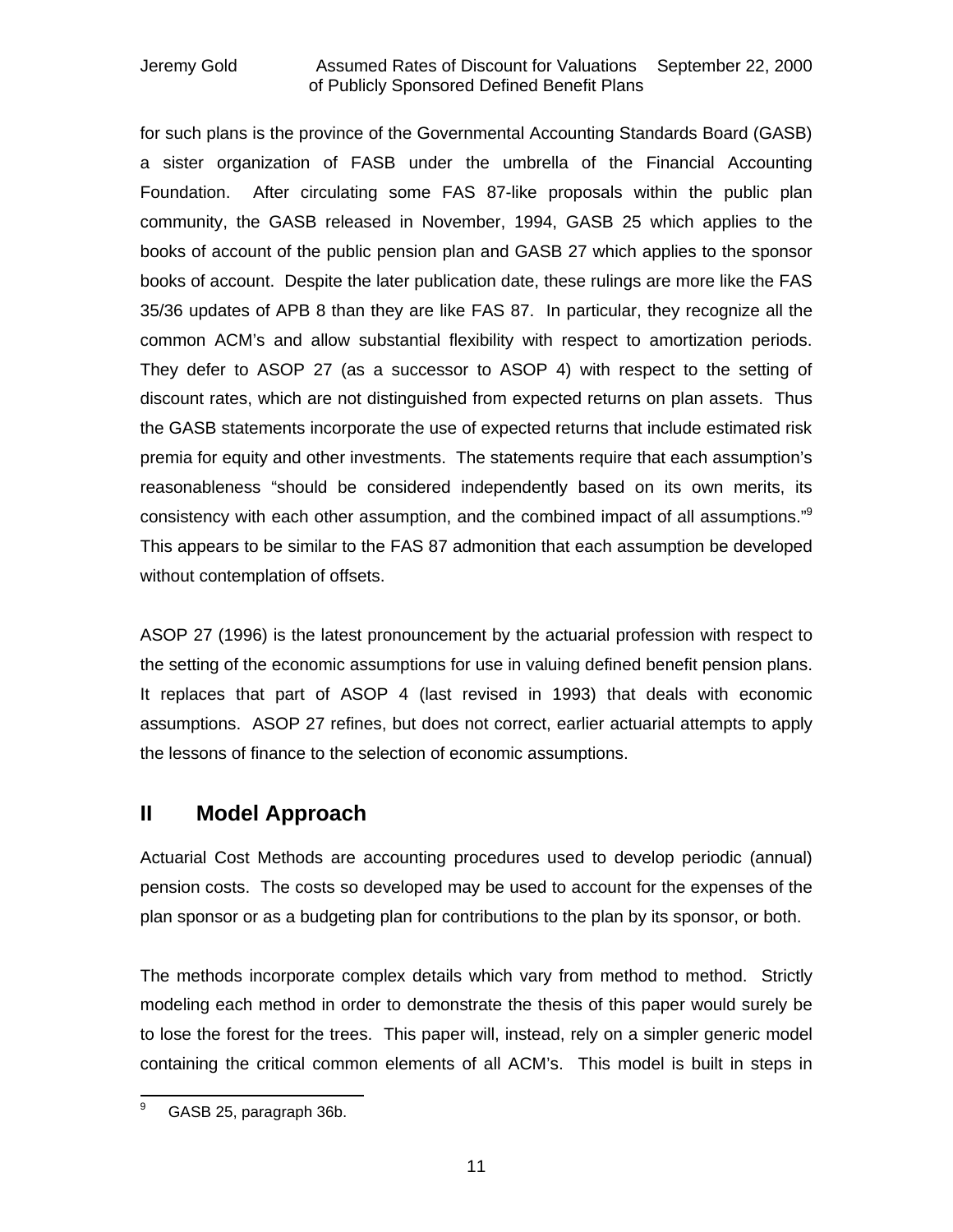for such plans is the province of the Governmental Accounting Standards Board (GASB) a sister organization of FASB under the umbrella of the Financial Accounting Foundation. After circulating some FAS 87-like proposals within the public plan community, the GASB released in November, 1994, GASB 25 which applies to the books of account of the public pension plan and GASB 27 which applies to the sponsor books of account. Despite the later publication date, these rulings are more like the FAS 35/36 updates of APB 8 than they are like FAS 87. In particular, they recognize all the common ACM's and allow substantial flexibility with respect to amortization periods. They defer to ASOP 27 (as a successor to ASOP 4) with respect to the setting of discount rates, which are not distinguished from expected returns on plan assets. Thus the GASB statements incorporate the use of expected returns that include estimated risk premia for equity and other investments. The statements require that each assumption's reasonableness "should be considered independently based on its own merits, its consistency with each other assumption, and the combined impact of all assumptions."[9] This appears to be similar to the FAS 87 admonition that each assumption be developed without contemplation of offsets.

ASOP 27 (1996) is the latest pronouncement by the actuarial profession with respect to the setting of the economic assumptions for use in valuing defined benefit pension plans. It replaces that part of ASOP 4 (last revised in 1993) that deals with economic assumptions. ASOP 27 refines, but does not correct, earlier actuarial attempts to apply the lessons of finance to the selection of economic assumptions.

## II Model Approach

Actuarial Cost Methods are accounting procedures used to develop periodic (annual) pension costs. The costs so developed may be used to account for the expenses of the plan sponsor or as a budgeting plan for contributions to the plan by its sponsor, or both.

The methods incorporate complex details which vary from method to method. Strictly modeling each method in order to demonstrate the thesis of this paper would surely be to lose the forest for the trees. This paper will, instead, rely on a simpler generic model containing the critical common elements of all ACM's. This model is built in steps in

[9] GASB 25, paragraph 36b.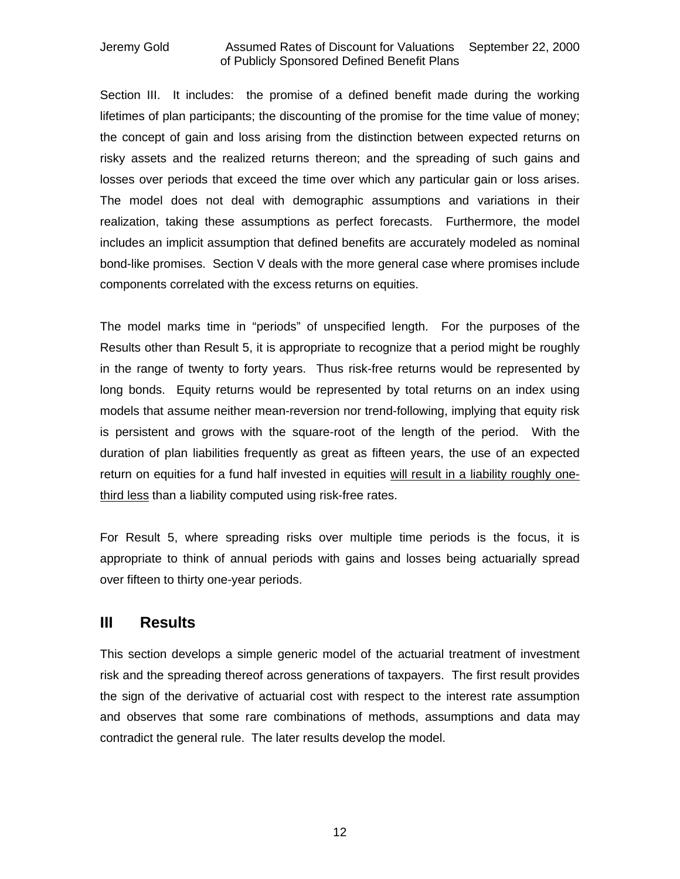Section III. It includes: the promise of a defined benefit made during the working lifetimes of plan participants; the discounting of the promise for the time value of money; the concept of gain and loss arising from the distinction between expected returns on risky assets and the realized returns thereon; and the spreading of such gains and losses over periods that exceed the time over which any particular gain or loss arises. The model does not deal with demographic assumptions and variations in their realization, taking these assumptions as perfect forecasts. Furthermore, the model includes an implicit assumption that defined benefits are accurately modeled as nominal bond-like promises. Section V deals with the more general case where promises include components correlated with the excess returns on equities.

The model marks time in "periods" of unspecified length. For the purposes of the Results other than Result 5, it is appropriate to recognize that a period might be roughly in the range of twenty to forty years. Thus risk-free returns would be represented by long bonds. Equity returns would be represented by total returns on an index using models that assume neither mean-reversion nor trend-following, implying that equity risk is persistent and grows with the square-root of the length of the period. With the duration of plan liabilities frequently as great as fifteen years, the use of an expected return on equities for a fund half invested in equities <u>will result in a liability roughly one-third less</u> than a liability computed using risk-free rates.

For Result 5, where spreading risks over multiple time periods is the focus, it is appropriate to think of annual periods with gains and losses being actuarially spread over fifteen to thirty one-year periods.

## III Results

This section develops a simple generic model of the actuarial treatment of investment risk and the spreading thereof across generations of taxpayers. The first result provides the sign of the derivative of actuarial cost with respect to the interest rate assumption and observes that some rare combinations of methods, assumptions and data may contradict the general rule. The later results develop the model.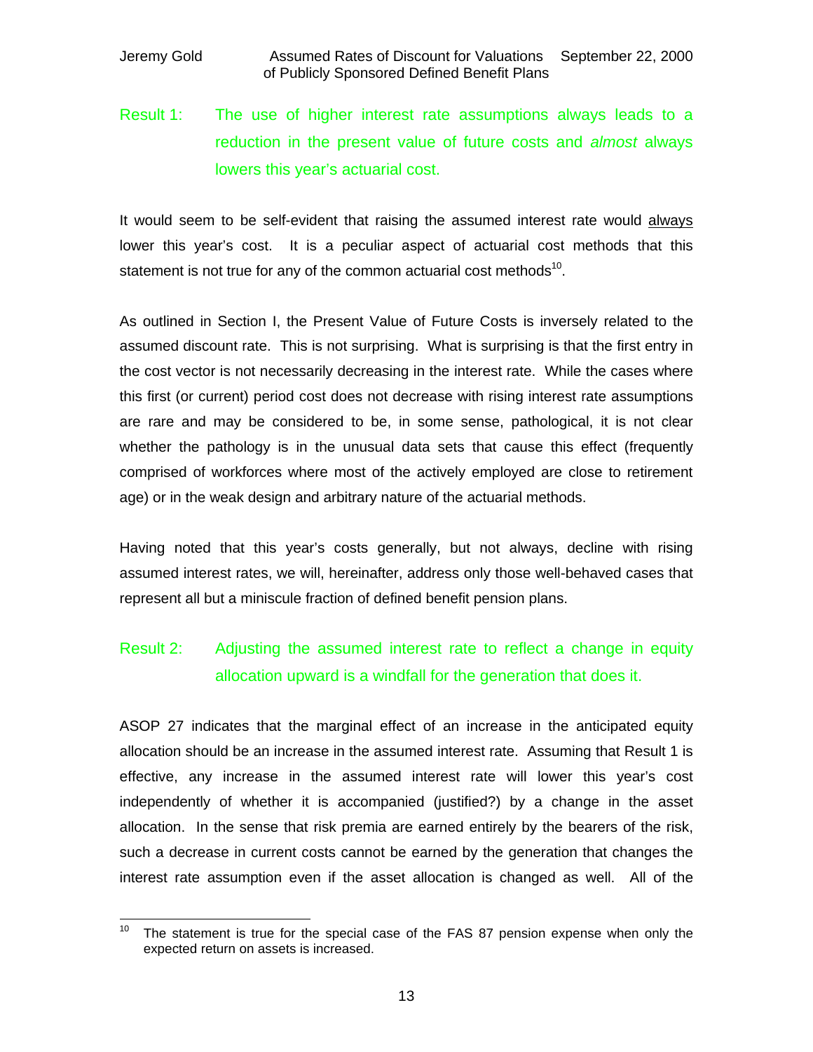**Result 1: The use of higher interest rate assumptions always leads to a reduction in the present value of future costs and *almost* always lowers this year's actuarial cost.**

It would seem to be self-evident that raising the assumed interest rate would always lower this year's cost. It is a peculiar aspect of actuarial cost methods that this statement is not true for any of the common actuarial cost methods[10].

As outlined in Section I, the Present Value of Future Costs is inversely related to the assumed discount rate. This is not surprising. What is surprising is that the first entry in the cost vector is not necessarily decreasing in the interest rate. While the cases where this first (or current) period cost does not decrease with rising interest rate assumptions are rare and may be considered to be, in some sense, pathological, it is not clear whether the pathology is in the unusual data sets that cause this effect (frequently comprised of workforces where most of the actively employed are close to retirement age) or in the weak design and arbitrary nature of the actuarial methods.

Having noted that this year's costs generally, but not always, decline with rising assumed interest rates, we will, hereinafter, address only those well-behaved cases that represent all but a miniscule fraction of defined benefit pension plans.

**Result 2: Adjusting the assumed interest rate to reflect a change in equity allocation upward is a windfall for the generation that does it.**

ASOP 27 indicates that the marginal effect of an increase in the anticipated equity allocation should be an increase in the assumed interest rate. Assuming that Result 1 is effective, any increase in the assumed interest rate will lower this year's cost independently of whether it is accompanied (justified?) by a change in the asset allocation. In the sense that risk premia are earned entirely by the bearers of the risk, such a decrease in current costs cannot be earned by the generation that changes the interest rate assumption even if the asset allocation is changed as well. All of the

[10] The statement is true for the special case of the FAS 87 pension expense when only the expected return on assets is increased.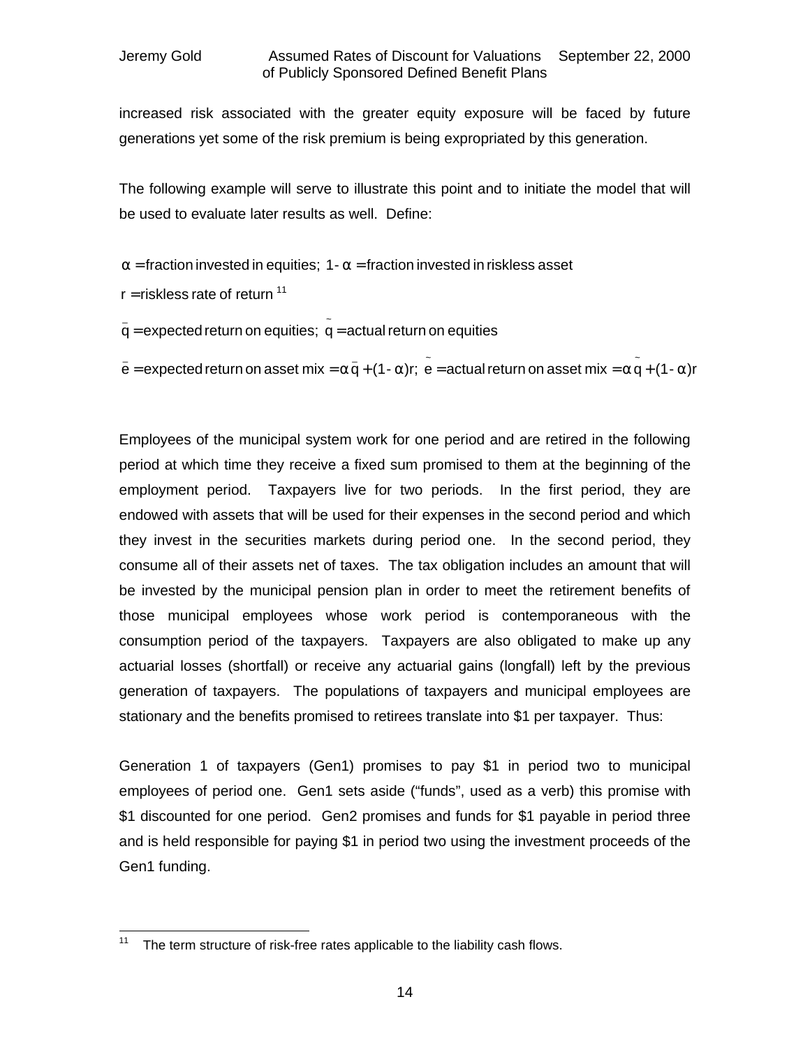increased risk associated with the greater equity exposure will be faced by future generations yet some of the risk premium is being expropriated by this generation.

The following example will serve to illustrate this point and to initiate the model that will be used to evaluate later results as well. Define:

$\alpha$ = fraction invested in equities; $1-\alpha$ = fraction invested in riskless asset

$r$ = riskless rate of return [11]

$\bar{q}$ = expected return on equities; $\tilde{q}$ = actual return on equities

$\bar{e}$ = expected return on asset mix $= \alpha\bar{q} + (1-\alpha)r$; $\tilde{e}$ = actual return on asset mix $= \alpha\tilde{q} + (1-\alpha)r$

Employees of the municipal system work for one period and are retired in the following period at which time they receive a fixed sum promised to them at the beginning of the employment period. Taxpayers live for two periods. In the first period, they are endowed with assets that will be used for their expenses in the second period and which they invest in the securities markets during period one. In the second period, they consume all of their assets net of taxes. The tax obligation includes an amount that will be invested by the municipal pension plan in order to meet the retirement benefits of those municipal employees whose work period is contemporaneous with the consumption period of the taxpayers. Taxpayers are also obligated to make up any actuarial losses (shortfall) or receive any actuarial gains (longfall) left by the previous generation of taxpayers. The populations of taxpayers and municipal employees are stationary and the benefits promised to retirees translate into $1 per taxpayer. Thus:

Generation 1 of taxpayers (Gen1) promises to pay $1 in period two to municipal employees of period one. Gen1 sets aside ("funds", used as a verb) this promise with $1 discounted for one period. Gen2 promises and funds for $1 payable in period three and is held responsible for paying $1 in period two using the investment proceeds of the Gen1 funding.

[11] The term structure of risk-free rates applicable to the liability cash flows.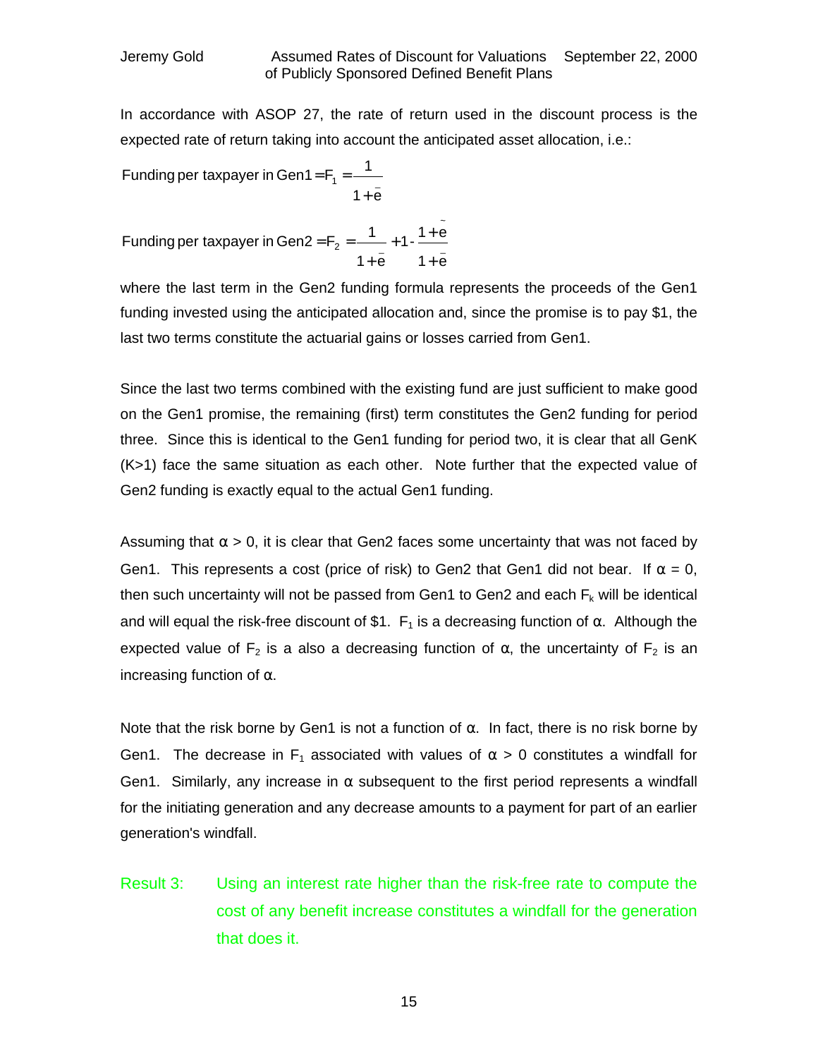In accordance with ASOP 27, the rate of return used in the discount process is the expected rate of return taking into account the anticipated asset allocation, i.e.:

$$\text{Funding per taxpayer in Gen1} = F_1 = \frac{1}{1+\bar{e}}$$

$$\text{Funding per taxpayer in Gen2} = F_2 = \frac{1}{1+\bar{e}} + 1 - \frac{1+\tilde{e}}{1+\bar{e}}$$

where the last term in the Gen2 funding formula represents the proceeds of the Gen1 funding invested using the anticipated allocation and, since the promise is to pay \$1, the last two terms constitute the actuarial gains or losses carried from Gen1.

Since the last two terms combined with the existing fund are just sufficient to make good on the Gen1 promise, the remaining (first) term constitutes the Gen2 funding for period three. Since this is identical to the Gen1 funding for period two, it is clear that all GenK (K>1) face the same situation as each other. Note further that the expected value of Gen2 funding is exactly equal to the actual Gen1 funding.

Assuming that $\alpha > 0$, it is clear that Gen2 faces some uncertainty that was not faced by Gen1. This represents a cost (price of risk) to Gen2 that Gen1 did not bear. If $\alpha = 0$, then such uncertainty will not be passed from Gen1 to Gen2 and each $F_k$ will be identical and will equal the risk-free discount of \$1. $F_1$ is a decreasing function of $\alpha$. Although the expected value of $F_2$ is a also a decreasing function of $\alpha$, the uncertainty of $F_2$ is an increasing function of $\alpha$.

Note that the risk borne by Gen1 is not a function of $\alpha$. In fact, there is no risk borne by Gen1. The decrease in $F_1$ associated with values of $\alpha > 0$ constitutes a windfall for Gen1. Similarly, any increase in $\alpha$ subsequent to the first period represents a windfall for the initiating generation and any decrease amounts to a payment for part of an earlier generation's windfall.

Result 3: Using an interest rate higher than the risk-free rate to compute the cost of any benefit increase constitutes a windfall for the generation that does it.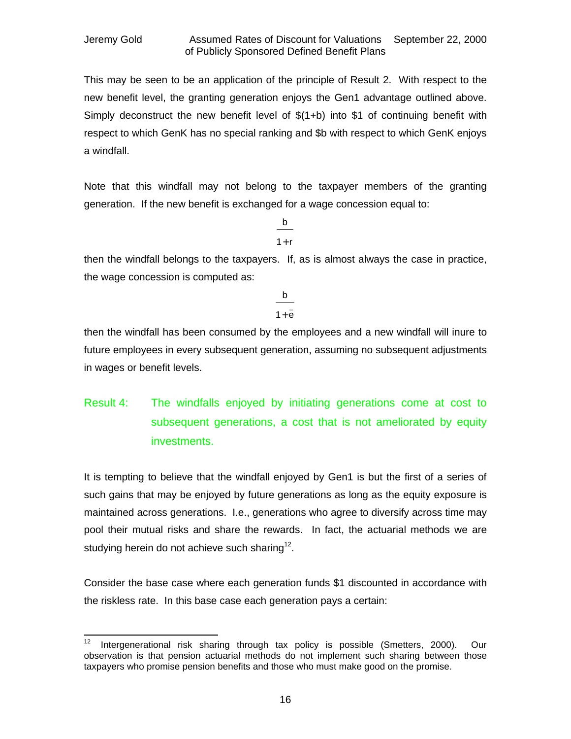This may be seen to be an application of the principle of Result 2. With respect to the new benefit level, the granting generation enjoys the Gen1 advantage outlined above. Simply deconstruct the new benefit level of \$(1+b) into \$1 of continuing benefit with respect to which GenK has no special ranking and \$b with respect to which GenK enjoys a windfall.

Note that this windfall may not belong to the taxpayer members of the granting generation. If the new benefit is exchanged for a wage concession equal to:

$$\frac{b}{1+r}$$

then the windfall belongs to the taxpayers. If, as is almost always the case in practice, the wage concession is computed as:

$$\frac{b}{1+\bar{e}}$$

then the windfall has been consumed by the employees and a new windfall will inure to future employees in every subsequent generation, assuming no subsequent adjustments in wages or benefit levels.

**Result 4:** The windfalls enjoyed by initiating generations come at cost to subsequent generations, a cost that is not ameliorated by equity investments.

It is tempting to believe that the windfall enjoyed by Gen1 is but the first of a series of such gains that may be enjoyed by future generations as long as the equity exposure is maintained across generations. I.e., generations who agree to diversify across time may pool their mutual risks and share the rewards. In fact, the actuarial methods we are studying herein do not achieve such sharing[12].

Consider the base case where each generation funds \$1 discounted in accordance with the riskless rate. In this base case each generation pays a certain:

[12] Intergenerational risk sharing through tax policy is possible (Smetters, 2000). Our observation is that pension actuarial methods do not implement such sharing between those taxpayers who promise pension benefits and those who must make good on the promise.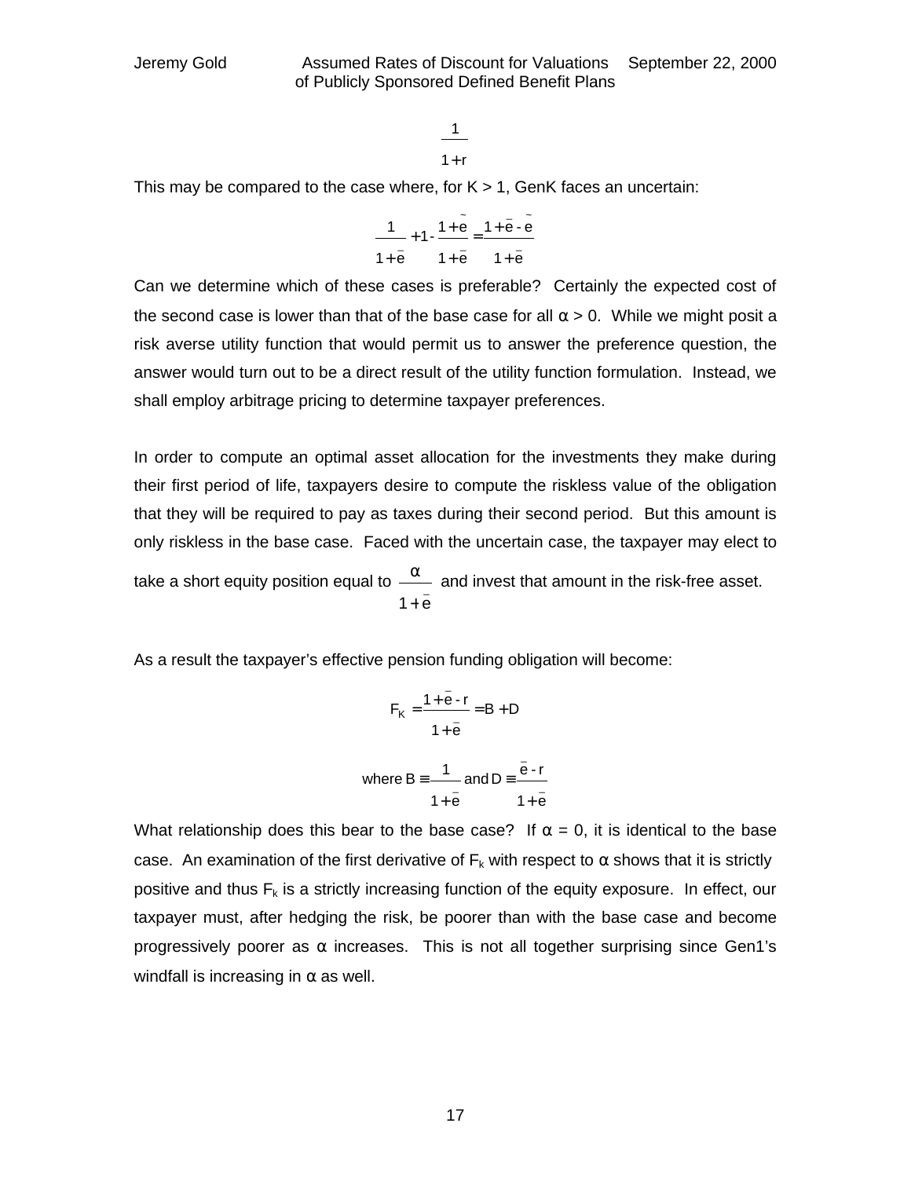$$\frac{1}{1+r}$$

This may be compared to the case where, for K > 1, GenK faces an uncertain:

$$\frac{1}{1+\bar{e}} + 1 - \frac{1+\tilde{e}}{1+\bar{e}} = \frac{1+\bar{e}-\tilde{e}}{1+\bar{e}}$$

Can we determine which of these cases is preferable? Certainly the expected cost of the second case is lower than that of the base case for all $\alpha > 0$. While we might posit a risk averse utility function that would permit us to answer the preference question, the answer would turn out to be a direct result of the utility function formulation. Instead, we shall employ arbitrage pricing to determine taxpayer preferences.

In order to compute an optimal asset allocation for the investments they make during their first period of life, taxpayers desire to compute the riskless value of the obligation that they will be required to pay as taxes during their second period. But this amount is only riskless in the base case. Faced with the uncertain case, the taxpayer may elect to take a short equity position equal to $\frac{\alpha}{1+\bar{e}}$ and invest that amount in the risk-free asset.

As a result the taxpayer's effective pension funding obligation will become:

$$F_K = \frac{1+\bar{e}-r}{1+\bar{e}} = B + D$$

$$\text{where } B \equiv \frac{1}{1+\bar{e}} \text{ and } D \equiv \frac{\bar{e}-r}{1+\bar{e}}$$

What relationship does this bear to the base case? If $\alpha = 0$, it is identical to the base case. An examination of the first derivative of $F_k$ with respect to $\alpha$ shows that it is strictly positive and thus $F_k$ is a strictly increasing function of the equity exposure. In effect, our taxpayer must, after hedging the risk, be poorer than with the base case and become progressively poorer as $\alpha$ increases. This is not all together surprising since Gen1's windfall is increasing in $\alpha$ as well.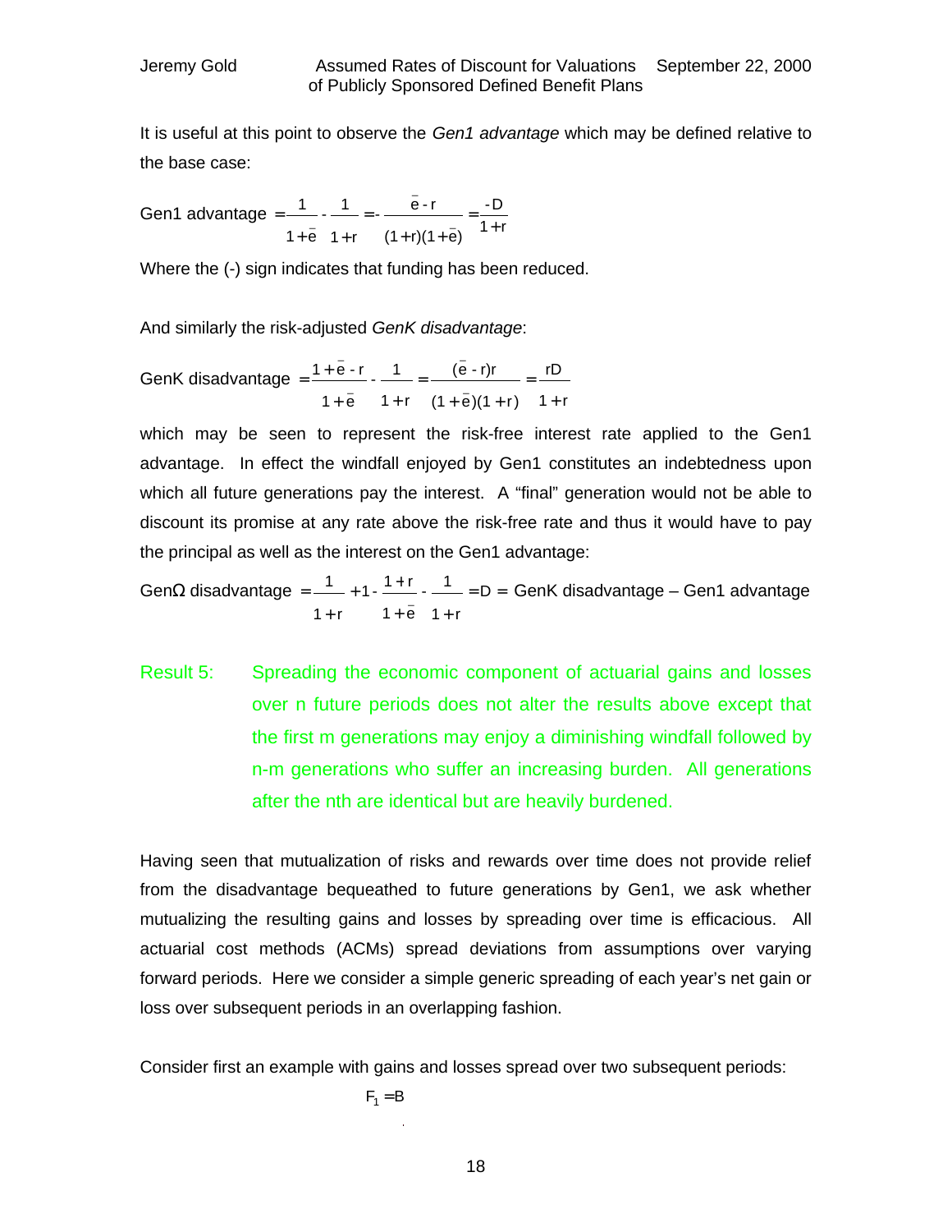It is useful at this point to observe the *Gen1 advantage* which may be defined relative to the base case:

$$\text{Gen1 advantage} = \frac{1}{1+\bar{e}} - \frac{1}{1+r} = -\frac{\bar{e}-r}{(1+r)(1+\bar{e})} = \frac{-D}{1+r}$$

Where the (-) sign indicates that funding has been reduced.

And similarly the risk-adjusted *GenK disadvantage*:

$$\text{GenK disadvantage} = \frac{1+\bar{e}-r}{1+\bar{e}} - \frac{1}{1+r} = \frac{(\bar{e}-r)r}{(1+\bar{e})(1+r)} = \frac{rD}{1+r}$$

which may be seen to represent the risk-free interest rate applied to the Gen1 advantage. In effect the windfall enjoyed by Gen1 constitutes an indebtedness upon which all future generations pay the interest. A "final" generation would not be able to discount its promise at any rate above the risk-free rate and thus it would have to pay the principal as well as the interest on the Gen1 advantage:

$$\text{Gen}\Omega \text{ disadvantage} = \frac{1}{1+r} + 1 - \frac{1+r}{1+\bar{e}} - \frac{1}{1+r} = D = \text{GenK disadvantage} - \text{Gen1 advantage}$$

Result 5: Spreading the economic component of actuarial gains and losses over n future periods does not alter the results above except that the first m generations may enjoy a diminishing windfall followed by n-m generations who suffer an increasing burden. All generations after the nth are identical but are heavily burdened.

Having seen that mutualization of risks and rewards over time does not provide relief from the disadvantage bequeathed to future generations by Gen1, we ask whether mutualizing the resulting gains and losses by spreading over time is efficacious. All actuarial cost methods (ACMs) spread deviations from assumptions over varying forward periods. Here we consider a simple generic spreading of each year's net gain or loss over subsequent periods in an overlapping fashion.

Consider first an example with gains and losses spread over two subsequent periods:

$$F_1 = B$$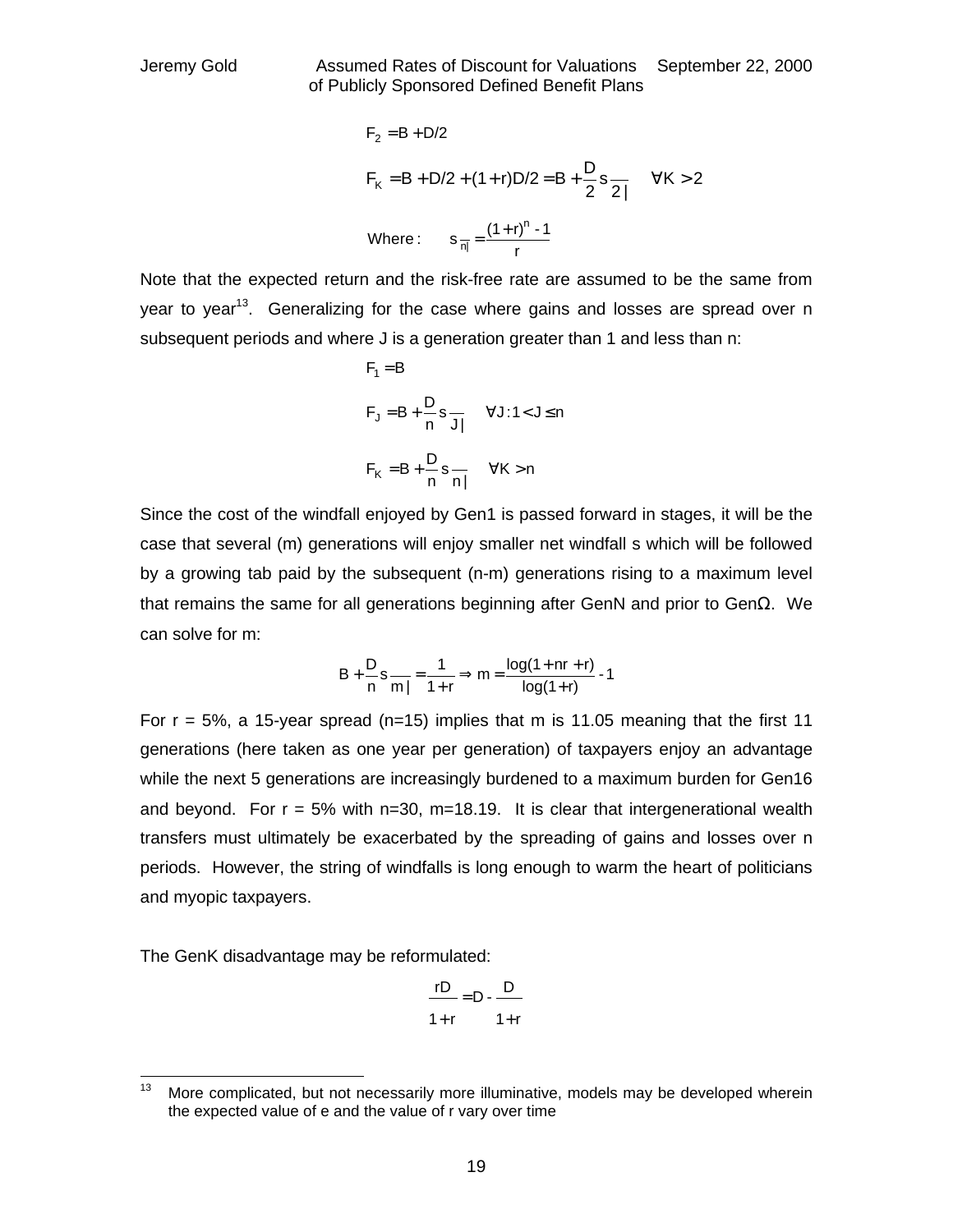$$F_2 = B + D/2$$

$$F_K = B + D/2 + (1+r)D/2 = B + \frac{D}{2} s_{\overline{2|}} \quad \forall K > 2$$

$$\text{Where:} \quad s_{\overline{n|}} = \frac{(1+r)^n - 1}{r}$$

Note that the expected return and the risk-free rate are assumed to be the same from year to year[13]. Generalizing for the case where gains and losses are spread over n subsequent periods and where J is a generation greater than 1 and less than n:

$$F_1 = B$$

$$F_J = B + \frac{D}{n} s_{\overline{J|}} \quad \forall J: 1 < J \leq n$$

$$F_K = B + \frac{D}{n} s_{\overline{n|}} \quad \forall K > n$$

Since the cost of the windfall enjoyed by Gen1 is passed forward in stages, it will be the case that several (m) generations will enjoy smaller net windfall s which will be followed by a growing tab paid by the subsequent (n-m) generations rising to a maximum level that remains the same for all generations beginning after GenN and prior to GenΩ. We can solve for m:

$$B + \frac{D}{n} s_{\overline{m|}} = \frac{1}{1+r} \Rightarrow m = \frac{\log(1 + nr + r)}{\log(1+r)} - 1$$

For r = 5%, a 15-year spread (n=15) implies that m is 11.05 meaning that the first 11 generations (here taken as one year per generation) of taxpayers enjoy an advantage while the next 5 generations are increasingly burdened to a maximum burden for Gen16 and beyond. For r = 5% with n=30, m=18.19. It is clear that intergenerational wealth transfers must ultimately be exacerbated by the spreading of gains and losses over n periods. However, the string of windfalls is long enough to warm the heart of politicians and myopic taxpayers.

The GenK disadvantage may be reformulated:

$$\frac{rD}{1+r} = D - \frac{D}{1+r}$$

---

[13] More complicated, but not necessarily more illuminative, models may be developed wherein the expected value of e and the value of r vary over time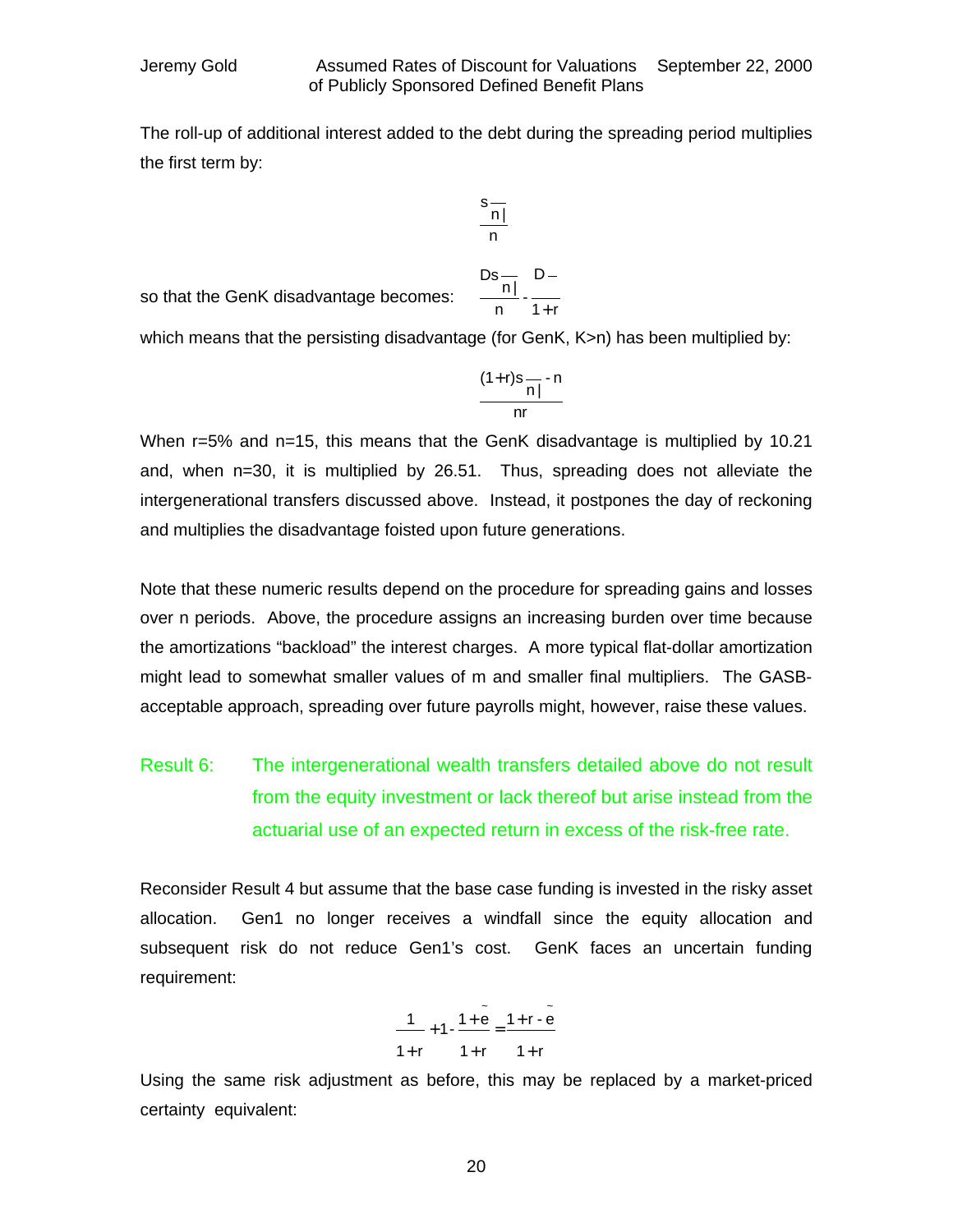The roll-up of additional interest added to the debt during the spreading period multiplies the first term by:

$$\frac{s_{\overline{n|}}}{n}$$

so that the GenK disadvantage becomes: $\dfrac{Ds_{\overline{n|}}}{n} - \dfrac{D}{1+r}$

which means that the persisting disadvantage (for GenK, K>n) has been multiplied by:

$$\frac{(1+r)s_{\overline{n|}} - n}{nr}$$

When r=5% and n=15, this means that the GenK disadvantage is multiplied by 10.21 and, when n=30, it is multiplied by 26.51. Thus, spreading does not alleviate the intergenerational transfers discussed above. Instead, it postpones the day of reckoning and multiplies the disadvantage foisted upon future generations.

Note that these numeric results depend on the procedure for spreading gains and losses over n periods. Above, the procedure assigns an increasing burden over time because the amortizations "backload" the interest charges. A more typical flat-dollar amortization might lead to somewhat smaller values of m and smaller final multipliers. The GASB-acceptable approach, spreading over future payrolls might, however, raise these values.

**Result 6:** The intergenerational wealth transfers detailed above do not result from the equity investment or lack thereof but arise instead from the actuarial use of an expected return in excess of the risk-free rate.

Reconsider Result 4 but assume that the base case funding is invested in the risky asset allocation. Gen1 no longer receives a windfall since the equity allocation and subsequent risk do not reduce Gen1's cost. GenK faces an uncertain funding requirement:

$$\frac{1}{1+r} + 1 - \frac{1+\tilde{e}}{1+r} = \frac{1+r-\tilde{e}}{1+r}$$

Using the same risk adjustment as before, this may be replaced by a market-priced certainty equivalent: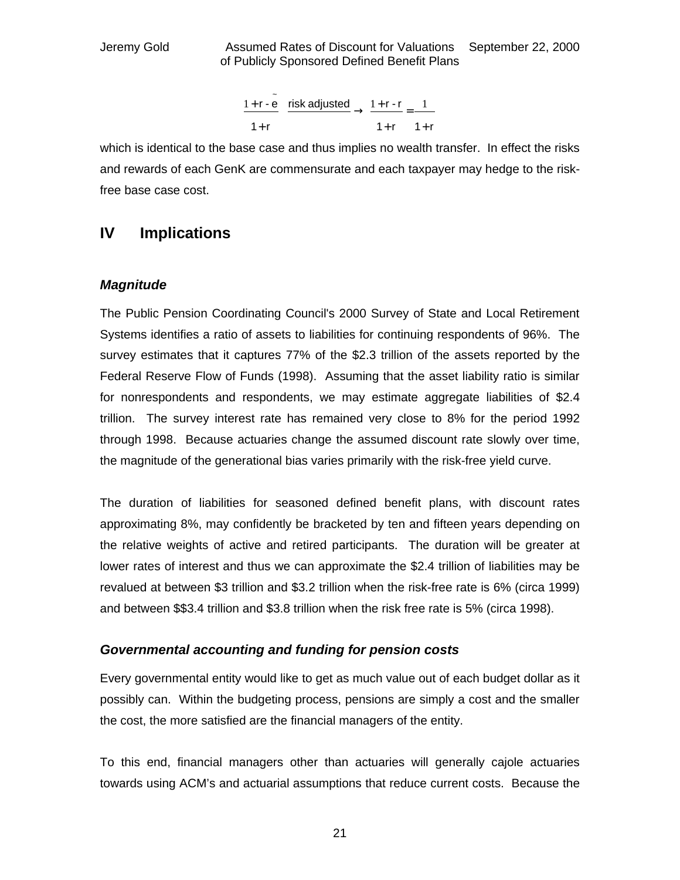$$\frac{1+r-\tilde{e}}{1+r} \xrightarrow{\text{risk adjusted}} \frac{1+r-r}{1+r} = \frac{1}{1+r}$$

which is identical to the base case and thus implies no wealth transfer. In effect the risks and rewards of each GenK are commensurate and each taxpayer may hedge to the risk-free base case cost.

## IV Implications

### *Magnitude*

The Public Pension Coordinating Council's 2000 Survey of State and Local Retirement Systems identifies a ratio of assets to liabilities for continuing respondents of 96%. The survey estimates that it captures 77% of the $2.3 trillion of the assets reported by the Federal Reserve Flow of Funds (1998). Assuming that the asset liability ratio is similar for nonrespondents and respondents, we may estimate aggregate liabilities of $2.4 trillion. The survey interest rate has remained very close to 8% for the period 1992 through 1998. Because actuaries change the assumed discount rate slowly over time, the magnitude of the generational bias varies primarily with the risk-free yield curve.

The duration of liabilities for seasoned defined benefit plans, with discount rates approximating 8%, may confidently be bracketed by ten and fifteen years depending on the relative weights of active and retired participants. The duration will be greater at lower rates of interest and thus we can approximate the $2.4 trillion of liabilities may be revalued at between $3 trillion and $3.2 trillion when the risk-free rate is 6% (circa 1999) and between $$3.4 trillion and $3.8 trillion when the risk free rate is 5% (circa 1998).

### *Governmental accounting and funding for pension costs*

Every governmental entity would like to get as much value out of each budget dollar as it possibly can. Within the budgeting process, pensions are simply a cost and the smaller the cost, the more satisfied are the financial managers of the entity.

To this end, financial managers other than actuaries will generally cajole actuaries towards using ACM's and actuarial assumptions that reduce current costs. Because the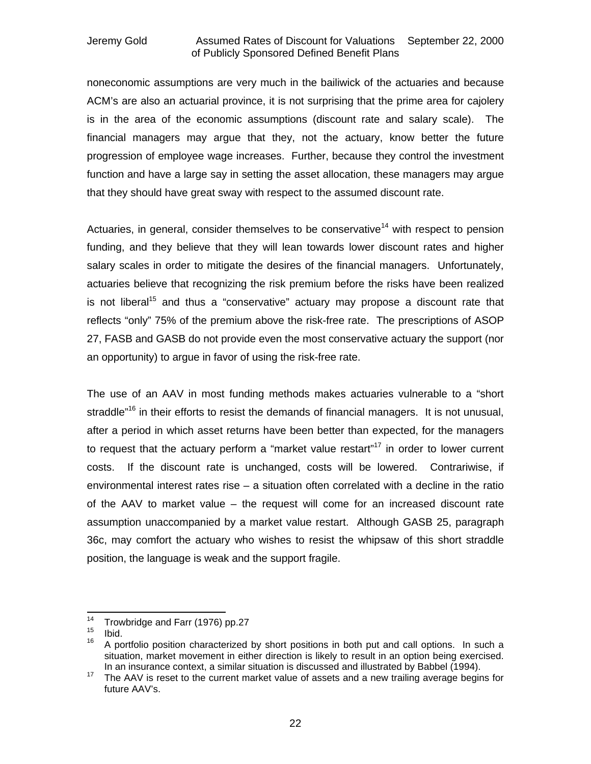noneconomic assumptions are very much in the bailiwick of the actuaries and because ACM's are also an actuarial province, it is not surprising that the prime area for cajolery is in the area of the economic assumptions (discount rate and salary scale). The financial managers may argue that they, not the actuary, know better the future progression of employee wage increases. Further, because they control the investment function and have a large say in setting the asset allocation, these managers may argue that they should have great sway with respect to the assumed discount rate.

Actuaries, in general, consider themselves to be conservative[14] with respect to pension funding, and they believe that they will lean towards lower discount rates and higher salary scales in order to mitigate the desires of the financial managers. Unfortunately, actuaries believe that recognizing the risk premium before the risks have been realized is not liberal[15] and thus a "conservative" actuary may propose a discount rate that reflects "only" 75% of the premium above the risk-free rate. The prescriptions of ASOP 27, FASB and GASB do not provide even the most conservative actuary the support (nor an opportunity) to argue in favor of using the risk-free rate.

The use of an AAV in most funding methods makes actuaries vulnerable to a "short straddle"[16] in their efforts to resist the demands of financial managers. It is not unusual, after a period in which asset returns have been better than expected, for the managers to request that the actuary perform a "market value restart"[17] in order to lower current costs. If the discount rate is unchanged, costs will be lowered. Contrariwise, if environmental interest rates rise – a situation often correlated with a decline in the ratio of the AAV to market value – the request will come for an increased discount rate assumption unaccompanied by a market value restart. Although GASB 25, paragraph 36c, may comfort the actuary who wishes to resist the whipsaw of this short straddle position, the language is weak and the support fragile.

---

[14] Trowbridge and Farr (1976) pp.27

[15] Ibid.

[16] A portfolio position characterized by short positions in both put and call options. In such a situation, market movement in either direction is likely to result in an option being exercised. In an insurance context, a similar situation is discussed and illustrated by Babbel (1994).

[17] The AAV is reset to the current market value of assets and a new trailing average begins for future AAV's.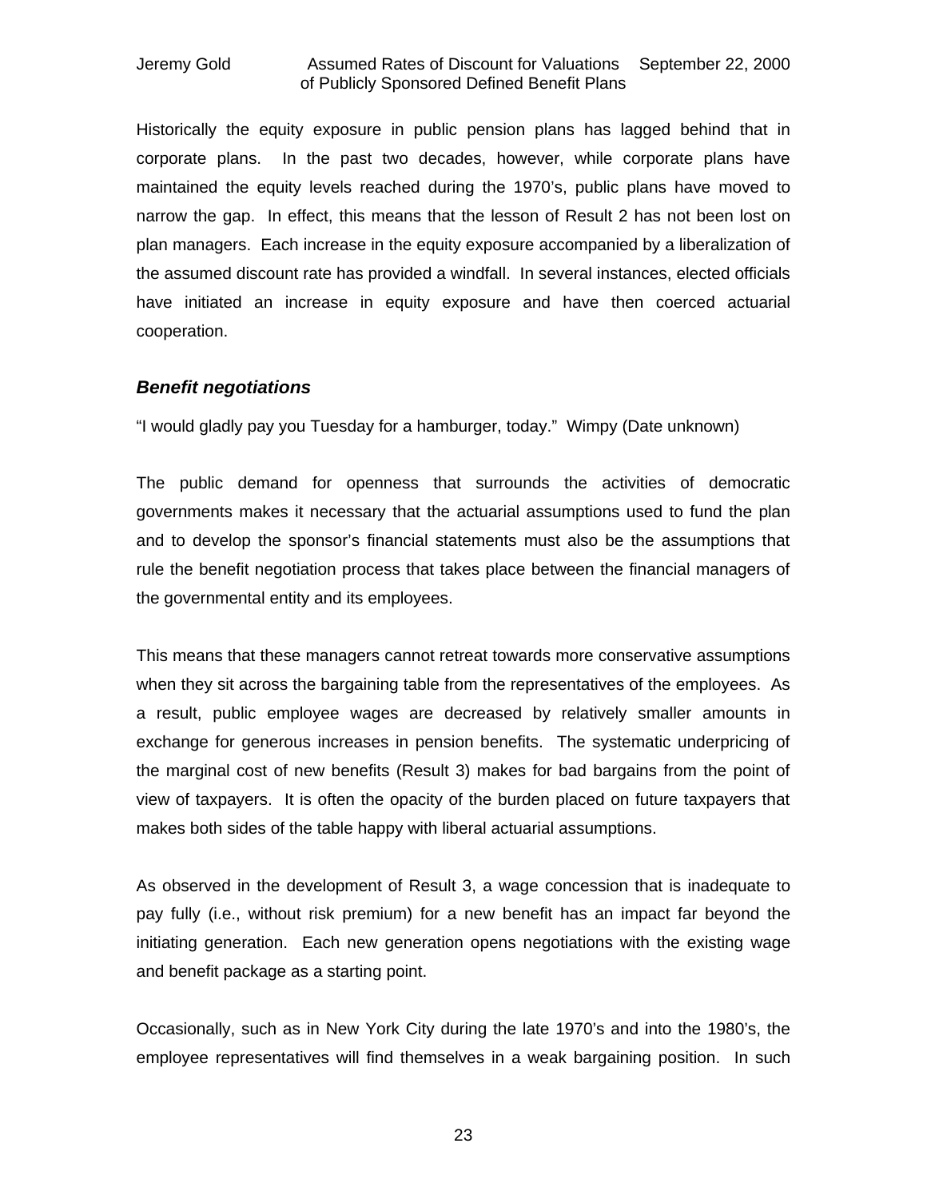Historically the equity exposure in public pension plans has lagged behind that in corporate plans. In the past two decades, however, while corporate plans have maintained the equity levels reached during the 1970's, public plans have moved to narrow the gap. In effect, this means that the lesson of Result 2 has not been lost on plan managers. Each increase in the equity exposure accompanied by a liberalization of the assumed discount rate has provided a windfall. In several instances, elected officials have initiated an increase in equity exposure and have then coerced actuarial cooperation.

### ***Benefit negotiations***

"I would gladly pay you Tuesday for a hamburger, today." Wimpy (Date unknown)

The public demand for openness that surrounds the activities of democratic governments makes it necessary that the actuarial assumptions used to fund the plan and to develop the sponsor's financial statements must also be the assumptions that rule the benefit negotiation process that takes place between the financial managers of the governmental entity and its employees.

This means that these managers cannot retreat towards more conservative assumptions when they sit across the bargaining table from the representatives of the employees. As a result, public employee wages are decreased by relatively smaller amounts in exchange for generous increases in pension benefits. The systematic underpricing of the marginal cost of new benefits (Result 3) makes for bad bargains from the point of view of taxpayers. It is often the opacity of the burden placed on future taxpayers that makes both sides of the table happy with liberal actuarial assumptions.

As observed in the development of Result 3, a wage concession that is inadequate to pay fully (i.e., without risk premium) for a new benefit has an impact far beyond the initiating generation. Each new generation opens negotiations with the existing wage and benefit package as a starting point.

Occasionally, such as in New York City during the late 1970's and into the 1980's, the employee representatives will find themselves in a weak bargaining position. In such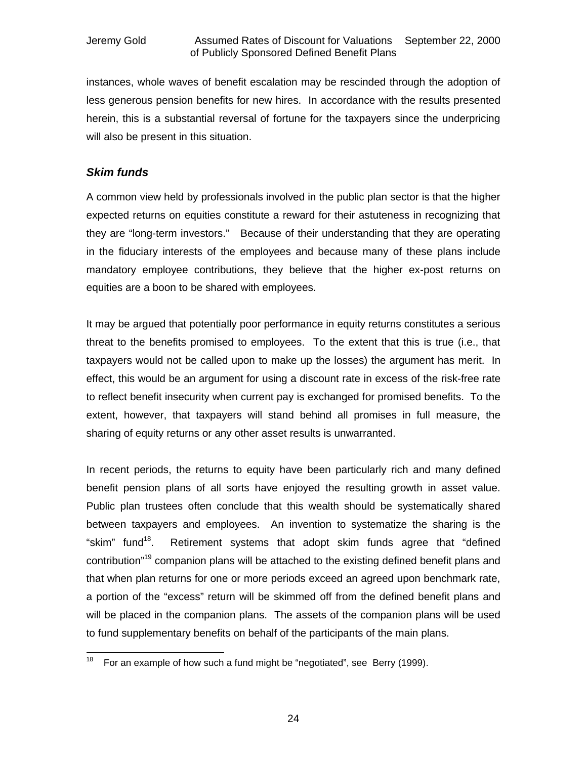instances, whole waves of benefit escalation may be rescinded through the adoption of less generous pension benefits for new hires. In accordance with the results presented herein, this is a substantial reversal of fortune for the taxpayers since the underpricing will also be present in this situation.

### *Skim funds*

A common view held by professionals involved in the public plan sector is that the higher expected returns on equities constitute a reward for their astuteness in recognizing that they are "long-term investors." Because of their understanding that they are operating in the fiduciary interests of the employees and because many of these plans include mandatory employee contributions, they believe that the higher ex-post returns on equities are a boon to be shared with employees.

It may be argued that potentially poor performance in equity returns constitutes a serious threat to the benefits promised to employees. To the extent that this is true (i.e., that taxpayers would not be called upon to make up the losses) the argument has merit. In effect, this would be an argument for using a discount rate in excess of the risk-free rate to reflect benefit insecurity when current pay is exchanged for promised benefits. To the extent, however, that taxpayers will stand behind all promises in full measure, the sharing of equity returns or any other asset results is unwarranted.

In recent periods, the returns to equity have been particularly rich and many defined benefit pension plans of all sorts have enjoyed the resulting growth in asset value. Public plan trustees often conclude that this wealth should be systematically shared between taxpayers and employees. An invention to systematize the sharing is the "skim" fund[18]. Retirement systems that adopt skim funds agree that "defined contribution"[19] companion plans will be attached to the existing defined benefit plans and that when plan returns for one or more periods exceed an agreed upon benchmark rate, a portion of the "excess" return will be skimmed off from the defined benefit plans and will be placed in the companion plans. The assets of the companion plans will be used to fund supplementary benefits on behalf of the participants of the main plans.

[18] For an example of how such a fund might be "negotiated", see Berry (1999).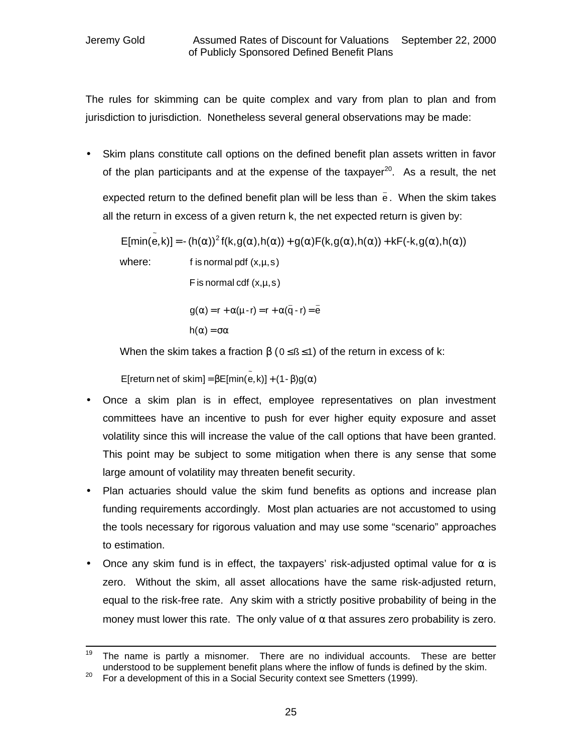The rules for skimming can be quite complex and vary from plan to plan and from jurisdiction to jurisdiction. Nonetheless several general observations may be made:

- Skim plans constitute call options on the defined benefit plan assets written in favor of the plan participants and at the expense of the taxpayer[20]. As a result, the net expected return to the defined benefit plan will be less than $\bar{e}$. When the skim takes all the return in excess of a given return k, the net expected return is given by:

  $$E[\min(\tilde{e},k)] = -(h(\alpha))^2 f(k,g(\alpha),h(\alpha)) + g(\alpha)F(k,g(\alpha),h(\alpha)) + kF(-k,g(\alpha),h(\alpha))$$

  where:
  - $f$ is normal pdf $(x,\mu,s)$
  - $F$ is normal cdf $(x,\mu,s)$
  - $g(\alpha) = r + \alpha(\mu - r) = r + \alpha(\bar{q} - r) = \bar{e}$
  - $h(\alpha) = \sigma\alpha$

  When the skim takes a fraction $\beta$ ($0 \leq \beta \leq 1$) of the return in excess of k:

  $$E[\text{return net of skim}] = \beta E[\min(\tilde{e},k)] + (1-\beta)g(\alpha)$$

- Once a skim plan is in effect, employee representatives on plan investment committees have an incentive to push for ever higher equity exposure and asset volatility since this will increase the value of the call options that have been granted. This point may be subject to some mitigation when there is any sense that some large amount of volatility may threaten benefit security.
- Plan actuaries should value the skim fund benefits as options and increase plan funding requirements accordingly. Most plan actuaries are not accustomed to using the tools necessary for rigorous valuation and may use some "scenario" approaches to estimation.
- Once any skim fund is in effect, the taxpayers' risk-adjusted optimal value for $\alpha$ is zero. Without the skim, all asset allocations have the same risk-adjusted return, equal to the risk-free rate. Any skim with a strictly positive probability of being in the money must lower this rate. The only value of $\alpha$ that assures zero probability is zero.

---

[19] The name is partly a misnomer. There are no individual accounts. These are better understood to be supplement benefit plans where the inflow of funds is defined by the skim.

[20] For a development of this in a Social Security context see Smetters (1999).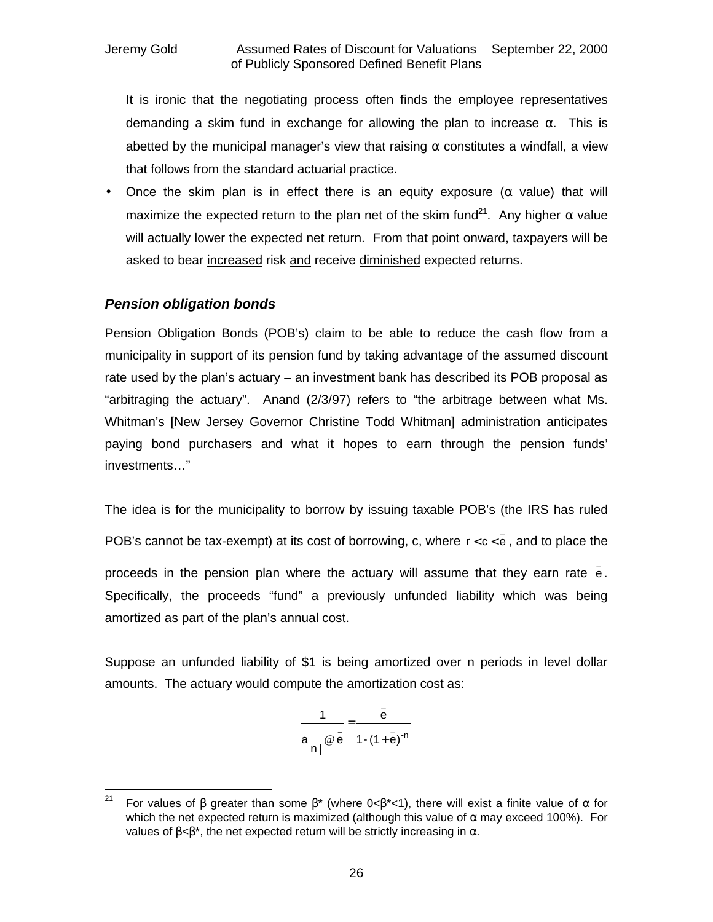It is ironic that the negotiating process often finds the employee representatives demanding a skim fund in exchange for allowing the plan to increase α. This is abetted by the municipal manager's view that raising α constitutes a windfall, a view that follows from the standard actuarial practice.

- Once the skim plan is in effect there is an equity exposure (α value) that will maximize the expected return to the plan net of the skim fund[21]. Any higher α value will actually lower the expected net return. From that point onward, taxpayers will be asked to bear <u>increased</u> risk <u>and</u> receive <u>diminished</u> expected returns.

### *Pension obligation bonds*

Pension Obligation Bonds (POB's) claim to be able to reduce the cash flow from a municipality in support of its pension fund by taking advantage of the assumed discount rate used by the plan's actuary – an investment bank has described its POB proposal as "arbitraging the actuary". Anand (2/3/97) refers to "the arbitrage between what Ms. Whitman's [New Jersey Governor Christine Todd Whitman] administration anticipates paying bond purchasers and what it hopes to earn through the pension funds' investments…"

The idea is for the municipality to borrow by issuing taxable POB's (the IRS has ruled POB's cannot be tax-exempt) at its cost of borrowing, c, where $r < c < \bar{e}$, and to place the proceeds in the pension plan where the actuary will assume that they earn rate $\bar{e}$. Specifically, the proceeds "fund" a previously unfunded liability which was being amortized as part of the plan's annual cost.

Suppose an unfunded liability of $1 is being amortized over n periods in level dollar amounts. The actuary would compute the amortization cost as:

$$\frac{1}{a_{\overline{n|}} @ \bar{e}} = \frac{\bar{e}}{1-(1+\bar{e})^{-n}}$$

---

[21] For values of β greater than some β* (where 0<β*<1), there will exist a finite value of α for which the net expected return is maximized (although this value of α may exceed 100%). For values of β<β*, the net expected return will be strictly increasing in α.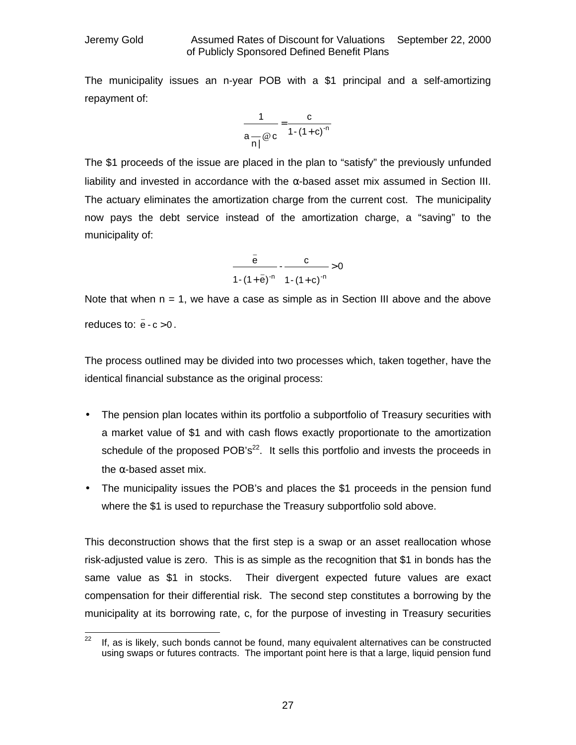The municipality issues an n-year POB with a \$1 principal and a self-amortizing repayment of:

$$\frac{1}{a_{\overline{n|}}@c} = \frac{c}{1-(1+c)^{-n}}$$

The \$1 proceeds of the issue are placed in the plan to "satisfy" the previously unfunded liability and invested in accordance with the α-based asset mix assumed in Section III. The actuary eliminates the amortization charge from the current cost. The municipality now pays the debt service instead of the amortization charge, a "saving" to the municipality of:

$$\frac{\bar{e}}{1-(1+\bar{e})^{-n}} - \frac{c}{1-(1+c)^{-n}} > 0$$

Note that when n = 1, we have a case as simple as in Section III above and the above reduces to: $\bar{e} - c > 0$.

The process outlined may be divided into two processes which, taken together, have the identical financial substance as the original process:

- The pension plan locates within its portfolio a subportfolio of Treasury securities with a market value of \$1 and with cash flows exactly proportionate to the amortization schedule of the proposed POB's[22]. It sells this portfolio and invests the proceeds in the α-based asset mix.
- The municipality issues the POB's and places the \$1 proceeds in the pension fund where the \$1 is used to repurchase the Treasury subportfolio sold above.

This deconstruction shows that the first step is a swap or an asset reallocation whose risk-adjusted value is zero. This is as simple as the recognition that \$1 in bonds has the same value as \$1 in stocks. Their divergent expected future values are exact compensation for their differential risk. The second step constitutes a borrowing by the municipality at its borrowing rate, c, for the purpose of investing in Treasury securities

[22] If, as is likely, such bonds cannot be found, many equivalent alternatives can be constructed using swaps or futures contracts. The important point here is that a large, liquid pension fund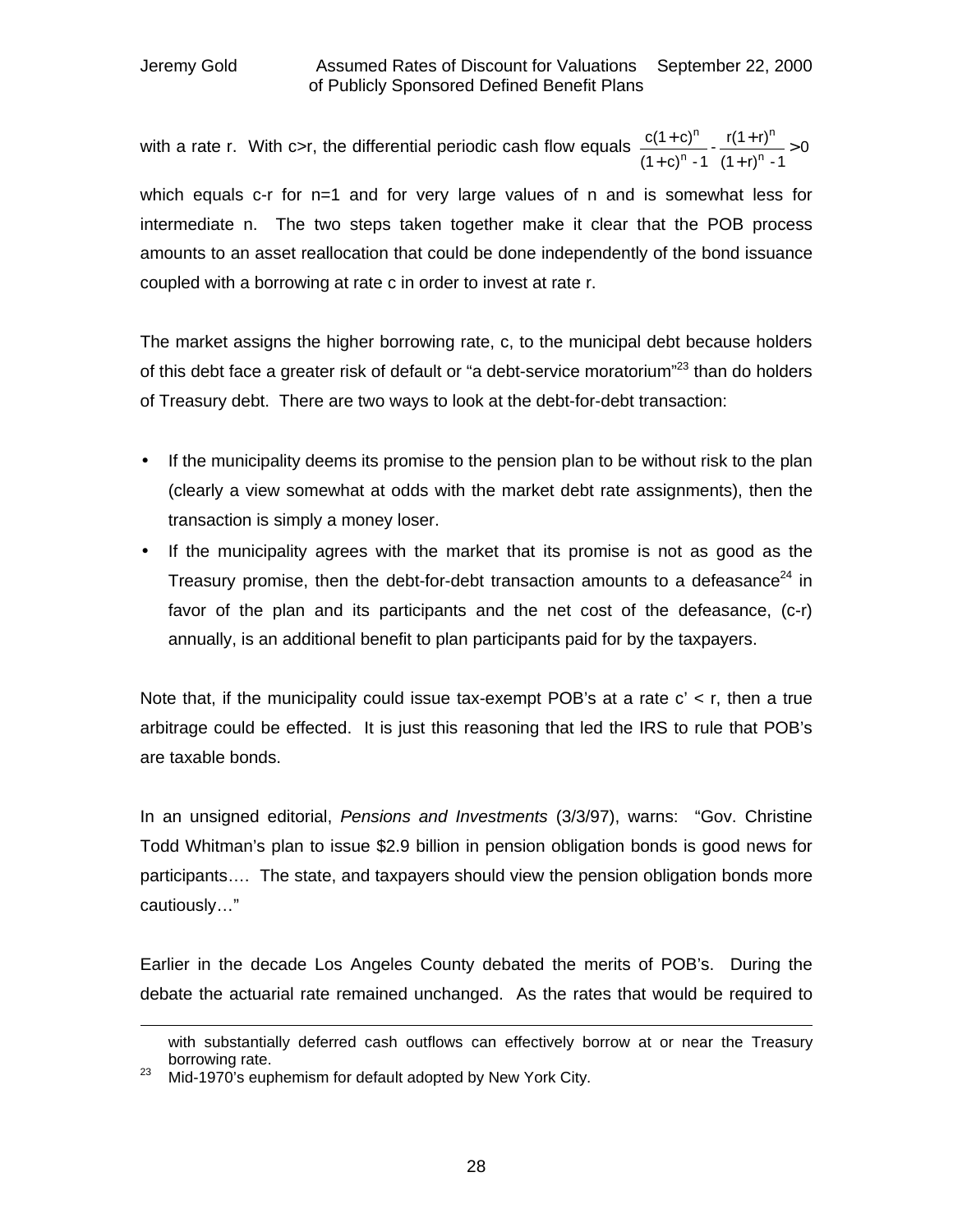with a rate r. With c>r, the differential periodic cash flow equals $\frac{c(1+c)^n}{(1+c)^n - 1} - \frac{r(1+r)^n}{(1+r)^n - 1} > 0$

which equals c-r for n=1 and for very large values of n and is somewhat less for intermediate n. The two steps taken together make it clear that the POB process amounts to an asset reallocation that could be done independently of the bond issuance coupled with a borrowing at rate c in order to invest at rate r.

The market assigns the higher borrowing rate, c, to the municipal debt because holders of this debt face a greater risk of default or "a debt-service moratorium"[23] than do holders of Treasury debt. There are two ways to look at the debt-for-debt transaction:

- If the municipality deems its promise to the pension plan to be without risk to the plan (clearly a view somewhat at odds with the market debt rate assignments), then the transaction is simply a money loser.
- If the municipality agrees with the market that its promise is not as good as the Treasury promise, then the debt-for-debt transaction amounts to a defeasance[24] in favor of the plan and its participants and the net cost of the defeasance, (c-r) annually, is an additional benefit to plan participants paid for by the taxpayers.

Note that, if the municipality could issue tax-exempt POB's at a rate c' < r, then a true arbitrage could be effected. It is just this reasoning that led the IRS to rule that POB's are taxable bonds.

In an unsigned editorial, *Pensions and Investments* (3/3/97), warns: "Gov. Christine Todd Whitman's plan to issue $2.9 billion in pension obligation bonds is good news for participants…. The state, and taxpayers should view the pension obligation bonds more cautiously…"

Earlier in the decade Los Angeles County debated the merits of POB's. During the debate the actuarial rate remained unchanged. As the rates that would be required to

---

with substantially deferred cash outflows can effectively borrow at or near the Treasury borrowing rate.

[23] Mid-1970's euphemism for default adopted by New York City.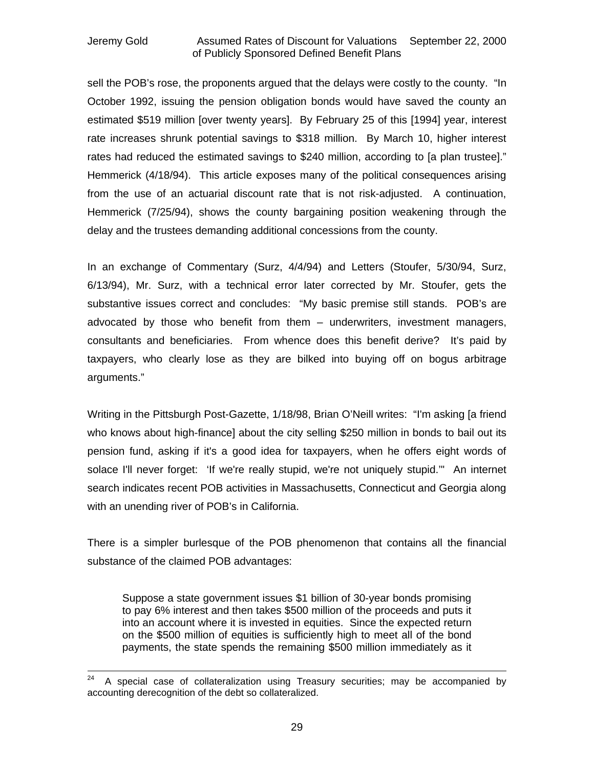sell the POB's rose, the proponents argued that the delays were costly to the county. "In October 1992, issuing the pension obligation bonds would have saved the county an estimated $519 million [over twenty years]. By February 25 of this [1994] year, interest rate increases shrunk potential savings to $318 million. By March 10, higher interest rates had reduced the estimated savings to $240 million, according to [a plan trustee]." Hemmerick (4/18/94). This article exposes many of the political consequences arising from the use of an actuarial discount rate that is not risk-adjusted. A continuation, Hemmerick (7/25/94), shows the county bargaining position weakening through the delay and the trustees demanding additional concessions from the county.

In an exchange of Commentary (Surz, 4/4/94) and Letters (Stoufer, 5/30/94, Surz, 6/13/94), Mr. Surz, with a technical error later corrected by Mr. Stoufer, gets the substantive issues correct and concludes: "My basic premise still stands. POB's are advocated by those who benefit from them – underwriters, investment managers, consultants and beneficiaries. From whence does this benefit derive? It's paid by taxpayers, who clearly lose as they are bilked into buying off on bogus arbitrage arguments."

Writing in the Pittsburgh Post-Gazette, 1/18/98, Brian O'Neill writes: "I'm asking [a friend who knows about high-finance] about the city selling $250 million in bonds to bail out its pension fund, asking if it's a good idea for taxpayers, when he offers eight words of solace I'll never forget: 'If we're really stupid, we're not uniquely stupid.'" An internet search indicates recent POB activities in Massachusetts, Connecticut and Georgia along with an unending river of POB's in California.

There is a simpler burlesque of the POB phenomenon that contains all the financial substance of the claimed POB advantages:

> Suppose a state government issues $1 billion of 30-year bonds promising to pay 6% interest and then takes $500 million of the proceeds and puts it into an account where it is invested in equities. Since the expected return on the $500 million of equities is sufficiently high to meet all of the bond payments, the state spends the remaining $500 million immediately as it

[24] A special case of collateralization using Treasury securities; may be accompanied by accounting derecognition of the debt so collateralized.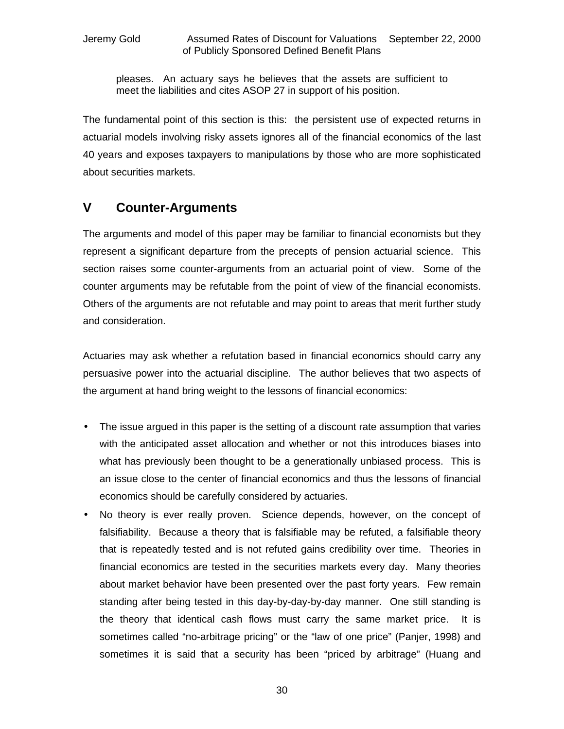pleases. An actuary says he believes that the assets are sufficient to meet the liabilities and cites ASOP 27 in support of his position.

The fundamental point of this section is this: the persistent use of expected returns in actuarial models involving risky assets ignores all of the financial economics of the last 40 years and exposes taxpayers to manipulations by those who are more sophisticated about securities markets.

## V Counter-Arguments

The arguments and model of this paper may be familiar to financial economists but they represent a significant departure from the precepts of pension actuarial science. This section raises some counter-arguments from an actuarial point of view. Some of the counter arguments may be refutable from the point of view of the financial economists. Others of the arguments are not refutable and may point to areas that merit further study and consideration.

Actuaries may ask whether a refutation based in financial economics should carry any persuasive power into the actuarial discipline. The author believes that two aspects of the argument at hand bring weight to the lessons of financial economics:

- The issue argued in this paper is the setting of a discount rate assumption that varies with the anticipated asset allocation and whether or not this introduces biases into what has previously been thought to be a generationally unbiased process. This is an issue close to the center of financial economics and thus the lessons of financial economics should be carefully considered by actuaries.
- No theory is ever really proven. Science depends, however, on the concept of falsifiability. Because a theory that is falsifiable may be refuted, a falsifiable theory that is repeatedly tested and is not refuted gains credibility over time. Theories in financial economics are tested in the securities markets every day. Many theories about market behavior have been presented over the past forty years. Few remain standing after being tested in this day-by-day-by-day manner. One still standing is the theory that identical cash flows must carry the same market price. It is sometimes called "no-arbitrage pricing" or the "law of one price" (Panjer, 1998) and sometimes it is said that a security has been "priced by arbitrage" (Huang and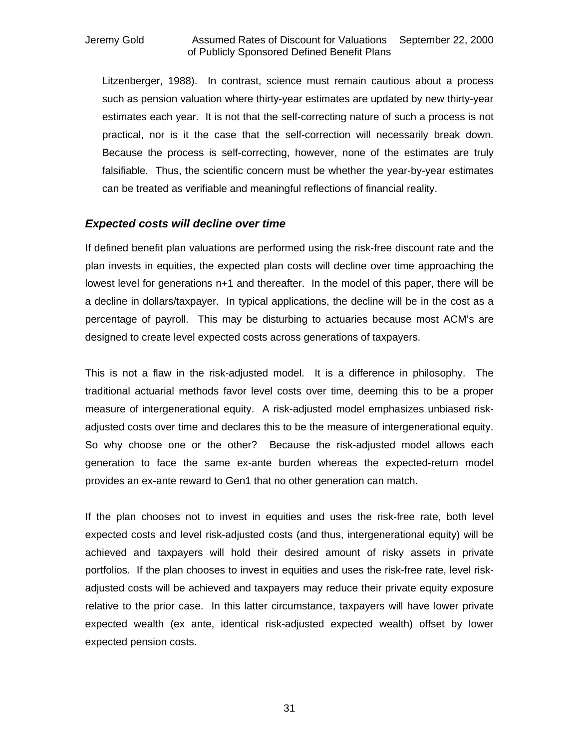Litzenberger, 1988). In contrast, science must remain cautious about a process such as pension valuation where thirty-year estimates are updated by new thirty-year estimates each year. It is not that the self-correcting nature of such a process is not practical, nor is it the case that the self-correction will necessarily break down. Because the process is self-correcting, however, none of the estimates are truly falsifiable. Thus, the scientific concern must be whether the year-by-year estimates can be treated as verifiable and meaningful reflections of financial reality.

### *Expected costs will decline over time*

If defined benefit plan valuations are performed using the risk-free discount rate and the plan invests in equities, the expected plan costs will decline over time approaching the lowest level for generations n+1 and thereafter. In the model of this paper, there will be a decline in dollars/taxpayer. In typical applications, the decline will be in the cost as a percentage of payroll. This may be disturbing to actuaries because most ACM's are designed to create level expected costs across generations of taxpayers.

This is not a flaw in the risk-adjusted model. It is a difference in philosophy. The traditional actuarial methods favor level costs over time, deeming this to be a proper measure of intergenerational equity. A risk-adjusted model emphasizes unbiased risk-adjusted costs over time and declares this to be the measure of intergenerational equity. So why choose one or the other? Because the risk-adjusted model allows each generation to face the same ex-ante burden whereas the expected-return model provides an ex-ante reward to Gen1 that no other generation can match.

If the plan chooses not to invest in equities and uses the risk-free rate, both level expected costs and level risk-adjusted costs (and thus, intergenerational equity) will be achieved and taxpayers will hold their desired amount of risky assets in private portfolios. If the plan chooses to invest in equities and uses the risk-free rate, level risk-adjusted costs will be achieved and taxpayers may reduce their private equity exposure relative to the prior case. In this latter circumstance, taxpayers will have lower private expected wealth (ex ante, identical risk-adjusted expected wealth) offset by lower expected pension costs.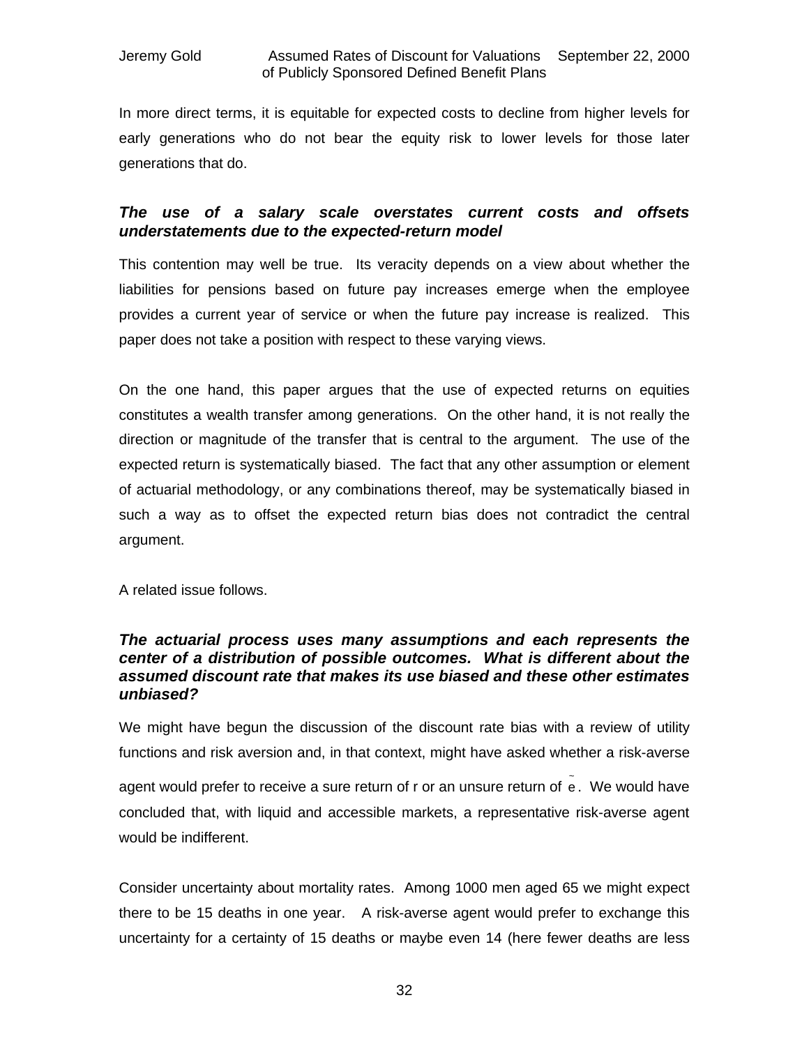In more direct terms, it is equitable for expected costs to decline from higher levels for early generations who do not bear the equity risk to lower levels for those later generations that do.

### *The use of a salary scale overstates current costs and offsets understatements due to the expected-return model*

This contention may well be true. Its veracity depends on a view about whether the liabilities for pensions based on future pay increases emerge when the employee provides a current year of service or when the future pay increase is realized. This paper does not take a position with respect to these varying views.

On the one hand, this paper argues that the use of expected returns on equities constitutes a wealth transfer among generations. On the other hand, it is not really the direction or magnitude of the transfer that is central to the argument. The use of the expected return is systematically biased. The fact that any other assumption or element of actuarial methodology, or any combinations thereof, may be systematically biased in such a way as to offset the expected return bias does not contradict the central argument.

A related issue follows.

### *The actuarial process uses many assumptions and each represents the center of a distribution of possible outcomes. What is different about the assumed discount rate that makes its use biased and these other estimates unbiased?*

We might have begun the discussion of the discount rate bias with a review of utility functions and risk aversion and, in that context, might have asked whether a risk-averse agent would prefer to receive a sure return of r or an unsure return of $\tilde{e}$. We would have concluded that, with liquid and accessible markets, a representative risk-averse agent would be indifferent.

Consider uncertainty about mortality rates. Among 1000 men aged 65 we might expect there to be 15 deaths in one year. A risk-averse agent would prefer to exchange this uncertainty for a certainty of 15 deaths or maybe even 14 (here fewer deaths are less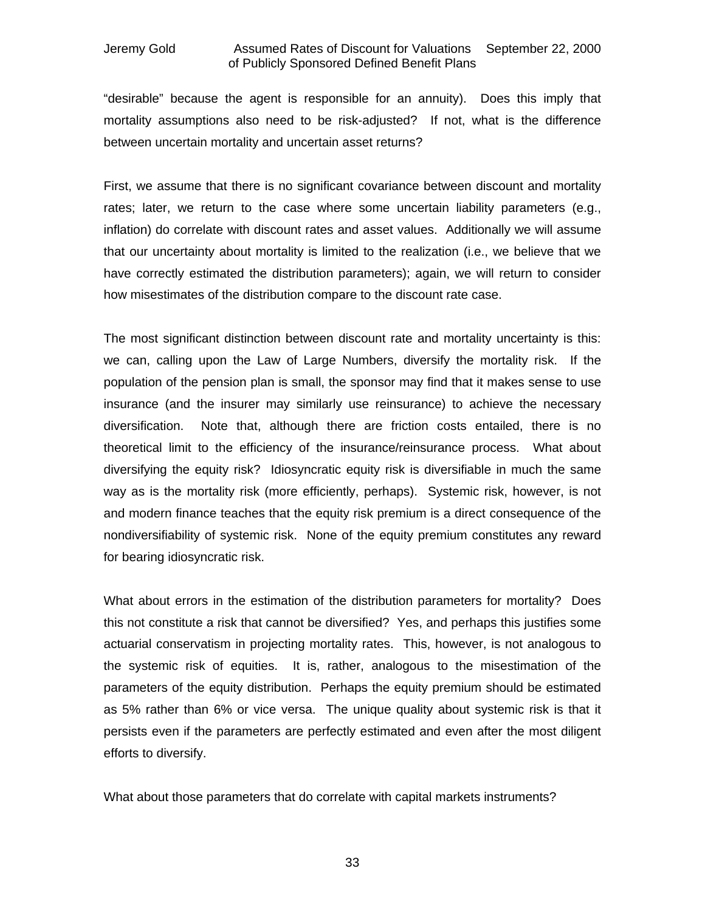"desirable" because the agent is responsible for an annuity). Does this imply that mortality assumptions also need to be risk-adjusted? If not, what is the difference between uncertain mortality and uncertain asset returns?

First, we assume that there is no significant covariance between discount and mortality rates; later, we return to the case where some uncertain liability parameters (e.g., inflation) do correlate with discount rates and asset values. Additionally we will assume that our uncertainty about mortality is limited to the realization (i.e., we believe that we have correctly estimated the distribution parameters); again, we will return to consider how misestimates of the distribution compare to the discount rate case.

The most significant distinction between discount rate and mortality uncertainty is this: we can, calling upon the Law of Large Numbers, diversify the mortality risk. If the population of the pension plan is small, the sponsor may find that it makes sense to use insurance (and the insurer may similarly use reinsurance) to achieve the necessary diversification. Note that, although there are friction costs entailed, there is no theoretical limit to the efficiency of the insurance/reinsurance process. What about diversifying the equity risk? Idiosyncratic equity risk is diversifiable in much the same way as is the mortality risk (more efficiently, perhaps). Systemic risk, however, is not and modern finance teaches that the equity risk premium is a direct consequence of the nondiversifiability of systemic risk. None of the equity premium constitutes any reward for bearing idiosyncratic risk.

What about errors in the estimation of the distribution parameters for mortality? Does this not constitute a risk that cannot be diversified? Yes, and perhaps this justifies some actuarial conservatism in projecting mortality rates. This, however, is not analogous to the systemic risk of equities. It is, rather, analogous to the misestimation of the parameters of the equity distribution. Perhaps the equity premium should be estimated as 5% rather than 6% or vice versa. The unique quality about systemic risk is that it persists even if the parameters are perfectly estimated and even after the most diligent efforts to diversify.

What about those parameters that do correlate with capital markets instruments?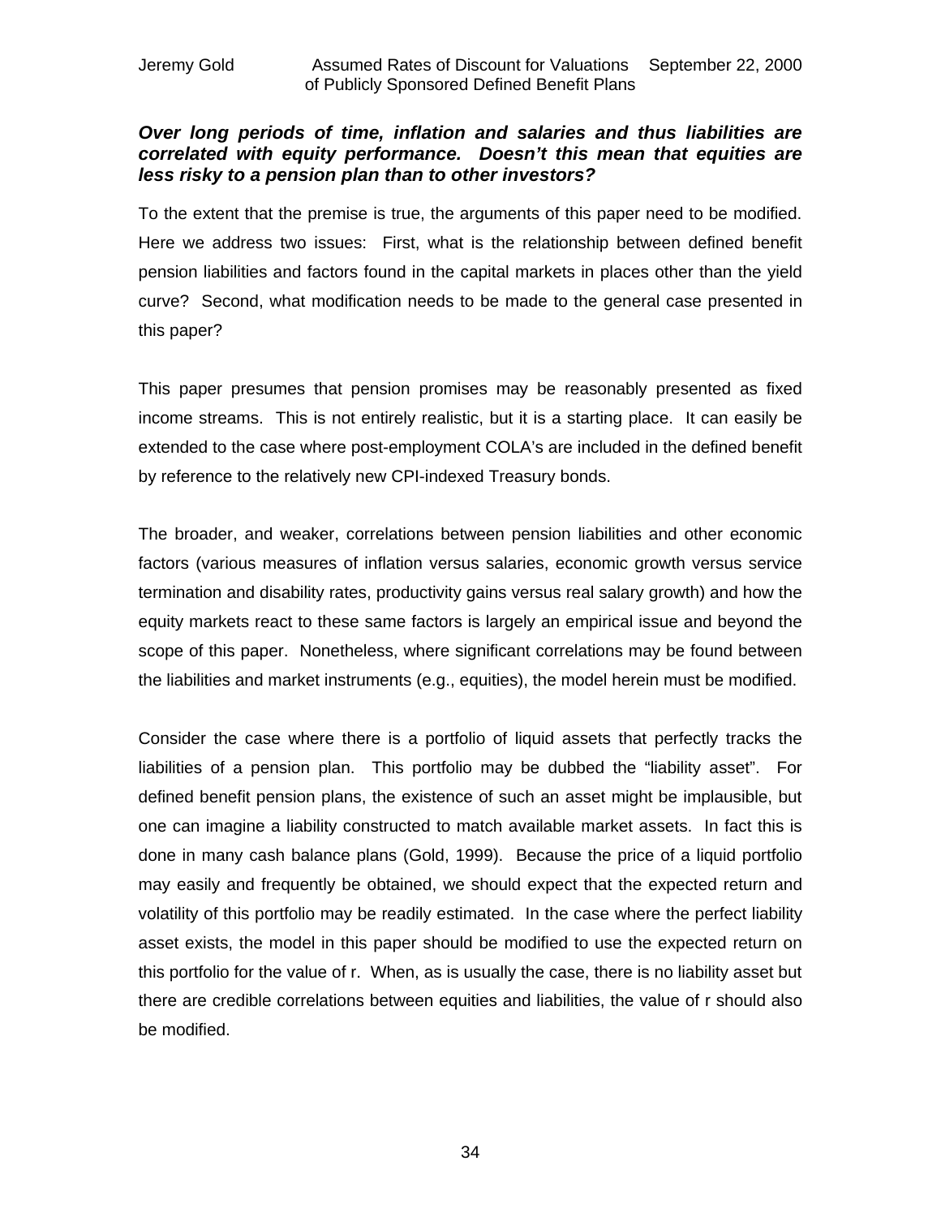***Over long periods of time, inflation and salaries and thus liabilities are correlated with equity performance. Doesn't this mean that equities are less risky to a pension plan than to other investors?***

To the extent that the premise is true, the arguments of this paper need to be modified. Here we address two issues: First, what is the relationship between defined benefit pension liabilities and factors found in the capital markets in places other than the yield curve? Second, what modification needs to be made to the general case presented in this paper?

This paper presumes that pension promises may be reasonably presented as fixed income streams. This is not entirely realistic, but it is a starting place. It can easily be extended to the case where post-employment COLA's are included in the defined benefit by reference to the relatively new CPI-indexed Treasury bonds.

The broader, and weaker, correlations between pension liabilities and other economic factors (various measures of inflation versus salaries, economic growth versus service termination and disability rates, productivity gains versus real salary growth) and how the equity markets react to these same factors is largely an empirical issue and beyond the scope of this paper. Nonetheless, where significant correlations may be found between the liabilities and market instruments (e.g., equities), the model herein must be modified.

Consider the case where there is a portfolio of liquid assets that perfectly tracks the liabilities of a pension plan. This portfolio may be dubbed the "liability asset". For defined benefit pension plans, the existence of such an asset might be implausible, but one can imagine a liability constructed to match available market assets. In fact this is done in many cash balance plans (Gold, 1999). Because the price of a liquid portfolio may easily and frequently be obtained, we should expect that the expected return and volatility of this portfolio may be readily estimated. In the case where the perfect liability asset exists, the model in this paper should be modified to use the expected return on this portfolio for the value of $r$. When, as is usually the case, there is no liability asset but there are credible correlations between equities and liabilities, the value of $r$ should also be modified.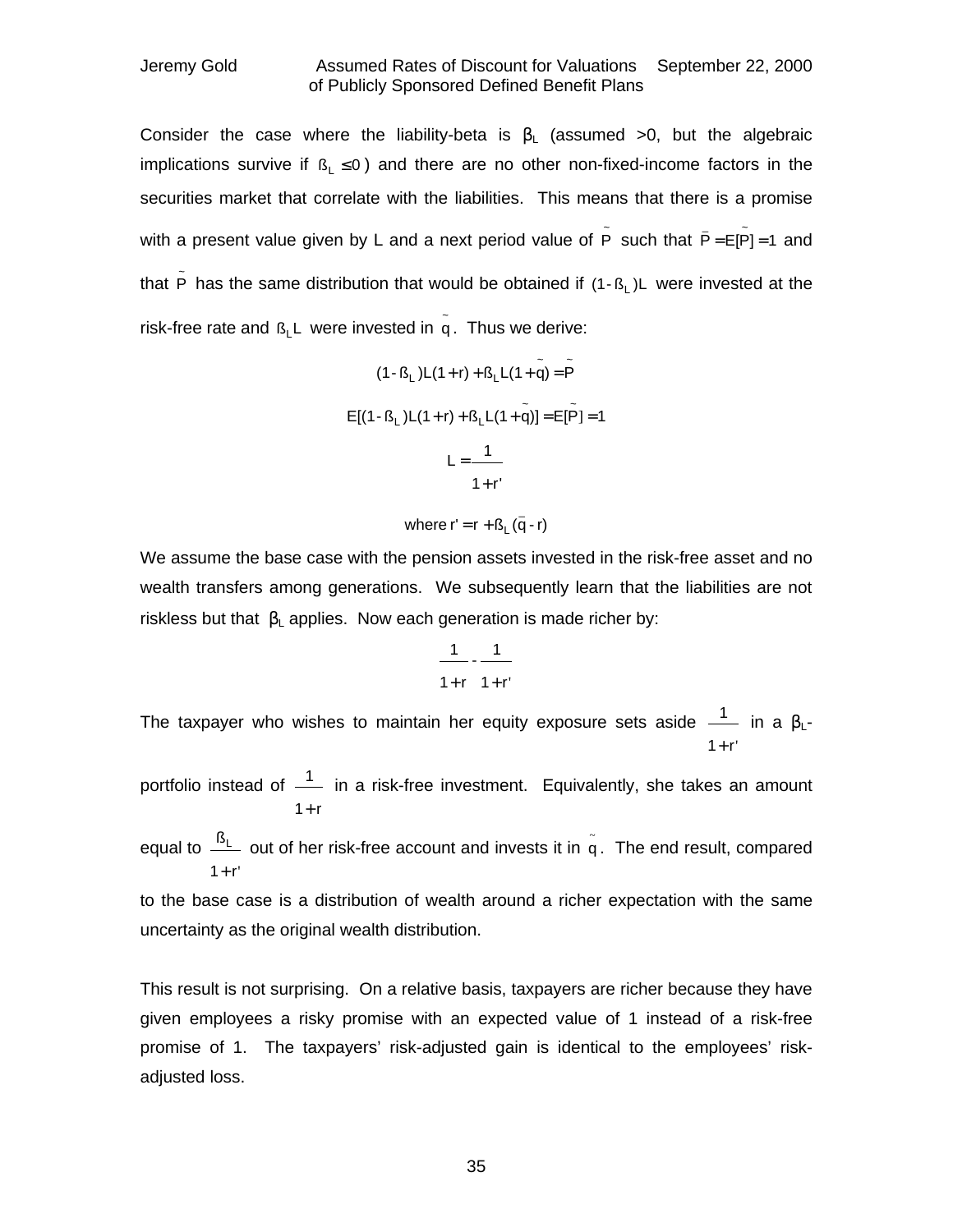Consider the case where the liability-beta is $\beta_L$ (assumed >0, but the algebraic implications survive if $ß_L \leq 0$) and there are no other non-fixed-income factors in the securities market that correlate with the liabilities. This means that there is a promise with a present value given by L and a next period value of $\tilde{P}$ such that $\bar{P} = E[\tilde{P}] = 1$ and that $\tilde{P}$ has the same distribution that would be obtained if $(1 - ß_L)L$ were invested at the risk-free rate and $ß_L L$ were invested in $\tilde{q}$. Thus we derive:

$$(1 - ß_L)L(1 + r) + ß_L L(1 + \tilde{q}) = \tilde{P}$$

$$E[(1 - ß_L)L(1 + r) + ß_L L(1 + \tilde{q})] = E[\tilde{P}] = 1$$

$$L = \frac{1}{1 + r'}$$

$$\text{where } r' = r + ß_L(\bar{q} - r)$$

We assume the base case with the pension assets invested in the risk-free asset and no wealth transfers among generations. We subsequently learn that the liabilities are not riskless but that $\beta_L$ applies. Now each generation is made richer by:

$$\frac{1}{1 + r} - \frac{1}{1 + r'}$$

The taxpayer who wishes to maintain her equity exposure sets aside $\frac{1}{1 + r'}$ in a $\beta_L$-portfolio instead of $\frac{1}{1 + r}$ in a risk-free investment. Equivalently, she takes an amount equal to $\frac{ß_L}{1 + r'}$ out of her risk-free account and invests it in $\tilde{q}$. The end result, compared to the base case is a distribution of wealth around a richer expectation with the same uncertainty as the original wealth distribution.

This result is not surprising. On a relative basis, taxpayers are richer because they have given employees a risky promise with an expected value of 1 instead of a risk-free promise of 1. The taxpayers' risk-adjusted gain is identical to the employees' risk-adjusted loss.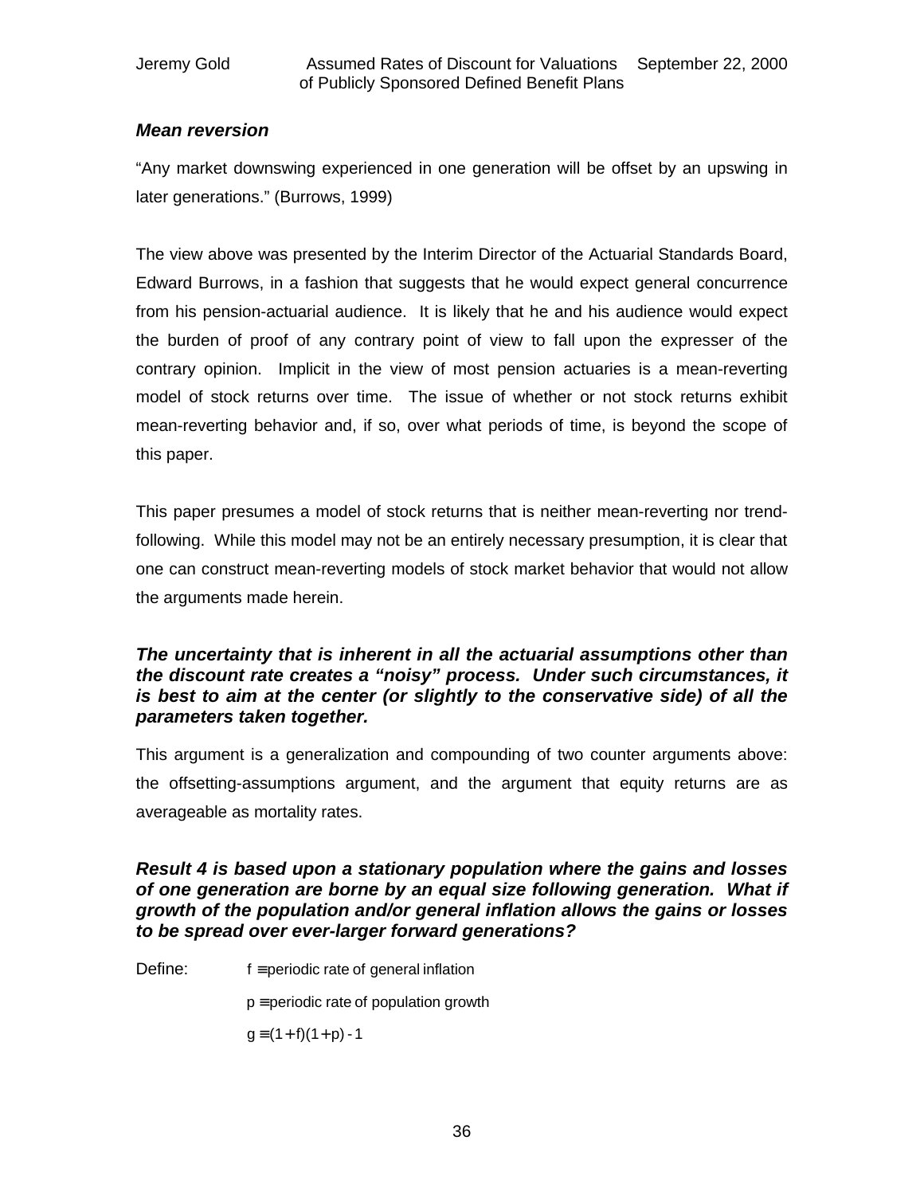### *Mean reversion*

"Any market downswing experienced in one generation will be offset by an upswing in later generations." (Burrows, 1999)

The view above was presented by the Interim Director of the Actuarial Standards Board, Edward Burrows, in a fashion that suggests that he would expect general concurrence from his pension-actuarial audience. It is likely that he and his audience would expect the burden of proof of any contrary point of view to fall upon the expresser of the contrary opinion. Implicit in the view of most pension actuaries is a mean-reverting model of stock returns over time. The issue of whether or not stock returns exhibit mean-reverting behavior and, if so, over what periods of time, is beyond the scope of this paper.

This paper presumes a model of stock returns that is neither mean-reverting nor trend-following. While this model may not be an entirely necessary presumption, it is clear that one can construct mean-reverting models of stock market behavior that would not allow the arguments made herein.

### ***The uncertainty that is inherent in all the actuarial assumptions other than the discount rate creates a "noisy" process. Under such circumstances, it is best to aim at the center (or slightly to the conservative side) of all the parameters taken together.***

This argument is a generalization and compounding of two counter arguments above: the offsetting-assumptions argument, and the argument that equity returns are as averageable as mortality rates.

### ***Result 4 is based upon a stationary population where the gains and losses of one generation are borne by an equal size following generation. What if growth of the population and/or general inflation allows the gains or losses to be spread over ever-larger forward generations?***

Define: $f \equiv$ periodic rate of general inflation

$p \equiv$ periodic rate of population growth

$g \equiv (1+f)(1+p) - 1$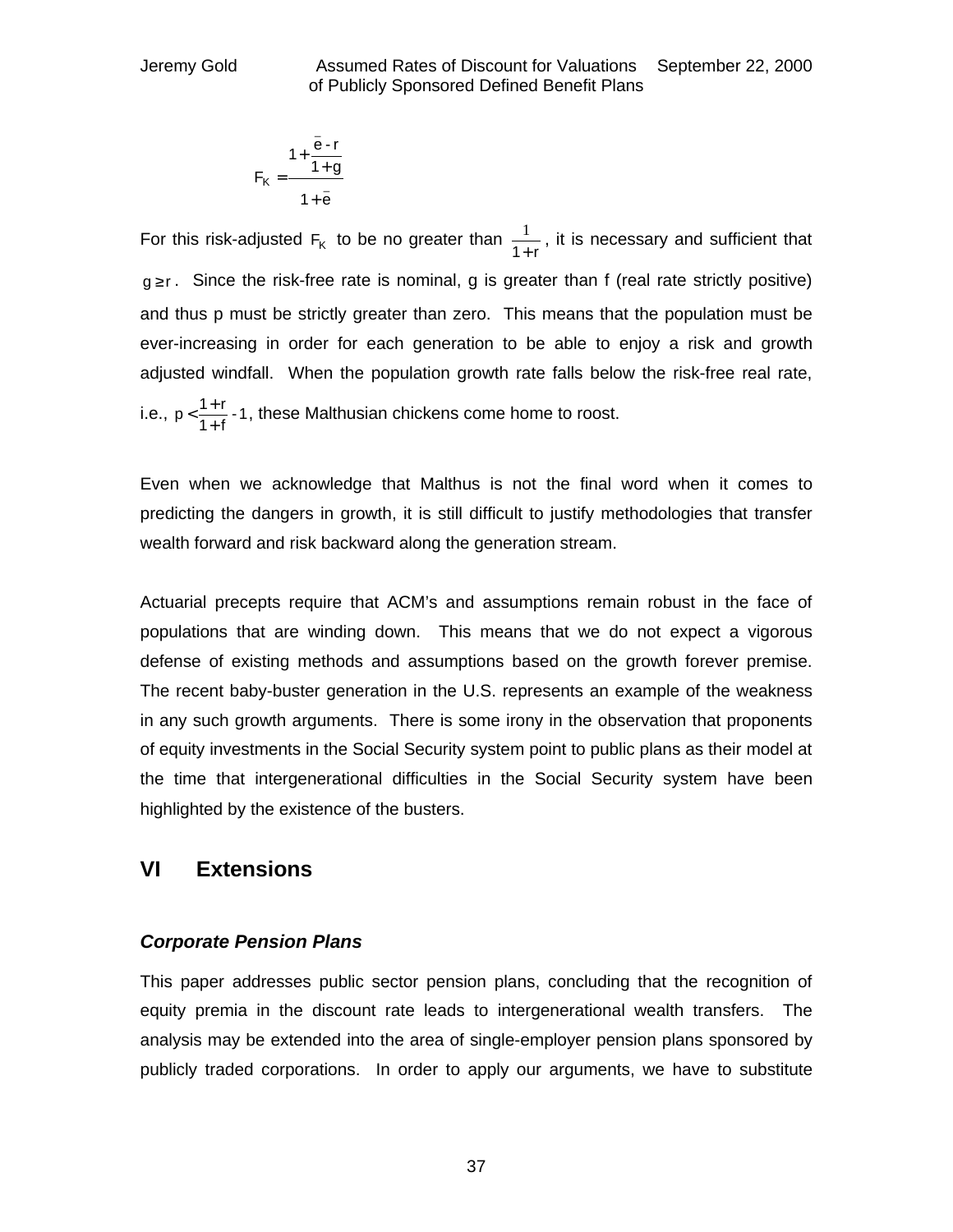$$F_K = \frac{1 + \frac{\bar{e} - r}{1 + g}}{1 + \bar{e}}$$

For this risk-adjusted $F_K$ to be no greater than $\frac{1}{1+r}$, it is necessary and sufficient that $g \geq r$. Since the risk-free rate is nominal, g is greater than f (real rate strictly positive) and thus p must be strictly greater than zero. This means that the population must be ever-increasing in order for each generation to be able to enjoy a risk and growth adjusted windfall. When the population growth rate falls below the risk-free real rate, i.e., $p < \frac{1+r}{1+f} - 1$, these Malthusian chickens come home to roost.

Even when we acknowledge that Malthus is not the final word when it comes to predicting the dangers in growth, it is still difficult to justify methodologies that transfer wealth forward and risk backward along the generation stream.

Actuarial precepts require that ACM's and assumptions remain robust in the face of populations that are winding down. This means that we do not expect a vigorous defense of existing methods and assumptions based on the growth forever premise. The recent baby-buster generation in the U.S. represents an example of the weakness in any such growth arguments. There is some irony in the observation that proponents of equity investments in the Social Security system point to public plans as their model at the time that intergenerational difficulties in the Social Security system have been highlighted by the existence of the busters.

## VI Extensions

### *Corporate Pension Plans*

This paper addresses public sector pension plans, concluding that the recognition of equity premia in the discount rate leads to intergenerational wealth transfers. The analysis may be extended into the area of single-employer pension plans sponsored by publicly traded corporations. In order to apply our arguments, we have to substitute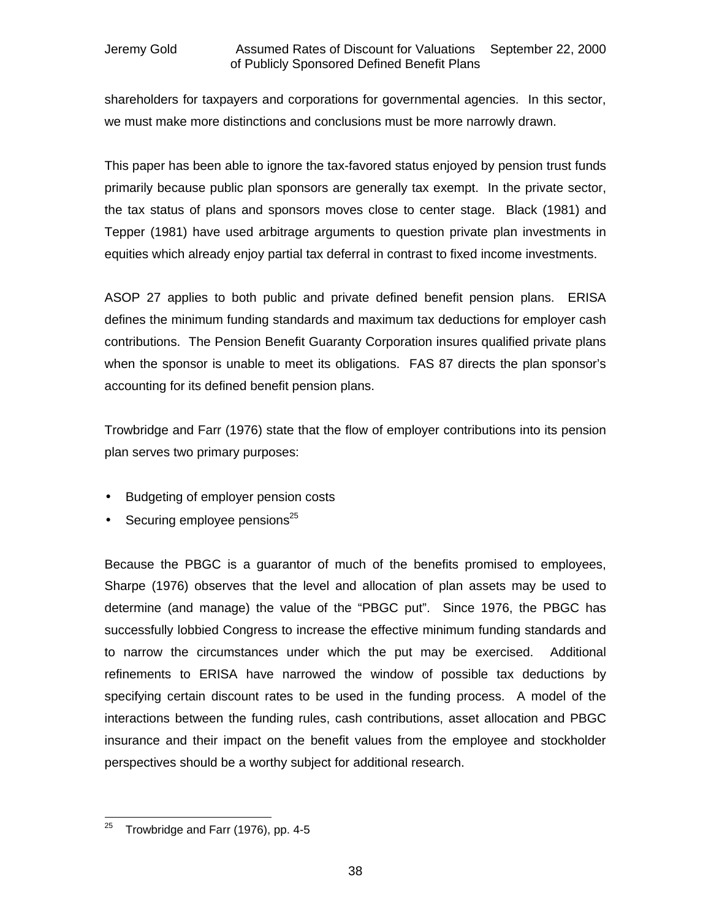shareholders for taxpayers and corporations for governmental agencies. In this sector, we must make more distinctions and conclusions must be more narrowly drawn.

This paper has been able to ignore the tax-favored status enjoyed by pension trust funds primarily because public plan sponsors are generally tax exempt. In the private sector, the tax status of plans and sponsors moves close to center stage. Black (1981) and Tepper (1981) have used arbitrage arguments to question private plan investments in equities which already enjoy partial tax deferral in contrast to fixed income investments.

ASOP 27 applies to both public and private defined benefit pension plans. ERISA defines the minimum funding standards and maximum tax deductions for employer cash contributions. The Pension Benefit Guaranty Corporation insures qualified private plans when the sponsor is unable to meet its obligations. FAS 87 directs the plan sponsor's accounting for its defined benefit pension plans.

Trowbridge and Farr (1976) state that the flow of employer contributions into its pension plan serves two primary purposes:

- Budgeting of employer pension costs
- Securing employee pensions[25]

Because the PBGC is a guarantor of much of the benefits promised to employees, Sharpe (1976) observes that the level and allocation of plan assets may be used to determine (and manage) the value of the "PBGC put". Since 1976, the PBGC has successfully lobbied Congress to increase the effective minimum funding standards and to narrow the circumstances under which the put may be exercised. Additional refinements to ERISA have narrowed the window of possible tax deductions by specifying certain discount rates to be used in the funding process. A model of the interactions between the funding rules, cash contributions, asset allocation and PBGC insurance and their impact on the benefit values from the employee and stockholder perspectives should be a worthy subject for additional research.

[25] Trowbridge and Farr (1976), pp. 4-5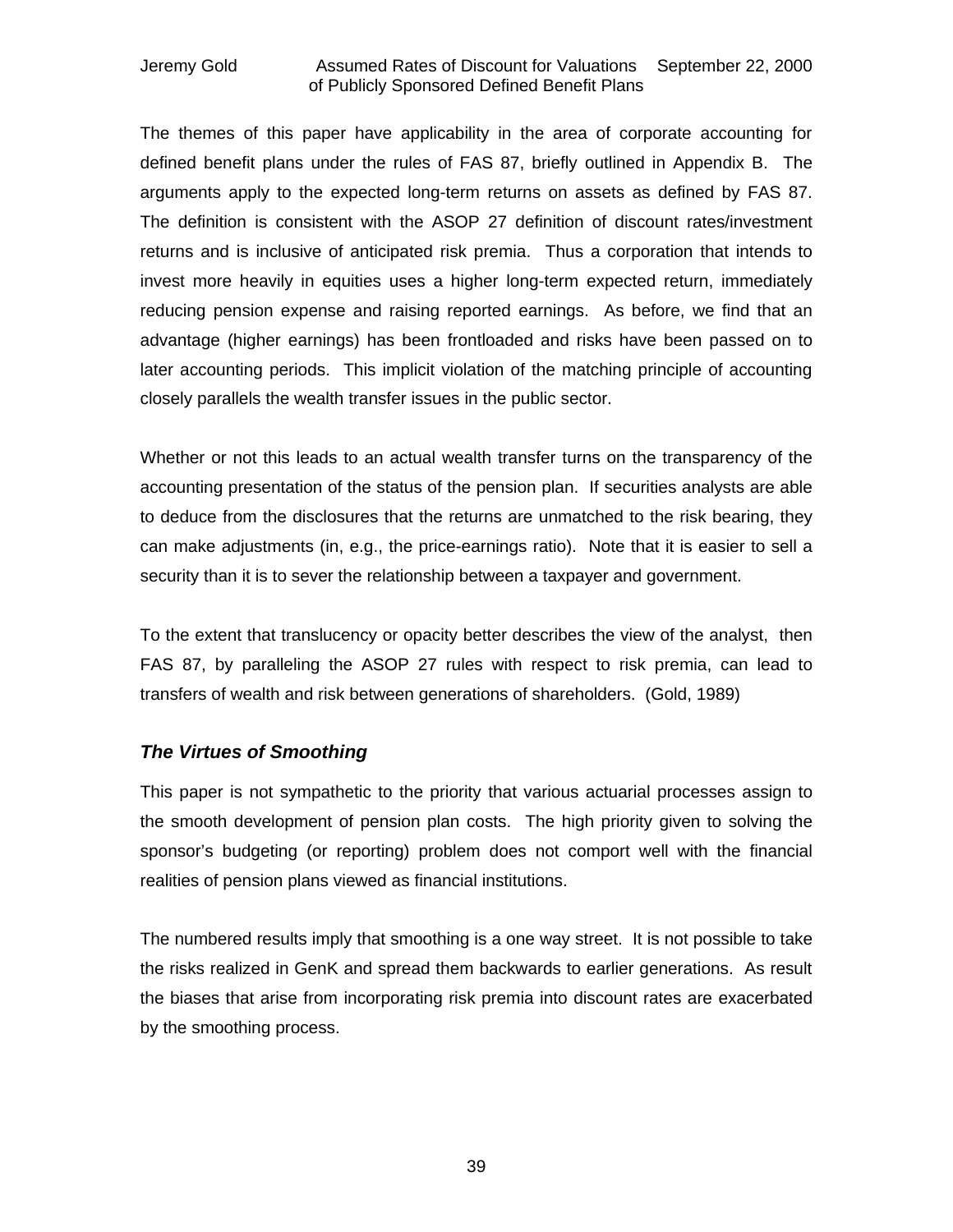The themes of this paper have applicability in the area of corporate accounting for defined benefit plans under the rules of FAS 87, briefly outlined in Appendix B. The arguments apply to the expected long-term returns on assets as defined by FAS 87. The definition is consistent with the ASOP 27 definition of discount rates/investment returns and is inclusive of anticipated risk premia. Thus a corporation that intends to invest more heavily in equities uses a higher long-term expected return, immediately reducing pension expense and raising reported earnings. As before, we find that an advantage (higher earnings) has been frontloaded and risks have been passed on to later accounting periods. This implicit violation of the matching principle of accounting closely parallels the wealth transfer issues in the public sector.

Whether or not this leads to an actual wealth transfer turns on the transparency of the accounting presentation of the status of the pension plan. If securities analysts are able to deduce from the disclosures that the returns are unmatched to the risk bearing, they can make adjustments (in, e.g., the price-earnings ratio). Note that it is easier to sell a security than it is to sever the relationship between a taxpayer and government.

To the extent that translucency or opacity better describes the view of the analyst, then FAS 87, by paralleling the ASOP 27 rules with respect to risk premia, can lead to transfers of wealth and risk between generations of shareholders. (Gold, 1989)

### *The Virtues of Smoothing*

This paper is not sympathetic to the priority that various actuarial processes assign to the smooth development of pension plan costs. The high priority given to solving the sponsor's budgeting (or reporting) problem does not comport well with the financial realities of pension plans viewed as financial institutions.

The numbered results imply that smoothing is a one way street. It is not possible to take the risks realized in GenK and spread them backwards to earlier generations. As result the biases that arise from incorporating risk premia into discount rates are exacerbated by the smoothing process.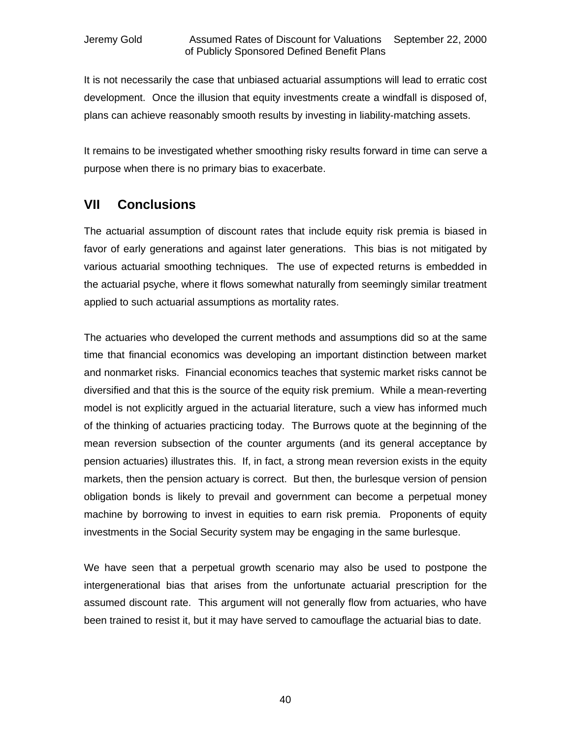It is not necessarily the case that unbiased actuarial assumptions will lead to erratic cost development. Once the illusion that equity investments create a windfall is disposed of, plans can achieve reasonably smooth results by investing in liability-matching assets.

It remains to be investigated whether smoothing risky results forward in time can serve a purpose when there is no primary bias to exacerbate.

## VII Conclusions

The actuarial assumption of discount rates that include equity risk premia is biased in favor of early generations and against later generations. This bias is not mitigated by various actuarial smoothing techniques. The use of expected returns is embedded in the actuarial psyche, where it flows somewhat naturally from seemingly similar treatment applied to such actuarial assumptions as mortality rates.

The actuaries who developed the current methods and assumptions did so at the same time that financial economics was developing an important distinction between market and nonmarket risks. Financial economics teaches that systemic market risks cannot be diversified and that this is the source of the equity risk premium. While a mean-reverting model is not explicitly argued in the actuarial literature, such a view has informed much of the thinking of actuaries practicing today. The Burrows quote at the beginning of the mean reversion subsection of the counter arguments (and its general acceptance by pension actuaries) illustrates this. If, in fact, a strong mean reversion exists in the equity markets, then the pension actuary is correct. But then, the burlesque version of pension obligation bonds is likely to prevail and government can become a perpetual money machine by borrowing to invest in equities to earn risk premia. Proponents of equity investments in the Social Security system may be engaging in the same burlesque.

We have seen that a perpetual growth scenario may also be used to postpone the intergenerational bias that arises from the unfortunate actuarial prescription for the assumed discount rate. This argument will not generally flow from actuaries, who have been trained to resist it, but it may have served to camouflage the actuarial bias to date.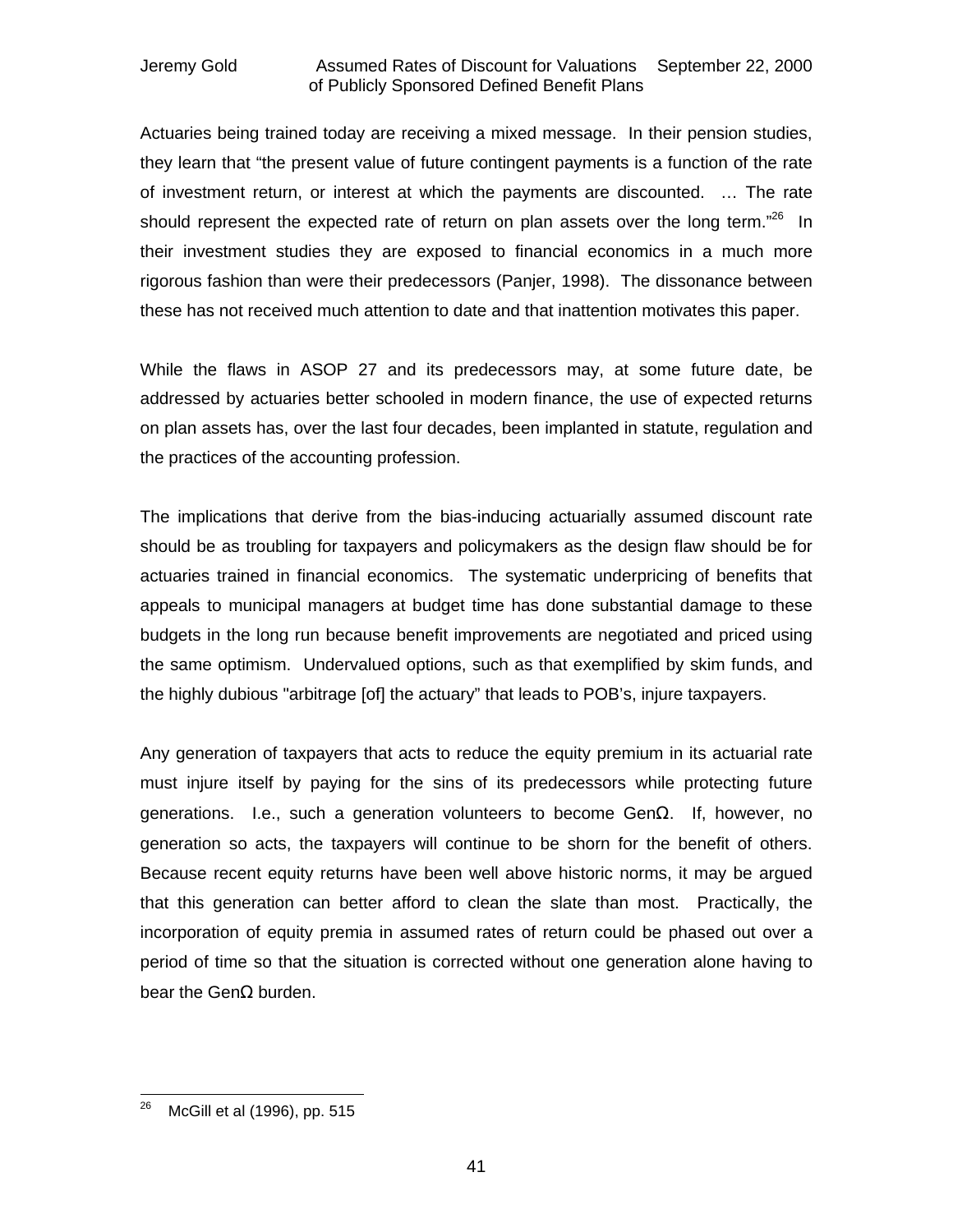Actuaries being trained today are receiving a mixed message. In their pension studies, they learn that "the present value of future contingent payments is a function of the rate of investment return, or interest at which the payments are discounted. … The rate should represent the expected rate of return on plan assets over the long term."[26] In their investment studies they are exposed to financial economics in a much more rigorous fashion than were their predecessors (Panjer, 1998). The dissonance between these has not received much attention to date and that inattention motivates this paper.

While the flaws in ASOP 27 and its predecessors may, at some future date, be addressed by actuaries better schooled in modern finance, the use of expected returns on plan assets has, over the last four decades, been implanted in statute, regulation and the practices of the accounting profession.

The implications that derive from the bias-inducing actuarially assumed discount rate should be as troubling for taxpayers and policymakers as the design flaw should be for actuaries trained in financial economics. The systematic underpricing of benefits that appeals to municipal managers at budget time has done substantial damage to these budgets in the long run because benefit improvements are negotiated and priced using the same optimism. Undervalued options, such as that exemplified by skim funds, and the highly dubious "arbitrage [of] the actuary" that leads to POB's, injure taxpayers.

Any generation of taxpayers that acts to reduce the equity premium in its actuarial rate must injure itself by paying for the sins of its predecessors while protecting future generations. I.e., such a generation volunteers to become GenΩ. If, however, no generation so acts, the taxpayers will continue to be shorn for the benefit of others. Because recent equity returns have been well above historic norms, it may be argued that this generation can better afford to clean the slate than most. Practically, the incorporation of equity premia in assumed rates of return could be phased out over a period of time so that the situation is corrected without one generation alone having to bear the GenΩ burden.

---

[26] McGill et al (1996), pp. 515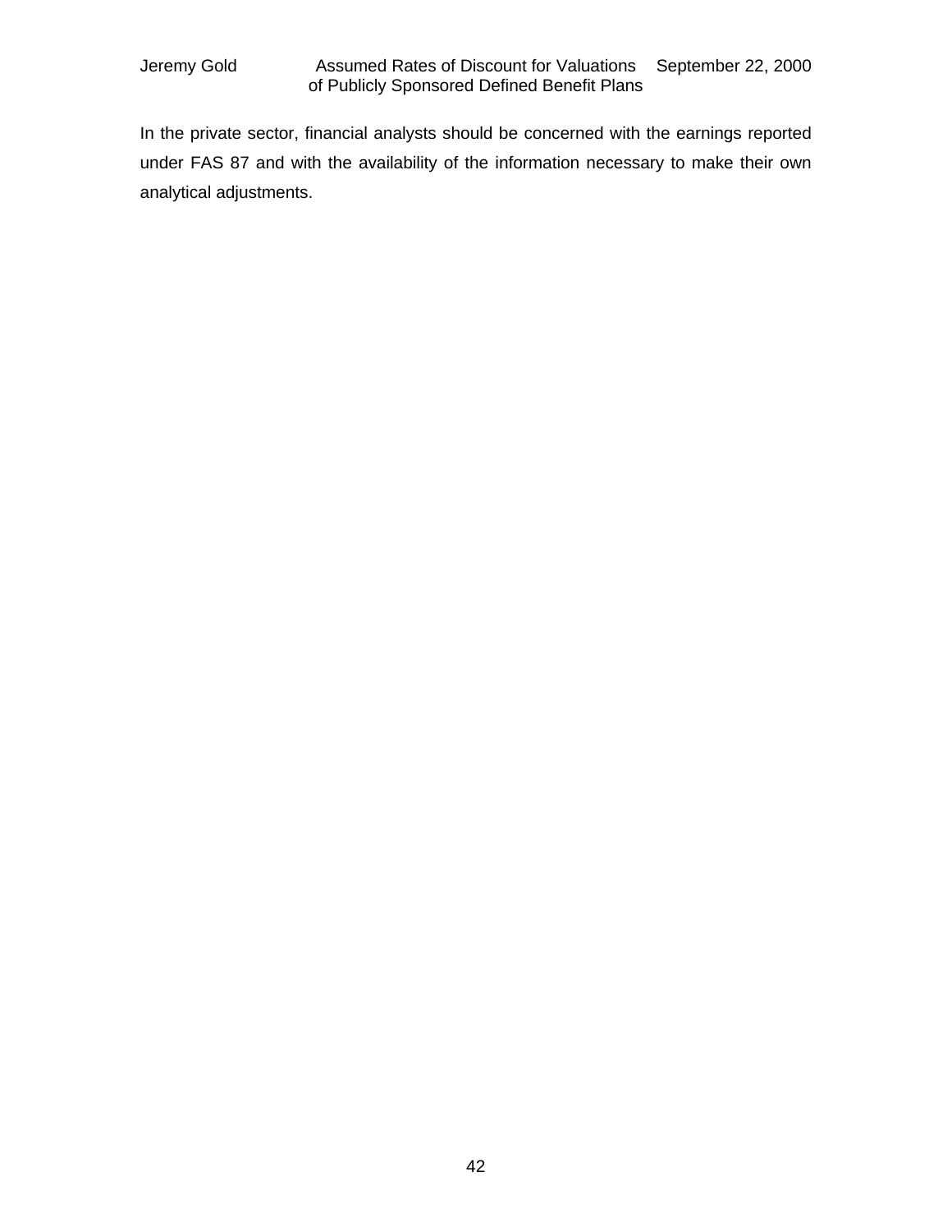In the private sector, financial analysts should be concerned with the earnings reported under FAS 87 and with the availability of the information necessary to make their own analytical adjustments.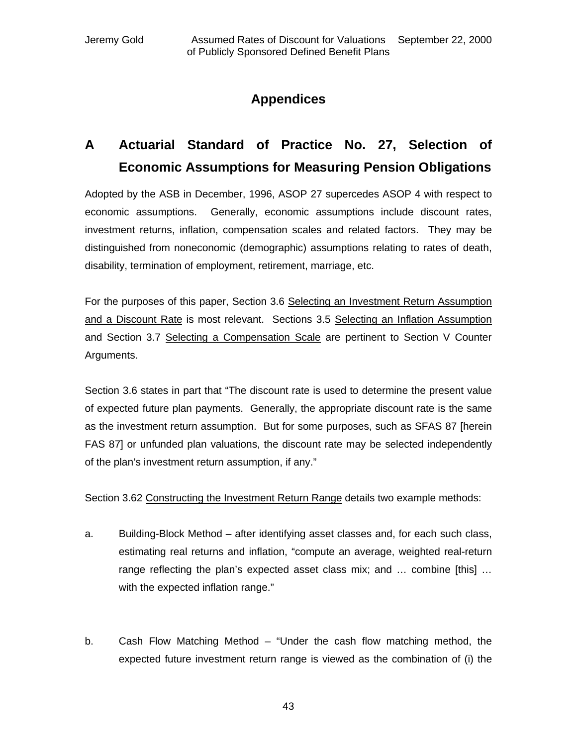# Appendices

## A Actuarial Standard of Practice No. 27, Selection of Economic Assumptions for Measuring Pension Obligations

Adopted by the ASB in December, 1996, ASOP 27 supercedes ASOP 4 with respect to economic assumptions. Generally, economic assumptions include discount rates, investment returns, inflation, compensation scales and related factors. They may be distinguished from noneconomic (demographic) assumptions relating to rates of death, disability, termination of employment, retirement, marriage, etc.

For the purposes of this paper, Section 3.6 <u>Selecting an Investment Return Assumption and a Discount Rate</u> is most relevant. Sections 3.5 <u>Selecting an Inflation Assumption</u> and Section 3.7 <u>Selecting a Compensation Scale</u> are pertinent to Section V Counter Arguments.

Section 3.6 states in part that "The discount rate is used to determine the present value of expected future plan payments. Generally, the appropriate discount rate is the same as the investment return assumption. But for some purposes, such as SFAS 87 [herein FAS 87] or unfunded plan valuations, the discount rate may be selected independently of the plan's investment return assumption, if any."

Section 3.62 <u>Constructing the Investment Return Range</u> details two example methods:

a. Building-Block Method – after identifying asset classes and, for each such class, estimating real returns and inflation, "compute an average, weighted real-return range reflecting the plan's expected asset class mix; and … combine [this] … with the expected inflation range."

b. Cash Flow Matching Method – "Under the cash flow matching method, the expected future investment return range is viewed as the combination of (i) the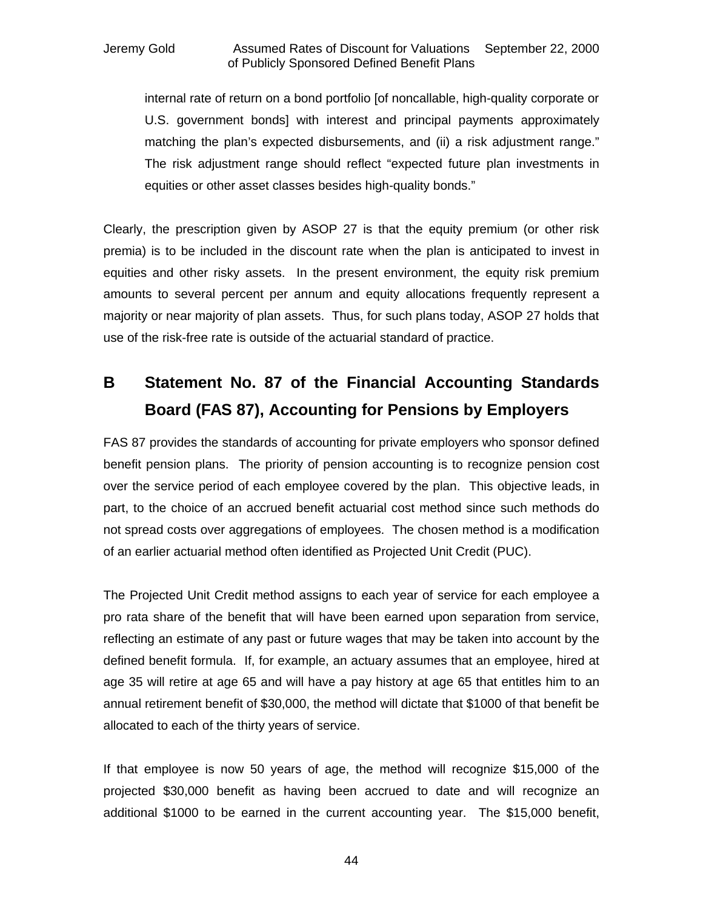internal rate of return on a bond portfolio [of noncallable, high-quality corporate or U.S. government bonds] with interest and principal payments approximately matching the plan's expected disbursements, and (ii) a risk adjustment range." The risk adjustment range should reflect "expected future plan investments in equities or other asset classes besides high-quality bonds."

Clearly, the prescription given by ASOP 27 is that the equity premium (or other risk premia) is to be included in the discount rate when the plan is anticipated to invest in equities and other risky assets. In the present environment, the equity risk premium amounts to several percent per annum and equity allocations frequently represent a majority or near majority of plan assets. Thus, for such plans today, ASOP 27 holds that use of the risk-free rate is outside of the actuarial standard of practice.

## B Statement No. 87 of the Financial Accounting Standards Board (FAS 87), Accounting for Pensions by Employers

FAS 87 provides the standards of accounting for private employers who sponsor defined benefit pension plans. The priority of pension accounting is to recognize pension cost over the service period of each employee covered by the plan. This objective leads, in part, to the choice of an accrued benefit actuarial cost method since such methods do not spread costs over aggregations of employees. The chosen method is a modification of an earlier actuarial method often identified as Projected Unit Credit (PUC).

The Projected Unit Credit method assigns to each year of service for each employee a pro rata share of the benefit that will have been earned upon separation from service, reflecting an estimate of any past or future wages that may be taken into account by the defined benefit formula. If, for example, an actuary assumes that an employee, hired at age 35 will retire at age 65 and will have a pay history at age 65 that entitles him to an annual retirement benefit of $30,000, the method will dictate that $1000 of that benefit be allocated to each of the thirty years of service.

If that employee is now 50 years of age, the method will recognize $15,000 of the projected $30,000 benefit as having been accrued to date and will recognize an additional $1000 to be earned in the current accounting year. The $15,000 benefit,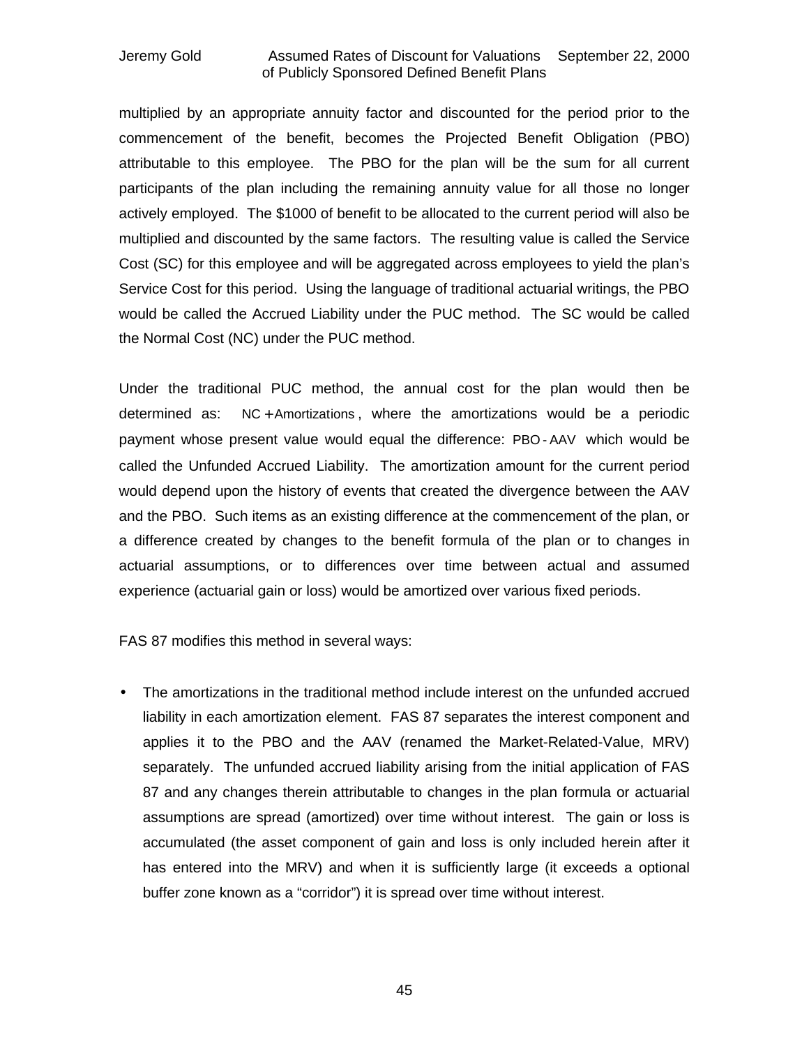multiplied by an appropriate annuity factor and discounted for the period prior to the commencement of the benefit, becomes the Projected Benefit Obligation (PBO) attributable to this employee. The PBO for the plan will be the sum for all current participants of the plan including the remaining annuity value for all those no longer actively employed. The $1000 of benefit to be allocated to the current period will also be multiplied and discounted by the same factors. The resulting value is called the Service Cost (SC) for this employee and will be aggregated across employees to yield the plan's Service Cost for this period. Using the language of traditional actuarial writings, the PBO would be called the Accrued Liability under the PUC method. The SC would be called the Normal Cost (NC) under the PUC method.

Under the traditional PUC method, the annual cost for the plan would then be determined as: $\text{NC} + \text{Amortizations}$, where the amortizations would be a periodic payment whose present value would equal the difference: $\text{PBO} - \text{AAV}$ which would be called the Unfunded Accrued Liability. The amortization amount for the current period would depend upon the history of events that created the divergence between the AAV and the PBO. Such items as an existing difference at the commencement of the plan, or a difference created by changes to the benefit formula of the plan or to changes in actuarial assumptions, or to differences over time between actual and assumed experience (actuarial gain or loss) would be amortized over various fixed periods.

FAS 87 modifies this method in several ways:

- The amortizations in the traditional method include interest on the unfunded accrued liability in each amortization element. FAS 87 separates the interest component and applies it to the PBO and the AAV (renamed the Market-Related-Value, MRV) separately. The unfunded accrued liability arising from the initial application of FAS 87 and any changes therein attributable to changes in the plan formula or actuarial assumptions are spread (amortized) over time without interest. The gain or loss is accumulated (the asset component of gain and loss is only included herein after it has entered into the MRV) and when it is sufficiently large (it exceeds a optional buffer zone known as a "corridor") it is spread over time without interest.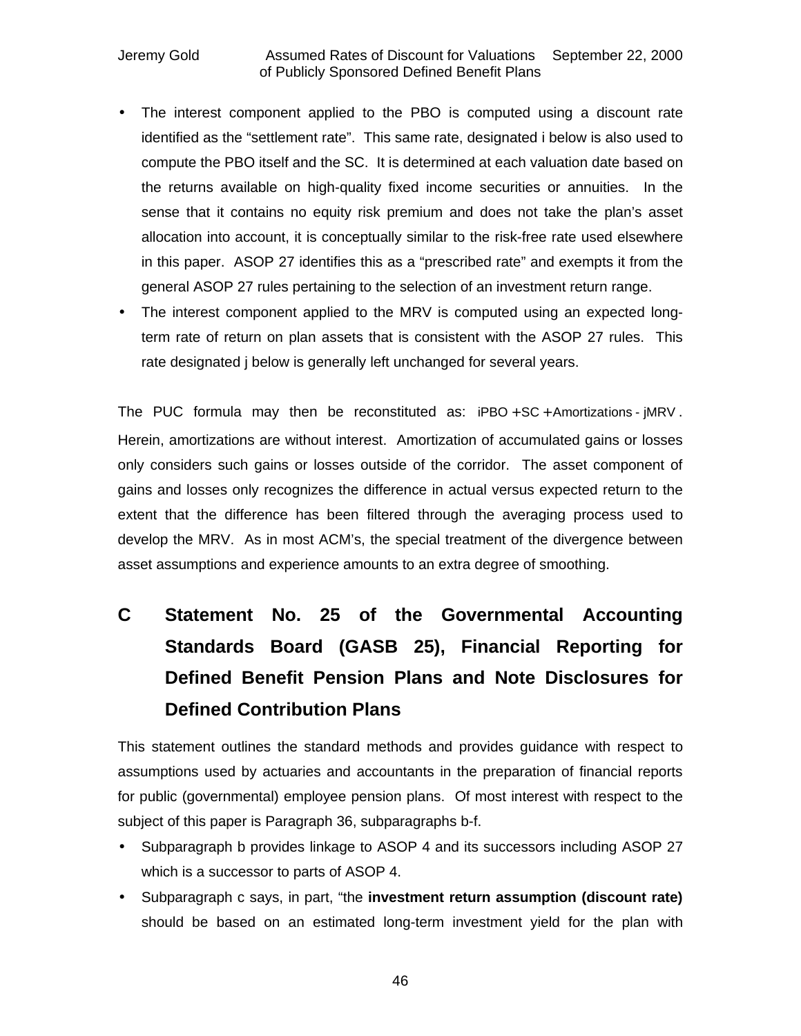- The interest component applied to the PBO is computed using a discount rate identified as the "settlement rate". This same rate, designated i below is also used to compute the PBO itself and the SC. It is determined at each valuation date based on the returns available on high-quality fixed income securities or annuities. In the sense that it contains no equity risk premium and does not take the plan's asset allocation into account, it is conceptually similar to the risk-free rate used elsewhere in this paper. ASOP 27 identifies this as a "prescribed rate" and exempts it from the general ASOP 27 rules pertaining to the selection of an investment return range.
- The interest component applied to the MRV is computed using an expected long-term rate of return on plan assets that is consistent with the ASOP 27 rules. This rate designated j below is generally left unchanged for several years.

The PUC formula may then be reconstituted as: $iPBO + SC + Amortizations - jMRV$. Herein, amortizations are without interest. Amortization of accumulated gains or losses only considers such gains or losses outside of the corridor. The asset component of gains and losses only recognizes the difference in actual versus expected return to the extent that the difference has been filtered through the averaging process used to develop the MRV. As in most ACM's, the special treatment of the divergence between asset assumptions and experience amounts to an extra degree of smoothing.

## C Statement No. 25 of the Governmental Accounting Standards Board (GASB 25), Financial Reporting for Defined Benefit Pension Plans and Note Disclosures for Defined Contribution Plans

This statement outlines the standard methods and provides guidance with respect to assumptions used by actuaries and accountants in the preparation of financial reports for public (governmental) employee pension plans. Of most interest with respect to the subject of this paper is Paragraph 36, subparagraphs b-f.

- Subparagraph b provides linkage to ASOP 4 and its successors including ASOP 27 which is a successor to parts of ASOP 4.
- Subparagraph c says, in part, "the **investment return assumption (discount rate)** should be based on an estimated long-term investment yield for the plan with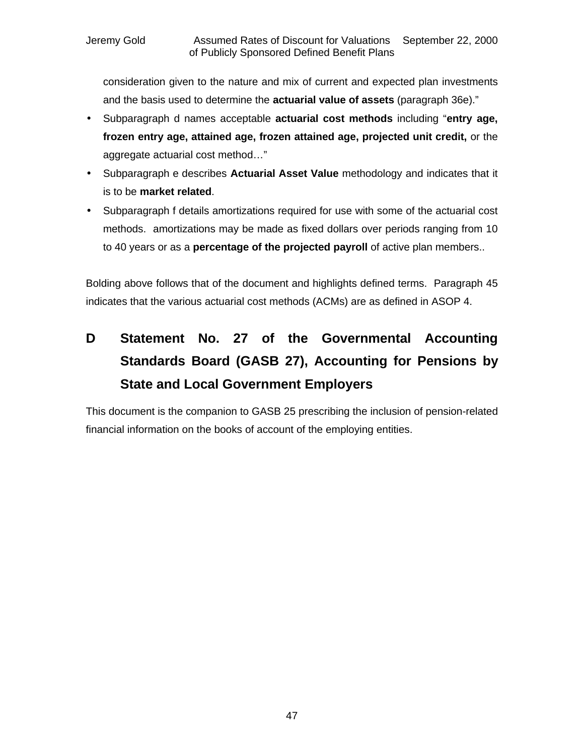consideration given to the nature and mix of current and expected plan investments and the basis used to determine the **actuarial value of assets** (paragraph 36e)."

- Subparagraph d names acceptable **actuarial cost methods** including "**entry age, frozen entry age, attained age, frozen attained age, projected unit credit,** or the aggregate actuarial cost method…"
- Subparagraph e describes **Actuarial Asset Value** methodology and indicates that it is to be **market related**.
- Subparagraph f details amortizations required for use with some of the actuarial cost methods. amortizations may be made as fixed dollars over periods ranging from 10 to 40 years or as a **percentage of the projected payroll** of active plan members..

Bolding above follows that of the document and highlights defined terms. Paragraph 45 indicates that the various actuarial cost methods (ACMs) are as defined in ASOP 4.

## D Statement No. 27 of the Governmental Accounting Standards Board (GASB 27), Accounting for Pensions by State and Local Government Employers

This document is the companion to GASB 25 prescribing the inclusion of pension-related financial information on the books of account of the employing entities.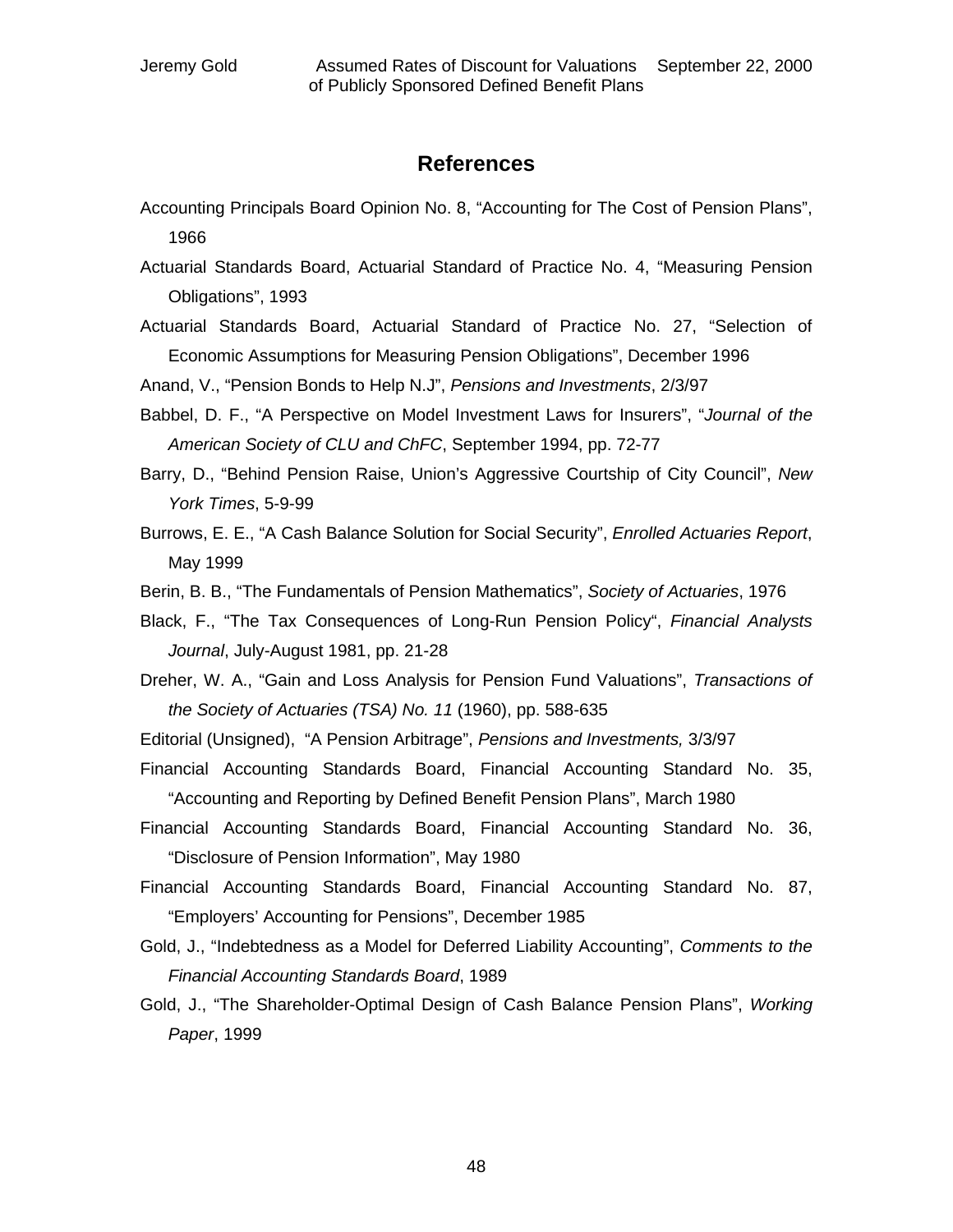## References

Accounting Principals Board Opinion No. 8, “Accounting for The Cost of Pension Plans”, 1966

Actuarial Standards Board, Actuarial Standard of Practice No. 4, “Measuring Pension Obligations”, 1993

Actuarial Standards Board, Actuarial Standard of Practice No. 27, “Selection of Economic Assumptions for Measuring Pension Obligations”, December 1996

Anand, V., “Pension Bonds to Help N.J”, *Pensions and Investments*, 2/3/97

Babbel, D. F., “A Perspective on Model Investment Laws for Insurers”, “*Journal of the American Society of CLU and ChFC*, September 1994, pp. 72-77

Barry, D., “Behind Pension Raise, Union’s Aggressive Courtship of City Council”, *New York Times*, 5-9-99

Burrows, E. E., “A Cash Balance Solution for Social Security”, *Enrolled Actuaries Report*, May 1999

Berin, B. B., “The Fundamentals of Pension Mathematics”, *Society of Actuaries*, 1976

Black, F., “The Tax Consequences of Long-Run Pension Policy“, *Financial Analysts Journal*, July-August 1981, pp. 21-28

Dreher, W. A., “Gain and Loss Analysis for Pension Fund Valuations”, *Transactions of the Society of Actuaries (TSA) No. 11* (1960), pp. 588-635

Editorial (Unsigned), “A Pension Arbitrage”, *Pensions and Investments,* 3/3/97

Financial Accounting Standards Board, Financial Accounting Standard No. 35, “Accounting and Reporting by Defined Benefit Pension Plans”, March 1980

Financial Accounting Standards Board, Financial Accounting Standard No. 36, “Disclosure of Pension Information”, May 1980

Financial Accounting Standards Board, Financial Accounting Standard No. 87, “Employers’ Accounting for Pensions”, December 1985

Gold, J., “Indebtedness as a Model for Deferred Liability Accounting”, *Comments to the Financial Accounting Standards Board*, 1989

Gold, J., “The Shareholder-Optimal Design of Cash Balance Pension Plans”, *Working Paper*, 1999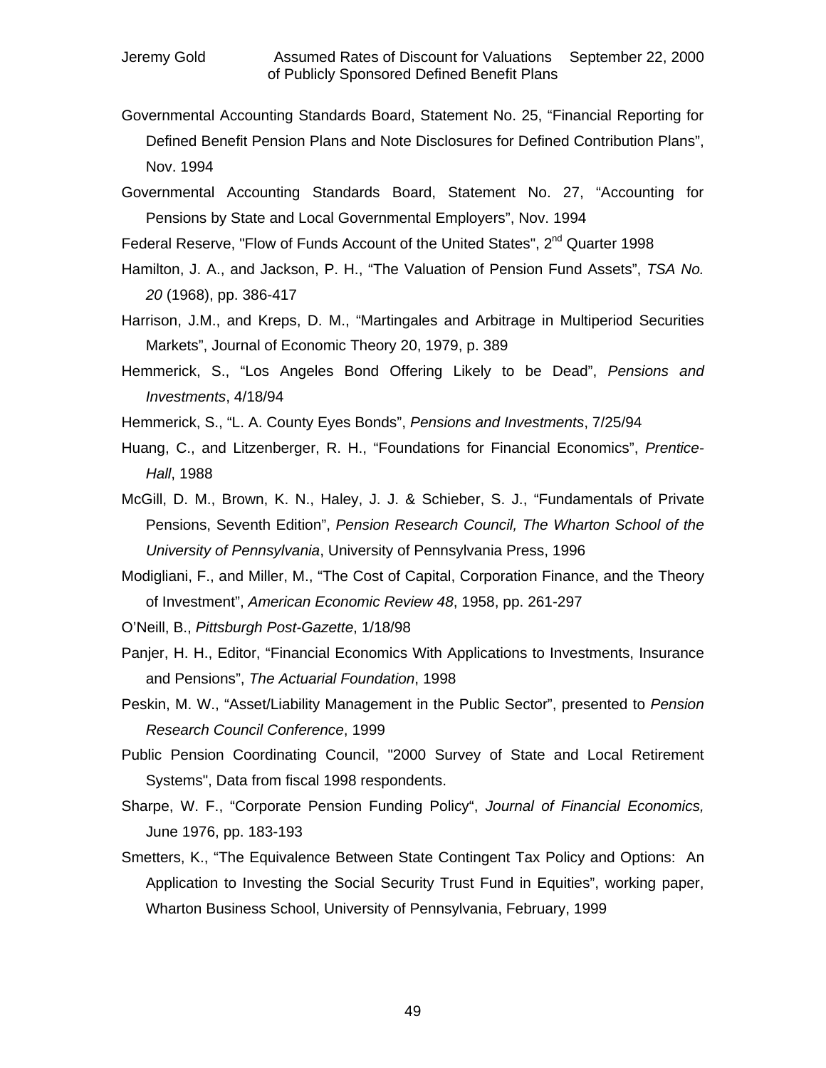Governmental Accounting Standards Board, Statement No. 25, "Financial Reporting for Defined Benefit Pension Plans and Note Disclosures for Defined Contribution Plans", Nov. 1994

Governmental Accounting Standards Board, Statement No. 27, "Accounting for Pensions by State and Local Governmental Employers", Nov. 1994

Federal Reserve, "Flow of Funds Account of the United States", 2nd Quarter 1998

Hamilton, J. A., and Jackson, P. H., "The Valuation of Pension Fund Assets", *TSA No. 20* (1968), pp. 386-417

Harrison, J.M., and Kreps, D. M., "Martingales and Arbitrage in Multiperiod Securities Markets", Journal of Economic Theory 20, 1979, p. 389

Hemmerick, S., "Los Angeles Bond Offering Likely to be Dead", *Pensions and Investments*, 4/18/94

Hemmerick, S., "L. A. County Eyes Bonds", *Pensions and Investments*, 7/25/94

Huang, C., and Litzenberger, R. H., "Foundations for Financial Economics", *Prentice-Hall*, 1988

McGill, D. M., Brown, K. N., Haley, J. J. & Schieber, S. J., "Fundamentals of Private Pensions, Seventh Edition", *Pension Research Council, The Wharton School of the University of Pennsylvania*, University of Pennsylvania Press, 1996

Modigliani, F., and Miller, M., "The Cost of Capital, Corporation Finance, and the Theory of Investment", *American Economic Review 48*, 1958, pp. 261-297

O'Neill, B., *Pittsburgh Post-Gazette*, 1/18/98

Panjer, H. H., Editor, "Financial Economics With Applications to Investments, Insurance and Pensions", *The Actuarial Foundation*, 1998

Peskin, M. W., "Asset/Liability Management in the Public Sector", presented to *Pension Research Council Conference*, 1999

Public Pension Coordinating Council, "2000 Survey of State and Local Retirement Systems", Data from fiscal 1998 respondents.

Sharpe, W. F., "Corporate Pension Funding Policy", *Journal of Financial Economics,* June 1976, pp. 183-193

Smetters, K., "The Equivalence Between State Contingent Tax Policy and Options: An Application to Investing the Social Security Trust Fund in Equities", working paper, Wharton Business School, University of Pennsylvania, February, 1999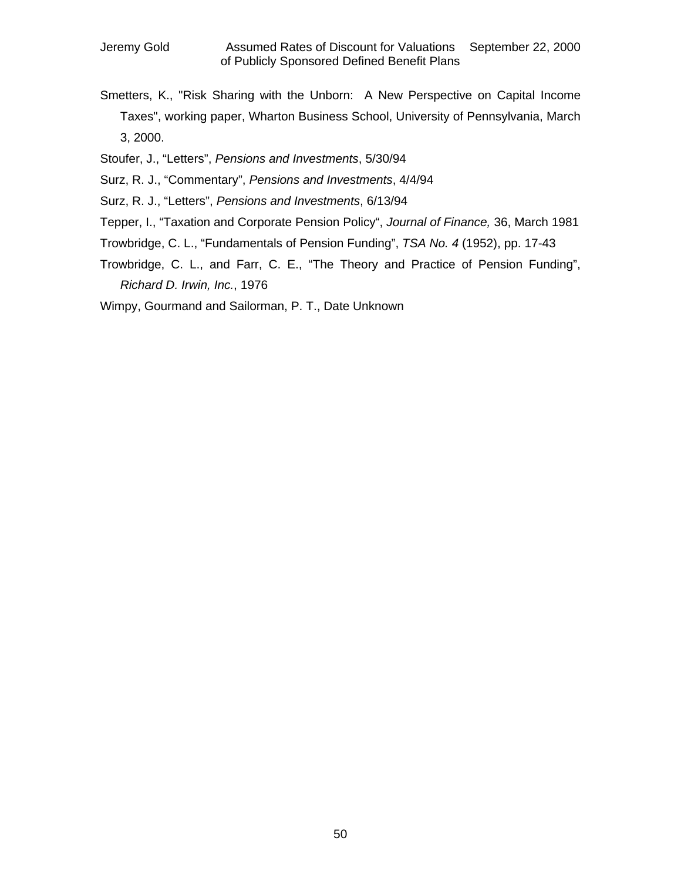Smetters, K., "Risk Sharing with the Unborn: A New Perspective on Capital Income Taxes", working paper, Wharton Business School, University of Pennsylvania, March 3, 2000.

Stoufer, J., "Letters", *Pensions and Investments*, 5/30/94

Surz, R. J., "Commentary", *Pensions and Investments*, 4/4/94

Surz, R. J., "Letters", *Pensions and Investments*, 6/13/94

Tepper, I., "Taxation and Corporate Pension Policy", *Journal of Finance,* 36, March 1981

Trowbridge, C. L., "Fundamentals of Pension Funding", *TSA No. 4* (1952), pp. 17-43

Trowbridge, C. L., and Farr, C. E., "The Theory and Practice of Pension Funding", *Richard D. Irwin, Inc.*, 1976

Wimpy, Gourmand and Sailorman, P. T., Date Unknown